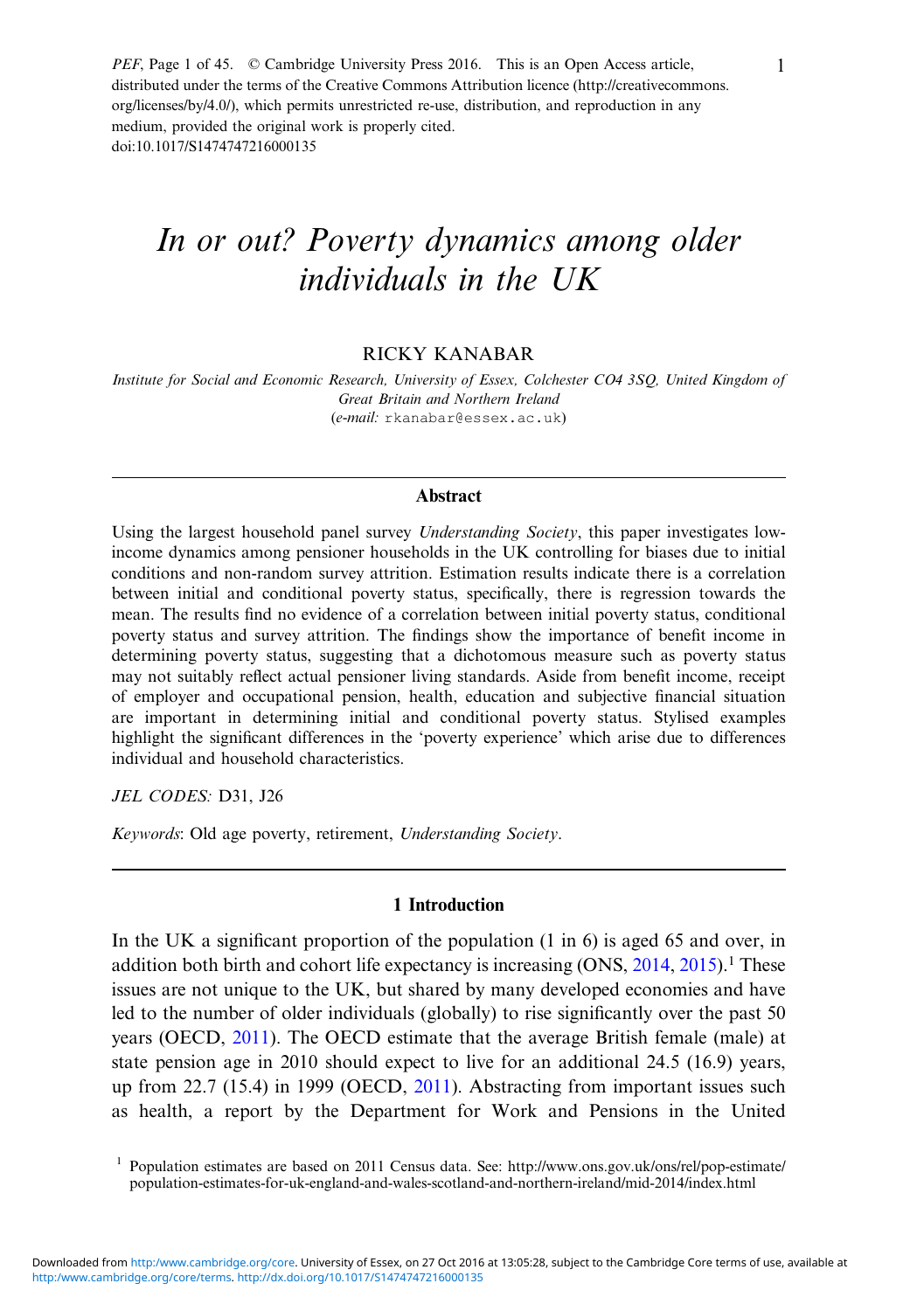PEF, Page 1 of 45. © Cambridge University Press 2016. This is an Open Access article, distributed under the terms of the Creative Commons Attribution licence (http://creativecommons.org/licenses/by/4.0/), which permits unrestricted re-use, distribution, and reproduction in any medium, provided the original work is properly cited.
doi:10.1017/S1474747216000135

# *In or out? Poverty dynamics among older individuals in the UK*

RICKY KANABAR

*Institute for Social and Economic Research, University of Essex, Colchester CO4 3SQ, United Kingdom of Great Britain and Northern Ireland*
(*e-mail:* rkanabar@essex.ac.uk)

## Abstract

Using the largest household panel survey *Understanding Society*, this paper investigates low-income dynamics among pensioner households in the UK controlling for biases due to initial conditions and non-random survey attrition. Estimation results indicate there is a correlation between initial and conditional poverty status, specifically, there is regression towards the mean. The results find no evidence of a correlation between initial poverty status, conditional poverty status and survey attrition. The findings show the importance of benefit income in determining poverty status, suggesting that a dichotomous measure such as poverty status may not suitably reflect actual pensioner living standards. Aside from benefit income, receipt of employer and occupational pension, health, education and subjective financial situation are important in determining initial and conditional poverty status. Stylised examples highlight the significant differences in the 'poverty experience' which arise due to differences individual and household characteristics.

*JEL CODES:* D31, J26

*Keywords*: Old age poverty, retirement, *Understanding Society*.

## 1 Introduction

In the UK a significant proportion of the population (1 in 6) is aged 65 and over, in addition both birth and cohort life expectancy is increasing (ONS, 2014, 2015).[1] These issues are not unique to the UK, but shared by many developed economies and have led to the number of older individuals (globally) to rise significantly over the past 50 years (OECD, 2011). The OECD estimate that the average British female (male) at state pension age in 2010 should expect to live for an additional 24.5 (16.9) years, up from 22.7 (15.4) in 1999 (OECD, 2011). Abstracting from important issues such as health, a report by the Department for Work and Pensions in the United

[1] Population estimates are based on 2011 Census data. See: http://www.ons.gov.uk/ons/rel/pop-estimate/population-estimates-for-uk-england-and-wales-scotland-and-northern-ireland/mid-2014/index.html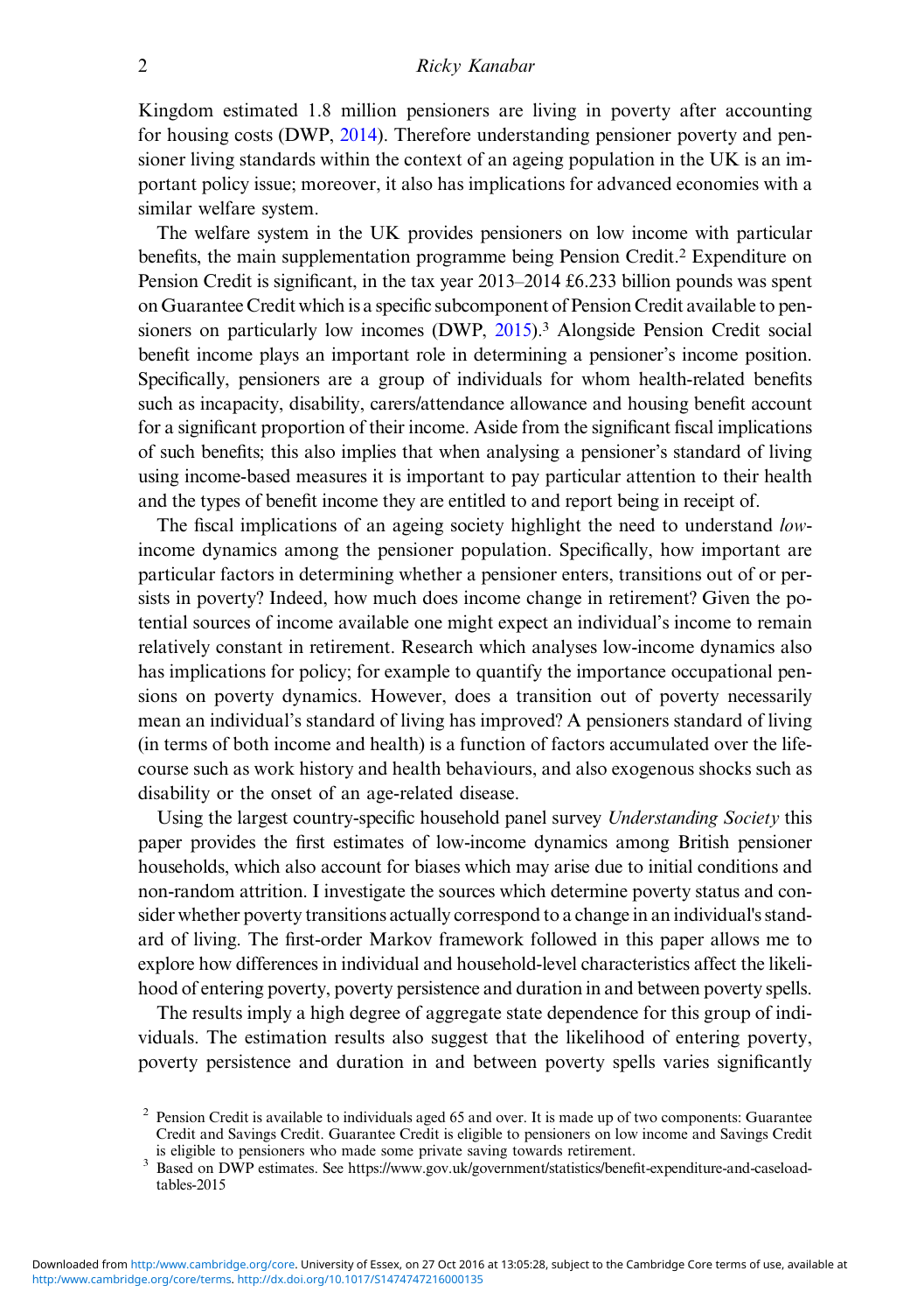Kingdom estimated 1.8 million pensioners are living in poverty after accounting for housing costs (DWP, 2014). Therefore understanding pensioner poverty and pensioner living standards within the context of an ageing population in the UK is an important policy issue; moreover, it also has implications for advanced economies with a similar welfare system.

The welfare system in the UK provides pensioners on low income with particular benefits, the main supplementation programme being Pension Credit.[2] Expenditure on Pension Credit is significant, in the tax year 2013–2014 £6.233 billion pounds was spent on Guarantee Credit which is a specific subcomponent of Pension Credit available to pensioners on particularly low incomes (DWP, 2015).[3] Alongside Pension Credit social benefit income plays an important role in determining a pensioner's income position. Specifically, pensioners are a group of individuals for whom health-related benefits such as incapacity, disability, carers/attendance allowance and housing benefit account for a significant proportion of their income. Aside from the significant fiscal implications of such benefits; this also implies that when analysing a pensioner's standard of living using income-based measures it is important to pay particular attention to their health and the types of benefit income they are entitled to and report being in receipt of.

The fiscal implications of an ageing society highlight the need to understand *low*-income dynamics among the pensioner population. Specifically, how important are particular factors in determining whether a pensioner enters, transitions out of or persists in poverty? Indeed, how much does income change in retirement? Given the potential sources of income available one might expect an individual's income to remain relatively constant in retirement. Research which analyses low-income dynamics also has implications for policy; for example to quantify the importance occupational pensions on poverty dynamics. However, does a transition out of poverty necessarily mean an individual's standard of living has improved? A pensioners standard of living (in terms of both income and health) is a function of factors accumulated over the life-course such as work history and health behaviours, and also exogenous shocks such as disability or the onset of an age-related disease.

Using the largest country-specific household panel survey *Understanding Society* this paper provides the first estimates of low-income dynamics among British pensioner households, which also account for biases which may arise due to initial conditions and non-random attrition. I investigate the sources which determine poverty status and consider whether poverty transitions actually correspond to a change in an individual's standard of living. The first-order Markov framework followed in this paper allows me to explore how differences in individual and household-level characteristics affect the likelihood of entering poverty, poverty persistence and duration in and between poverty spells.

The results imply a high degree of aggregate state dependence for this group of individuals. The estimation results also suggest that the likelihood of entering poverty, poverty persistence and duration in and between poverty spells varies significantly

[2] Pension Credit is available to individuals aged 65 and over. It is made up of two components: Guarantee Credit and Savings Credit. Guarantee Credit is eligible to pensioners on low income and Savings Credit is eligible to pensioners who made some private saving towards retirement.

[3] Based on DWP estimates. See https://www.gov.uk/government/statistics/benefit-expenditure-and-caseload-tables-2015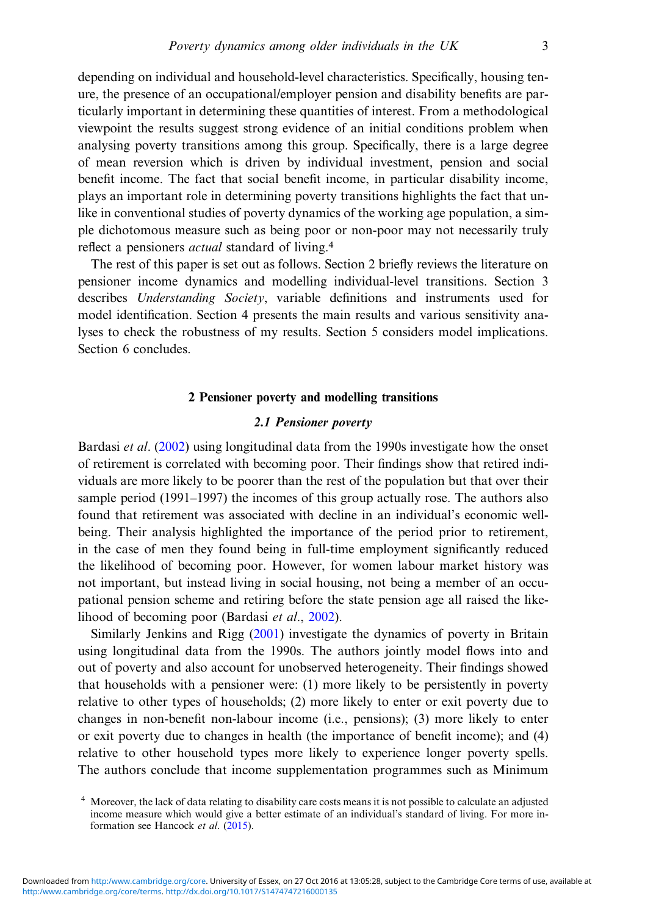depending on individual and household-level characteristics. Specifically, housing tenure, the presence of an occupational/employer pension and disability benefits are particularly important in determining these quantities of interest. From a methodological viewpoint the results suggest strong evidence of an initial conditions problem when analysing poverty transitions among this group. Specifically, there is a large degree of mean reversion which is driven by individual investment, pension and social benefit income. The fact that social benefit income, in particular disability income, plays an important role in determining poverty transitions highlights the fact that unlike in conventional studies of poverty dynamics of the working age population, a simple dichotomous measure such as being poor or non-poor may not necessarily truly reflect a pensioners *actual* standard of living.[4]

The rest of this paper is set out as follows. Section 2 briefly reviews the literature on pensioner income dynamics and modelling individual-level transitions. Section 3 describes *Understanding Society*, variable definitions and instruments used for model identification. Section 4 presents the main results and various sensitivity analyses to check the robustness of my results. Section 5 considers model implications. Section 6 concludes.

## 2 Pensioner poverty and modelling transitions

### 2.1 Pensioner poverty

Bardasi *et al*. (2002) using longitudinal data from the 1990s investigate how the onset of retirement is correlated with becoming poor. Their findings show that retired individuals are more likely to be poorer than the rest of the population but that over their sample period (1991–1997) the incomes of this group actually rose. The authors also found that retirement was associated with decline in an individual's economic well-being. Their analysis highlighted the importance of the period prior to retirement, in the case of men they found being in full-time employment significantly reduced the likelihood of becoming poor. However, for women labour market history was not important, but instead living in social housing, not being a member of an occupational pension scheme and retiring before the state pension age all raised the likelihood of becoming poor (Bardasi *et al*., 2002).

Similarly Jenkins and Rigg (2001) investigate the dynamics of poverty in Britain using longitudinal data from the 1990s. The authors jointly model flows into and out of poverty and also account for unobserved heterogeneity. Their findings showed that households with a pensioner were: (1) more likely to be persistently in poverty relative to other types of households; (2) more likely to enter or exit poverty due to changes in non-benefit non-labour income (i.e., pensions); (3) more likely to enter or exit poverty due to changes in health (the importance of benefit income); and (4) relative to other household types more likely to experience longer poverty spells. The authors conclude that income supplementation programmes such as Minimum

[4] Moreover, the lack of data relating to disability care costs means it is not possible to calculate an adjusted income measure which would give a better estimate of an individual's standard of living. For more information see Hancock *et al*. (2015).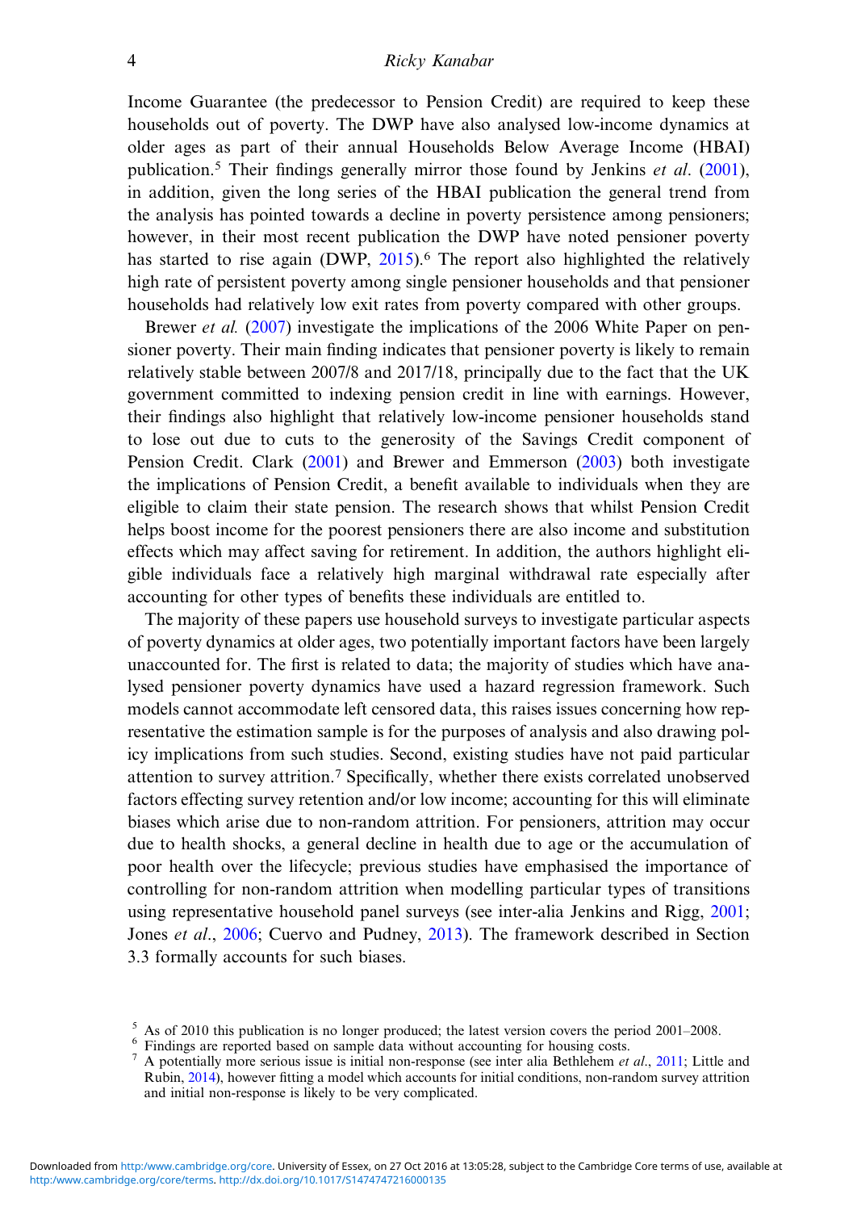Income Guarantee (the predecessor to Pension Credit) are required to keep these households out of poverty. The DWP have also analysed low-income dynamics at older ages as part of their annual Households Below Average Income (HBAI) publication.[5] Their findings generally mirror those found by Jenkins *et al*. (2001), in addition, given the long series of the HBAI publication the general trend from the analysis has pointed towards a decline in poverty persistence among pensioners; however, in their most recent publication the DWP have noted pensioner poverty has started to rise again (DWP, 2015).[6] The report also highlighted the relatively high rate of persistent poverty among single pensioner households and that pensioner households had relatively low exit rates from poverty compared with other groups.

Brewer *et al.* (2007) investigate the implications of the 2006 White Paper on pensioner poverty. Their main finding indicates that pensioner poverty is likely to remain relatively stable between 2007/8 and 2017/18, principally due to the fact that the UK government committed to indexing pension credit in line with earnings. However, their findings also highlight that relatively low-income pensioner households stand to lose out due to cuts to the generosity of the Savings Credit component of Pension Credit. Clark (2001) and Brewer and Emmerson (2003) both investigate the implications of Pension Credit, a benefit available to individuals when they are eligible to claim their state pension. The research shows that whilst Pension Credit helps boost income for the poorest pensioners there are also income and substitution effects which may affect saving for retirement. In addition, the authors highlight eligible individuals face a relatively high marginal withdrawal rate especially after accounting for other types of benefits these individuals are entitled to.

The majority of these papers use household surveys to investigate particular aspects of poverty dynamics at older ages, two potentially important factors have been largely unaccounted for. The first is related to data; the majority of studies which have analysed pensioner poverty dynamics have used a hazard regression framework. Such models cannot accommodate left censored data, this raises issues concerning how representative the estimation sample is for the purposes of analysis and also drawing policy implications from such studies. Second, existing studies have not paid particular attention to survey attrition.[7] Specifically, whether there exists correlated unobserved factors effecting survey retention and/or low income; accounting for this will eliminate biases which arise due to non-random attrition. For pensioners, attrition may occur due to health shocks, a general decline in health due to age or the accumulation of poor health over the lifecycle; previous studies have emphasised the importance of controlling for non-random attrition when modelling particular types of transitions using representative household panel surveys (see inter-alia Jenkins and Rigg, 2001; Jones *et al*., 2006; Cuervo and Pudney, 2013). The framework described in Section 3.3 formally accounts for such biases.

[5] As of 2010 this publication is no longer produced; the latest version covers the period 2001–2008.

[6] Findings are reported based on sample data without accounting for housing costs.

[7] A potentially more serious issue is initial non-response (see inter alia Bethlehem *et al*., 2011; Little and Rubin, 2014), however fitting a model which accounts for initial conditions, non-random survey attrition and initial non-response is likely to be very complicated.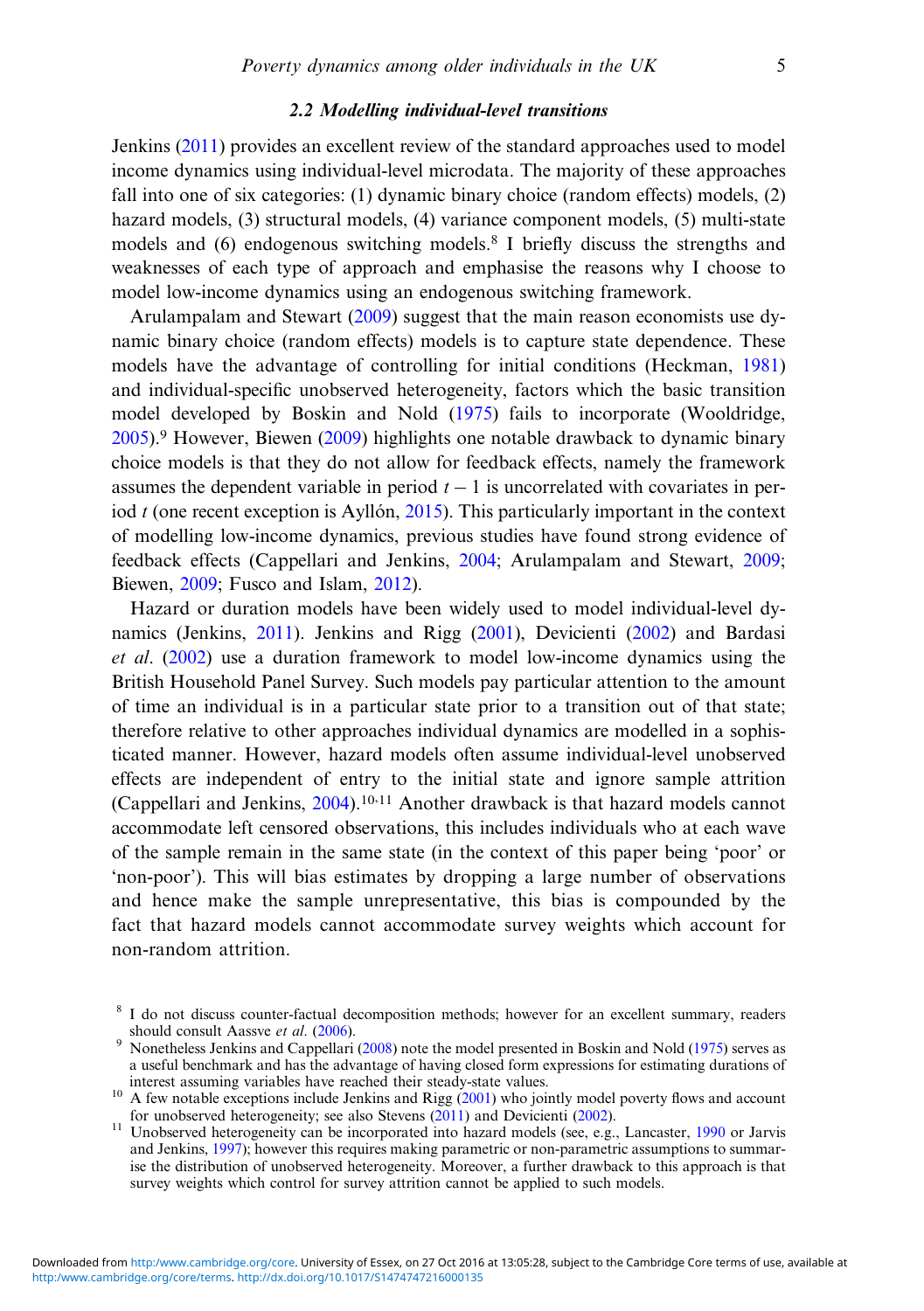### 2.2 Modelling individual-level transitions

Jenkins (2011) provides an excellent review of the standard approaches used to model income dynamics using individual-level microdata. The majority of these approaches fall into one of six categories: (1) dynamic binary choice (random effects) models, (2) hazard models, (3) structural models, (4) variance component models, (5) multi-state models and (6) endogenous switching models.[8] I briefly discuss the strengths and weaknesses of each type of approach and emphasise the reasons why I choose to model low-income dynamics using an endogenous switching framework.

Arulampalam and Stewart (2009) suggest that the main reason economists use dynamic binary choice (random effects) models is to capture state dependence. These models have the advantage of controlling for initial conditions (Heckman, 1981) and individual-specific unobserved heterogeneity, factors which the basic transition model developed by Boskin and Nold (1975) fails to incorporate (Wooldridge, 2005).[9] However, Biewen (2009) highlights one notable drawback to dynamic binary choice models is that they do not allow for feedback effects, namely the framework assumes the dependent variable in period $t-1$ is uncorrelated with covariates in period $t$ (one recent exception is Ayllón, 2015). This particularly important in the context of modelling low-income dynamics, previous studies have found strong evidence of feedback effects (Cappellari and Jenkins, 2004; Arulampalam and Stewart, 2009; Biewen, 2009; Fusco and Islam, 2012).

Hazard or duration models have been widely used to model individual-level dynamics (Jenkins, 2011). Jenkins and Rigg (2001), Devicienti (2002) and Bardasi *et al*. (2002) use a duration framework to model low-income dynamics using the British Household Panel Survey. Such models pay particular attention to the amount of time an individual is in a particular state prior to a transition out of that state; therefore relative to other approaches individual dynamics are modelled in a sophisticated manner. However, hazard models often assume individual-level unobserved effects are independent of entry to the initial state and ignore sample attrition (Cappellari and Jenkins, 2004).[10,11] Another drawback is that hazard models cannot accommodate left censored observations, this includes individuals who at each wave of the sample remain in the same state (in the context of this paper being 'poor' or 'non-poor'). This will bias estimates by dropping a large number of observations and hence make the sample unrepresentative, this bias is compounded by the fact that hazard models cannot accommodate survey weights which account for non-random attrition.

[8] I do not discuss counter-factual decomposition methods; however for an excellent summary, readers should consult Aassve *et al*. (2006).

[9] Nonetheless Jenkins and Cappellari (2008) note the model presented in Boskin and Nold (1975) serves as a useful benchmark and has the advantage of having closed form expressions for estimating durations of interest assuming variables have reached their steady-state values.

[10] A few notable exceptions include Jenkins and Rigg (2001) who jointly model poverty flows and account for unobserved heterogeneity; see also Stevens (2011) and Devicienti (2002).

[11] Unobserved heterogeneity can be incorporated into hazard models (see, e.g., Lancaster, 1990 or Jarvis and Jenkins, 1997); however this requires making parametric or non-parametric assumptions to summarise the distribution of unobserved heterogeneity. Moreover, a further drawback to this approach is that survey weights which control for survey attrition cannot be applied to such models.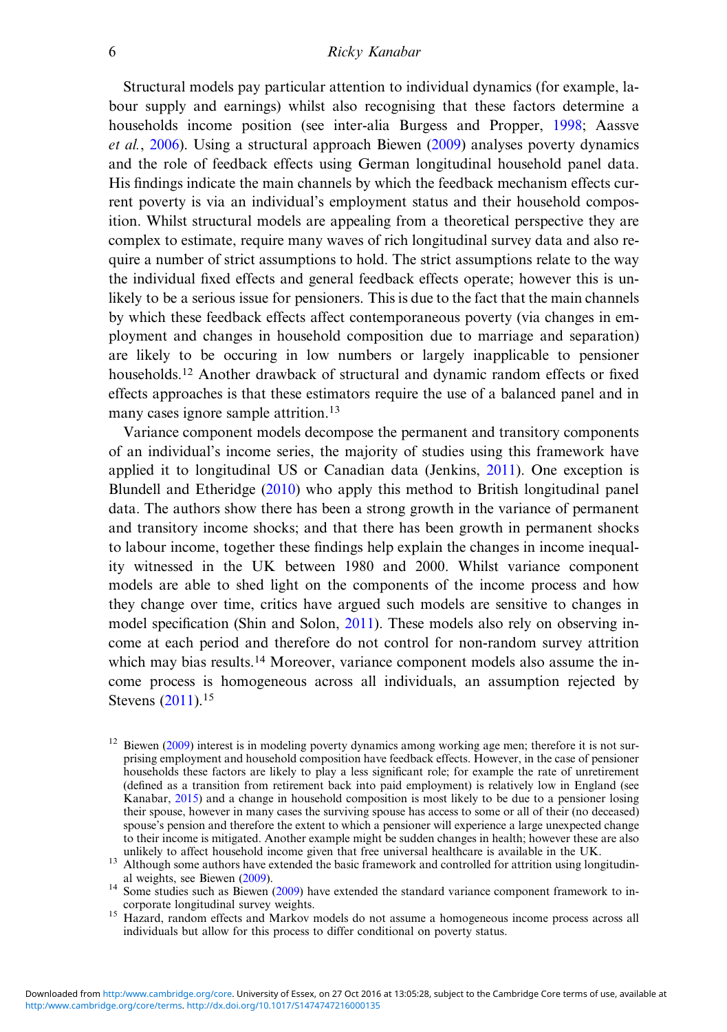Structural models pay particular attention to individual dynamics (for example, labour supply and earnings) whilst also recognising that these factors determine a households income position (see inter-alia Burgess and Propper, 1998; Aassve *et al.*, 2006). Using a structural approach Biewen (2009) analyses poverty dynamics and the role of feedback effects using German longitudinal household panel data. His findings indicate the main channels by which the feedback mechanism effects current poverty is via an individual's employment status and their household composition. Whilst structural models are appealing from a theoretical perspective they are complex to estimate, require many waves of rich longitudinal survey data and also require a number of strict assumptions to hold. The strict assumptions relate to the way the individual fixed effects and general feedback effects operate; however this is unlikely to be a serious issue for pensioners. This is due to the fact that the main channels by which these feedback effects affect contemporaneous poverty (via changes in employment and changes in household composition due to marriage and separation) are likely to be occuring in low numbers or largely inapplicable to pensioner households.[12] Another drawback of structural and dynamic random effects or fixed effects approaches is that these estimators require the use of a balanced panel and in many cases ignore sample attrition.[13]

Variance component models decompose the permanent and transitory components of an individual's income series, the majority of studies using this framework have applied it to longitudinal US or Canadian data (Jenkins, 2011). One exception is Blundell and Etheridge (2010) who apply this method to British longitudinal panel data. The authors show there has been a strong growth in the variance of permanent and transitory income shocks; and that there has been growth in permanent shocks to labour income, together these findings help explain the changes in income inequality witnessed in the UK between 1980 and 2000. Whilst variance component models are able to shed light on the components of the income process and how they change over time, critics have argued such models are sensitive to changes in model specification (Shin and Solon, 2011). These models also rely on observing income at each period and therefore do not control for non-random survey attrition which may bias results.[14] Moreover, variance component models also assume the income process is homogeneous across all individuals, an assumption rejected by Stevens (2011).[15]

[12] Biewen (2009) interest is in modeling poverty dynamics among working age men; therefore it is not surprising employment and household composition have feedback effects. However, in the case of pensioner households these factors are likely to play a less significant role; for example the rate of unretirement (defined as a transition from retirement back into paid employment) is relatively low in England (see Kanabar, 2015) and a change in household composition is most likely to be due to a pensioner losing their spouse, however in many cases the surviving spouse has access to some or all of their (no deceased) spouse's pension and therefore the extent to which a pensioner will experience a large unexpected change to their income is mitigated. Another example might be sudden changes in health; however these are also unlikely to affect household income given that free universal healthcare is available in the UK.

[13] Although some authors have extended the basic framework and controlled for attrition using longitudinal weights, see Biewen (2009).

[14] Some studies such as Biewen (2009) have extended the standard variance component framework to incorporate longitudinal survey weights.

[15] Hazard, random effects and Markov models do not assume a homogeneous income process across all individuals but allow for this process to differ conditional on poverty status.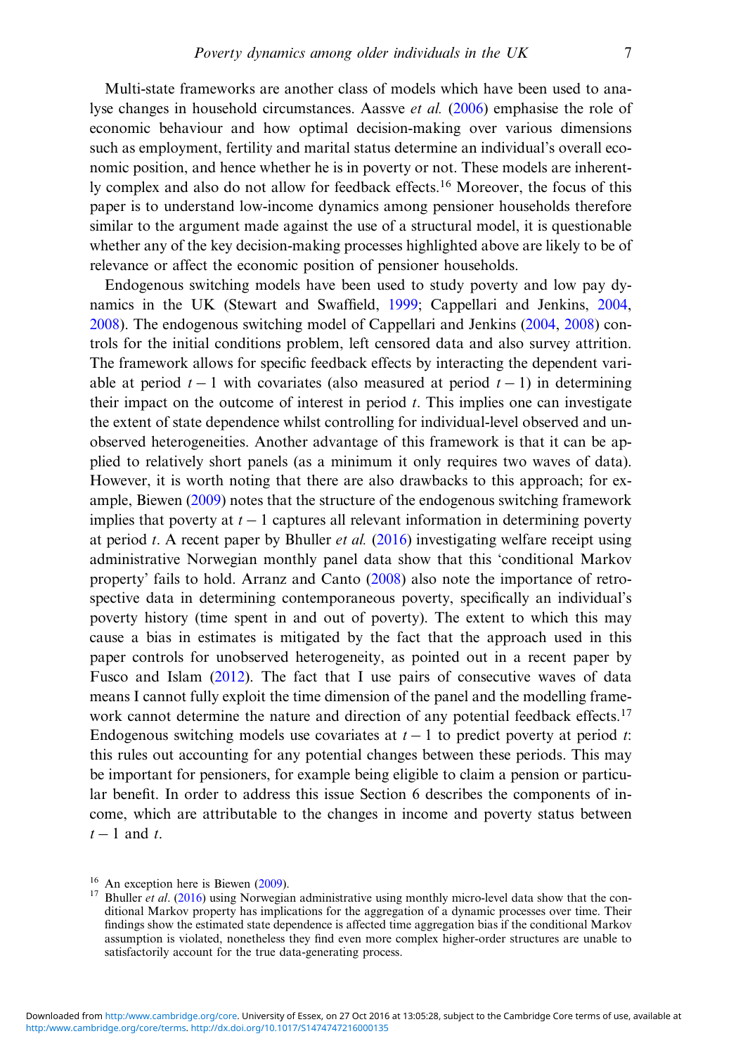Multi-state frameworks are another class of models which have been used to analyse changes in household circumstances. Aassve *et al.* (2006) emphasise the role of economic behaviour and how optimal decision-making over various dimensions such as employment, fertility and marital status determine an individual's overall economic position, and hence whether he is in poverty or not. These models are inherently complex and also do not allow for feedback effects.[16] Moreover, the focus of this paper is to understand low-income dynamics among pensioner households therefore similar to the argument made against the use of a structural model, it is questionable whether any of the key decision-making processes highlighted above are likely to be of relevance or affect the economic position of pensioner households.

Endogenous switching models have been used to study poverty and low pay dynamics in the UK (Stewart and Swaffield, 1999; Cappellari and Jenkins, 2004, 2008). The endogenous switching model of Cappellari and Jenkins (2004, 2008) controls for the initial conditions problem, left censored data and also survey attrition. The framework allows for specific feedback effects by interacting the dependent variable at period $t-1$ with covariates (also measured at period $t-1$) in determining their impact on the outcome of interest in period $t$. This implies one can investigate the extent of state dependence whilst controlling for individual-level observed and unobserved heterogeneities. Another advantage of this framework is that it can be applied to relatively short panels (as a minimum it only requires two waves of data). However, it is worth noting that there are also drawbacks to this approach; for example, Biewen (2009) notes that the structure of the endogenous switching framework implies that poverty at $t-1$ captures all relevant information in determining poverty at period $t$. A recent paper by Bhuller *et al.* (2016) investigating welfare receipt using administrative Norwegian monthly panel data show that this 'conditional Markov property' fails to hold. Arranz and Canto (2008) also note the importance of retrospective data in determining contemporaneous poverty, specifically an individual's poverty history (time spent in and out of poverty). The extent to which this may cause a bias in estimates is mitigated by the fact that the approach used in this paper controls for unobserved heterogeneity, as pointed out in a recent paper by Fusco and Islam (2012). The fact that I use pairs of consecutive waves of data means I cannot fully exploit the time dimension of the panel and the modelling framework cannot determine the nature and direction of any potential feedback effects.[17] Endogenous switching models use covariates at $t-1$ to predict poverty at period $t$: this rules out accounting for any potential changes between these periods. This may be important for pensioners, for example being eligible to claim a pension or particular benefit. In order to address this issue Section 6 describes the components of income, which are attributable to the changes in income and poverty status between $t-1$ and $t$.

[16] An exception here is Biewen (2009).

[17] Bhuller *et al*. (2016) using Norwegian administrative using monthly micro-level data show that the conditional Markov property has implications for the aggregation of a dynamic processes over time. Their findings show the estimated state dependence is affected time aggregation bias if the conditional Markov assumption is violated, nonetheless they find even more complex higher-order structures are unable to satisfactorily account for the true data-generating process.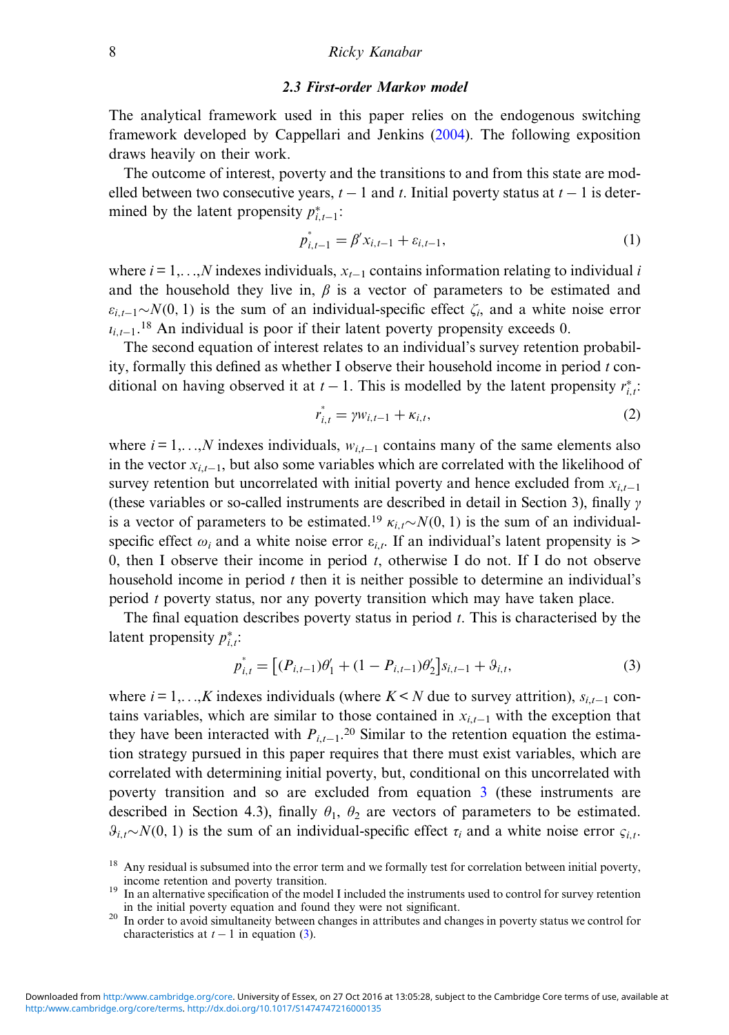### 2.3 First-order Markov model

The analytical framework used in this paper relies on the endogenous switching framework developed by Cappellari and Jenkins (2004). The following exposition draws heavily on their work.

The outcome of interest, poverty and the transitions to and from this state are modelled between two consecutive years, $t-1$ and $t$. Initial poverty status at $t-1$ is determined by the latent propensity $p^*_{i,t-1}$:

$$p^*_{i,t-1} = \beta' x_{i,t-1} + \varepsilon_{i,t-1}, \tag{1}$$

where $i = 1,\ldots,N$ indexes individuals, $x_{t-1}$ contains information relating to individual $i$ and the household they live in, $\beta$ is a vector of parameters to be estimated and $\varepsilon_{i,t-1} \sim N(0,1)$ is the sum of an individual-specific effect $\zeta_i$, and a white noise error $\iota_{i,t-1}$.[18] An individual is poor if their latent poverty propensity exceeds 0.

The second equation of interest relates to an individual's survey retention probability, formally this defined as whether I observe their household income in period $t$ conditional on having observed it at $t-1$. This is modelled by the latent propensity $r^*_{i,t}$:

$$r^*_{i,t} = \gamma w_{i,t-1} + \kappa_{i,t}, \tag{2}$$

where $i = 1,\ldots,N$ indexes individuals, $w_{i,t-1}$ contains many of the same elements also in the vector $x_{i,t-1}$, but also some variables which are correlated with the likelihood of survey retention but uncorrelated with initial poverty and hence excluded from $x_{i,t-1}$ (these variables or so-called instruments are described in detail in Section 3), finally $\gamma$ is a vector of parameters to be estimated.[19] $\kappa_{i,t} \sim N(0,1)$ is the sum of an individual-specific effect $\omega_i$ and a white noise error $\varepsilon_{i,t}$. If an individual's latent propensity is > 0, then I observe their income in period $t$, otherwise I do not. If I do not observe household income in period $t$ then it is neither possible to determine an individual's period $t$ poverty status, nor any poverty transition which may have taken place.

The final equation describes poverty status in period $t$. This is characterised by the latent propensity $p^*_{i,t}$:

$$p^*_{i,t} = \left[(P_{i,t-1})\theta_1' + (1 - P_{i,t-1})\theta_2'\right] s_{i,t-1} + \vartheta_{i,t}, \tag{3}$$

where $i = 1,\ldots,K$ indexes individuals (where $K < N$ due to survey attrition), $s_{i,t-1}$ contains variables, which are similar to those contained in $x_{i,t-1}$ with the exception that they have been interacted with $P_{i,t-1}$.[20] Similar to the retention equation the estimation strategy pursued in this paper requires that there must exist variables, which are correlated with determining initial poverty, but, conditional on this uncorrelated with poverty transition and so are excluded from equation 3 (these instruments are described in Section 4.3), finally $\theta_1$, $\theta_2$ are vectors of parameters to be estimated. $\vartheta_{i,t} \sim N(0,1)$ is the sum of an individual-specific effect $\tau_i$ and a white noise error $\varsigma_{i,t}$.

[18] Any residual is subsumed into the error term and we formally test for correlation between initial poverty, income retention and poverty transition.

[19] In an alternative specification of the model I included the instruments used to control for survey retention in the initial poverty equation and found they were not significant.

[20] In order to avoid simultaneity between changes in attributes and changes in poverty status we control for characteristics at $t-1$ in equation (3).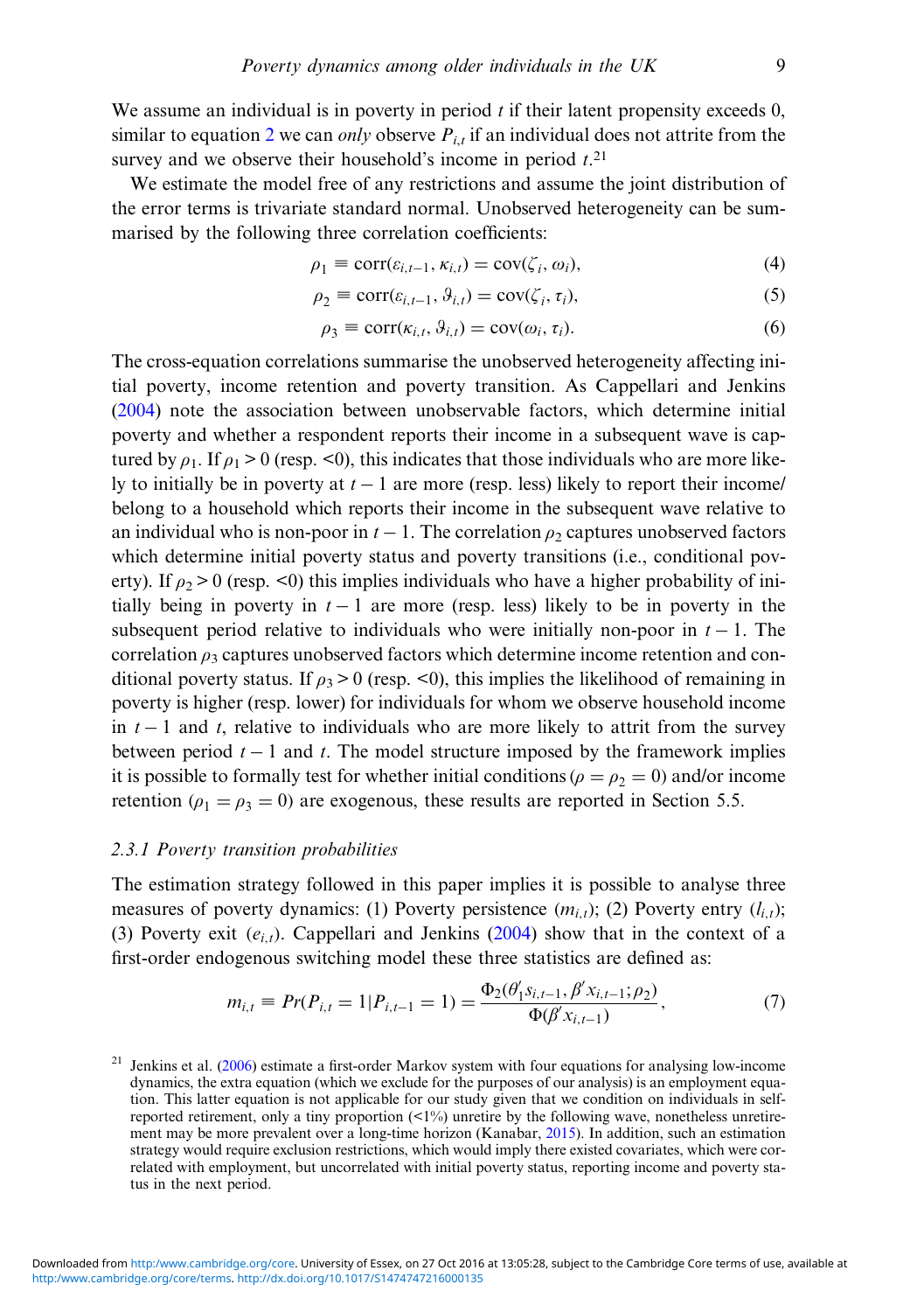We assume an individual is in poverty in period $t$ if their latent propensity exceeds 0, similar to equation 2 we can *only* observe $P_{i,t}$ if an individual does not attrite from the survey and we observe their household's income in period $t$.[21]

We estimate the model free of any restrictions and assume the joint distribution of the error terms is trivariate standard normal. Unobserved heterogeneity can be summarised by the following three correlation coefficients:

$$\rho_1 \equiv \text{corr}(\varepsilon_{i,t-1}, \kappa_{i,t}) = \text{cov}(\zeta_i, \omega_i), \tag{4}$$

$$\rho_2 \equiv \text{corr}(\varepsilon_{i,t-1}, \vartheta_{i,t}) = \text{cov}(\zeta_i, \tau_i), \tag{5}$$

$$\rho_3 \equiv \text{corr}(\kappa_{i,t}, \vartheta_{i,t}) = \text{cov}(\omega_i, \tau_i). \tag{6}$$

The cross-equation correlations summarise the unobserved heterogeneity affecting initial poverty, income retention and poverty transition. As Cappellari and Jenkins (2004) note the association between unobservable factors, which determine initial poverty and whether a respondent reports their income in a subsequent wave is captured by $\rho_1$. If $\rho_1 > 0$ (resp. <0), this indicates that those individuals who are more likely to initially be in poverty at $t-1$ are more (resp. less) likely to report their income/belong to a household which reports their income in the subsequent wave relative to an individual who is non-poor in $t-1$. The correlation $\rho_2$ captures unobserved factors which determine initial poverty status and poverty transitions (i.e., conditional poverty). If $\rho_2 > 0$ (resp. <0) this implies individuals who have a higher probability of initially being in poverty in $t-1$ are more (resp. less) likely to be in poverty in the subsequent period relative to individuals who were initially non-poor in $t-1$. The correlation $\rho_3$ captures unobserved factors which determine income retention and conditional poverty status. If $\rho_3 > 0$ (resp. <0), this implies the likelihood of remaining in poverty is higher (resp. lower) for individuals for whom we observe household income in $t-1$ and $t$, relative to individuals who are more likely to attrit from the survey between period $t-1$ and $t$. The model structure imposed by the framework implies it is possible to formally test for whether initial conditions ($\rho = \rho_2 = 0$) and/or income retention ($\rho_1 = \rho_3 = 0$) are exogenous, these results are reported in Section 5.5.

### 2.3.1 Poverty transition probabilities

The estimation strategy followed in this paper implies it is possible to analyse three measures of poverty dynamics: (1) Poverty persistence ($m_{i,t}$); (2) Poverty entry ($l_{i,t}$); (3) Poverty exit ($e_{i,t}$). Cappellari and Jenkins (2004) show that in the context of a first-order endogenous switching model these three statistics are defined as:

$$m_{i,t} \equiv Pr(P_{i,t} = 1 | P_{i,t-1} = 1) = \frac{\Phi_2(\theta_1' s_{i,t-1}, \beta' x_{i,t-1}; \rho_2)}{\Phi(\beta' x_{i,t-1})}, \tag{7}$$

[21] Jenkins et al. (2006) estimate a first-order Markov system with four equations for analysing low-income dynamics, the extra equation (which we exclude for the purposes of our analysis) is an employment equation. This latter equation is not applicable for our study given that we condition on individuals in self-reported retirement, only a tiny proportion (<1%) unretire by the following wave, nonetheless unretirement may be more prevalent over a long-time horizon (Kanabar, 2015). In addition, such an estimation strategy would require exclusion restrictions, which would imply there existed covariates, which were correlated with employment, but uncorrelated with initial poverty status, reporting income and poverty status in the next period.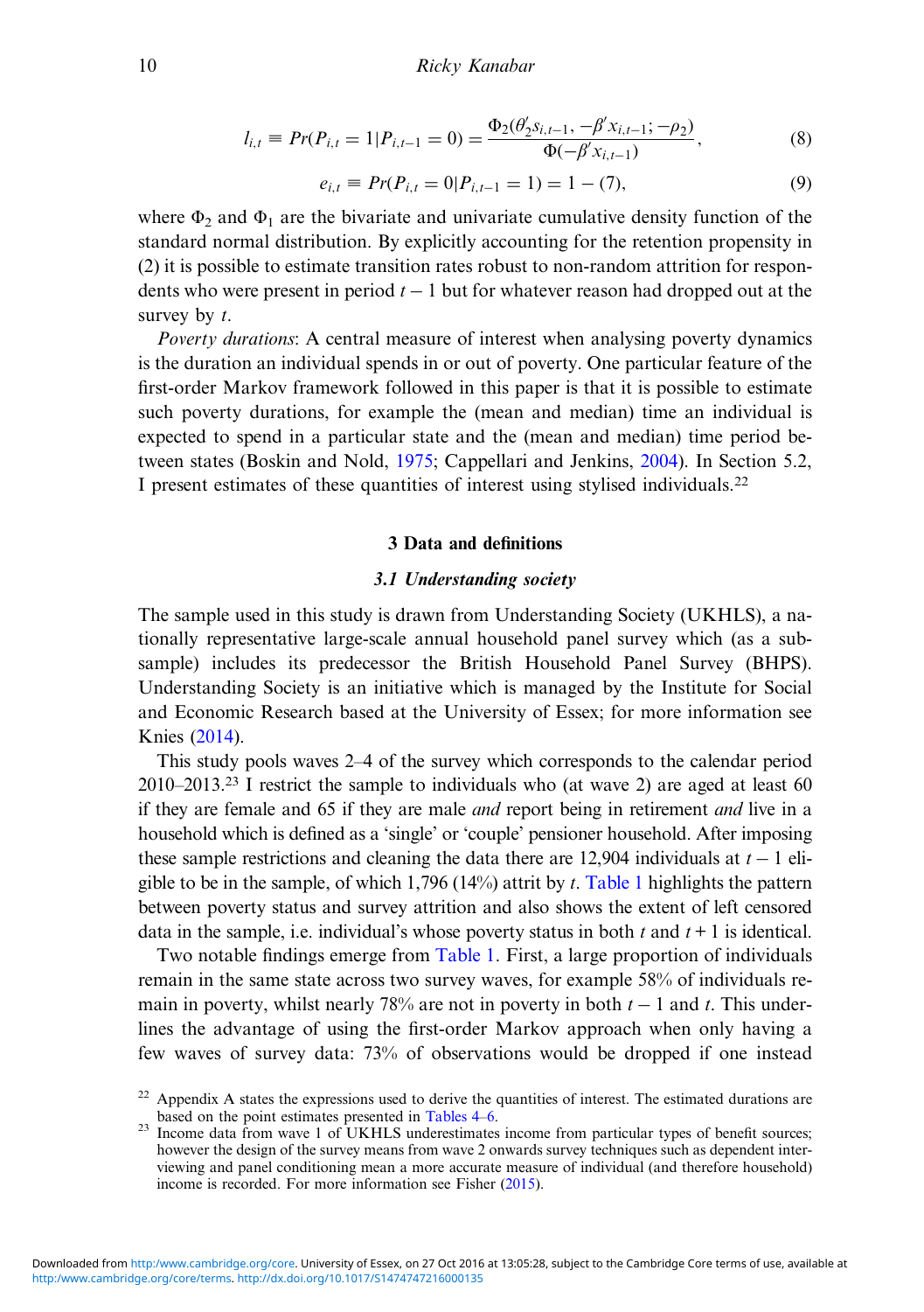$$l_{i,t} \equiv Pr(P_{i,t} = 1 | P_{i,t-1} = 0) = \frac{\Phi_2(\theta_2' s_{i,t-1}, -\beta' x_{i,t-1}; -\rho_2)}{\Phi(-\beta' x_{i,t-1})}, \tag{8}$$

$$e_{i,t} \equiv Pr(P_{i,t} = 0 | P_{i,t-1} = 1) = 1 - (7), \tag{9}$$

where $\Phi_2$ and $\Phi_1$ are the bivariate and univariate cumulative density function of the standard normal distribution. By explicitly accounting for the retention propensity in (2) it is possible to estimate transition rates robust to non-random attrition for respondents who were present in period $t-1$ but for whatever reason had dropped out at the survey by $t$.

*Poverty durations*: A central measure of interest when analysing poverty dynamics is the duration an individual spends in or out of poverty. One particular feature of the first-order Markov framework followed in this paper is that it is possible to estimate such poverty durations, for example the (mean and median) time an individual is expected to spend in a particular state and the (mean and median) time period between states (Boskin and Nold, 1975; Cappellari and Jenkins, 2004). In Section 5.2, I present estimates of these quantities of interest using stylised individuals.[22]

## 3 Data and definitions

### *3.1 Understanding society*

The sample used in this study is drawn from Understanding Society (UKHLS), a nationally representative large-scale annual household panel survey which (as a subsample) includes its predecessor the British Household Panel Survey (BHPS). Understanding Society is an initiative which is managed by the Institute for Social and Economic Research based at the University of Essex; for more information see Knies (2014).

This study pools waves 2–4 of the survey which corresponds to the calendar period 2010–2013.[23] I restrict the sample to individuals who (at wave 2) are aged at least 60 if they are female and 65 if they are male *and* report being in retirement *and* live in a household which is defined as a 'single' or 'couple' pensioner household. After imposing these sample restrictions and cleaning the data there are 12,904 individuals at $t-1$ eligible to be in the sample, of which 1,796 (14%) attrit by $t$. Table 1 highlights the pattern between poverty status and survey attrition and also shows the extent of left censored data in the sample, i.e. individual's whose poverty status in both $t$ and $t+1$ is identical.

Two notable findings emerge from Table 1. First, a large proportion of individuals remain in the same state across two survey waves, for example 58% of individuals remain in poverty, whilst nearly 78% are not in poverty in both $t-1$ and $t$. This underlines the advantage of using the first-order Markov approach when only having a few waves of survey data: 73% of observations would be dropped if one instead

[22] Appendix A states the expressions used to derive the quantities of interest. The estimated durations are based on the point estimates presented in Tables 4–6.

[23] Income data from wave 1 of UKHLS underestimates income from particular types of benefit sources; however the design of the survey means from wave 2 onwards survey techniques such as dependent interviewing and panel conditioning mean a more accurate measure of individual (and therefore household) income is recorded. For more information see Fisher (2015).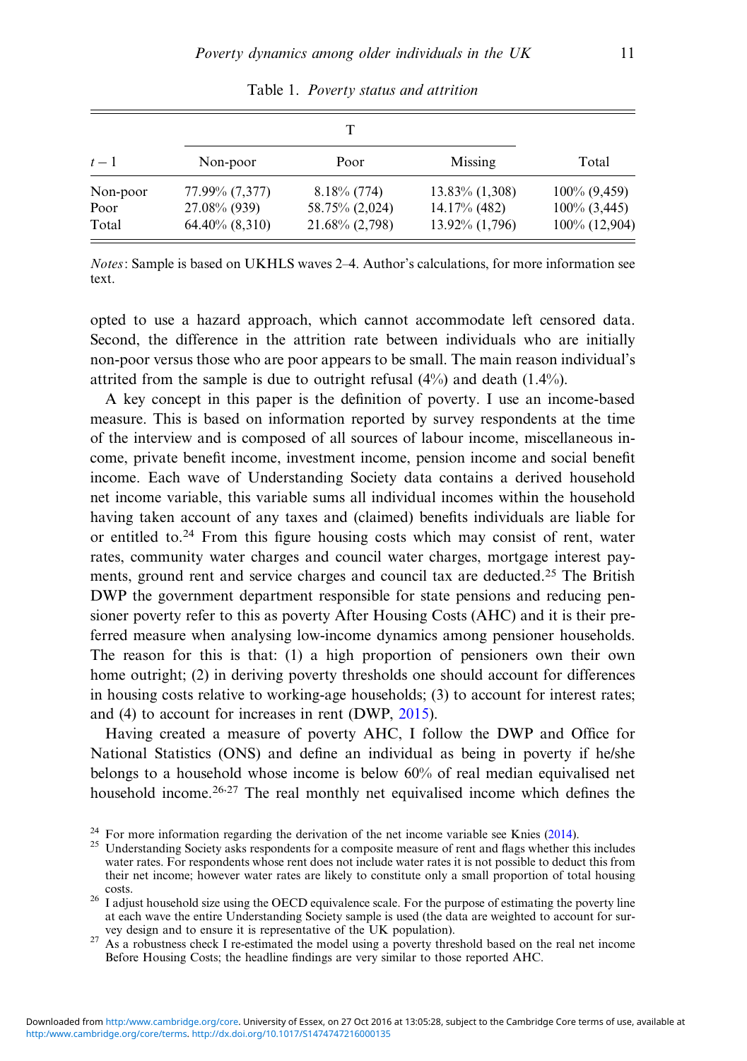Table 1. *Poverty status and attrition*

| $t-1$ | T | | | Total |
|---|---|---|---|---|
| | Non-poor | Poor | Missing | |
| Non-poor | 77.99% (7,377) | 8.18% (774) | 13.83% (1,308) | 100% (9,459) |
| Poor | 27.08% (939) | 58.75% (2,024) | 14.17% (482) | 100% (3,445) |
| Total | 64.40% (8,310) | 21.68% (2,798) | 13.92% (1,796) | 100% (12,904) |

*Notes*: Sample is based on UKHLS waves 2–4. Author's calculations, for more information see text.

opted to use a hazard approach, which cannot accommodate left censored data. Second, the difference in the attrition rate between individuals who are initially non-poor versus those who are poor appears to be small. The main reason individual's attrited from the sample is due to outright refusal (4%) and death (1.4%).

A key concept in this paper is the definition of poverty. I use an income-based measure. This is based on information reported by survey respondents at the time of the interview and is composed of all sources of labour income, miscellaneous income, private benefit income, investment income, pension income and social benefit income. Each wave of Understanding Society data contains a derived household net income variable, this variable sums all individual incomes within the household having taken account of any taxes and (claimed) benefits individuals are liable for or entitled to.[24] From this figure housing costs which may consist of rent, water rates, community water charges and council water charges, mortgage interest payments, ground rent and service charges and council tax are deducted.[25] The British DWP the government department responsible for state pensions and reducing pensioner poverty refer to this as poverty After Housing Costs (AHC) and it is their preferred measure when analysing low-income dynamics among pensioner households. The reason for this is that: (1) a high proportion of pensioners own their own home outright; (2) in deriving poverty thresholds one should account for differences in housing costs relative to working-age households; (3) to account for interest rates; and (4) to account for increases in rent (DWP, 2015).

Having created a measure of poverty AHC, I follow the DWP and Office for National Statistics (ONS) and define an individual as being in poverty if he/she belongs to a household whose income is below 60% of real median equivalised net household income.[26,27] The real monthly net equivalised income which defines the

[24] For more information regarding the derivation of the net income variable see Knies (2014).

[25] Understanding Society asks respondents for a composite measure of rent and flags whether this includes water rates. For respondents whose rent does not include water rates it is not possible to deduct this from their net income; however water rates are likely to constitute only a small proportion of total housing costs.

[26] I adjust household size using the OECD equivalence scale. For the purpose of estimating the poverty line at each wave the entire Understanding Society sample is used (the data are weighted to account for survey design and to ensure it is representative of the UK population).

[27] As a robustness check I re-estimated the model using a poverty threshold based on the real net income Before Housing Costs; the headline findings are very similar to those reported AHC.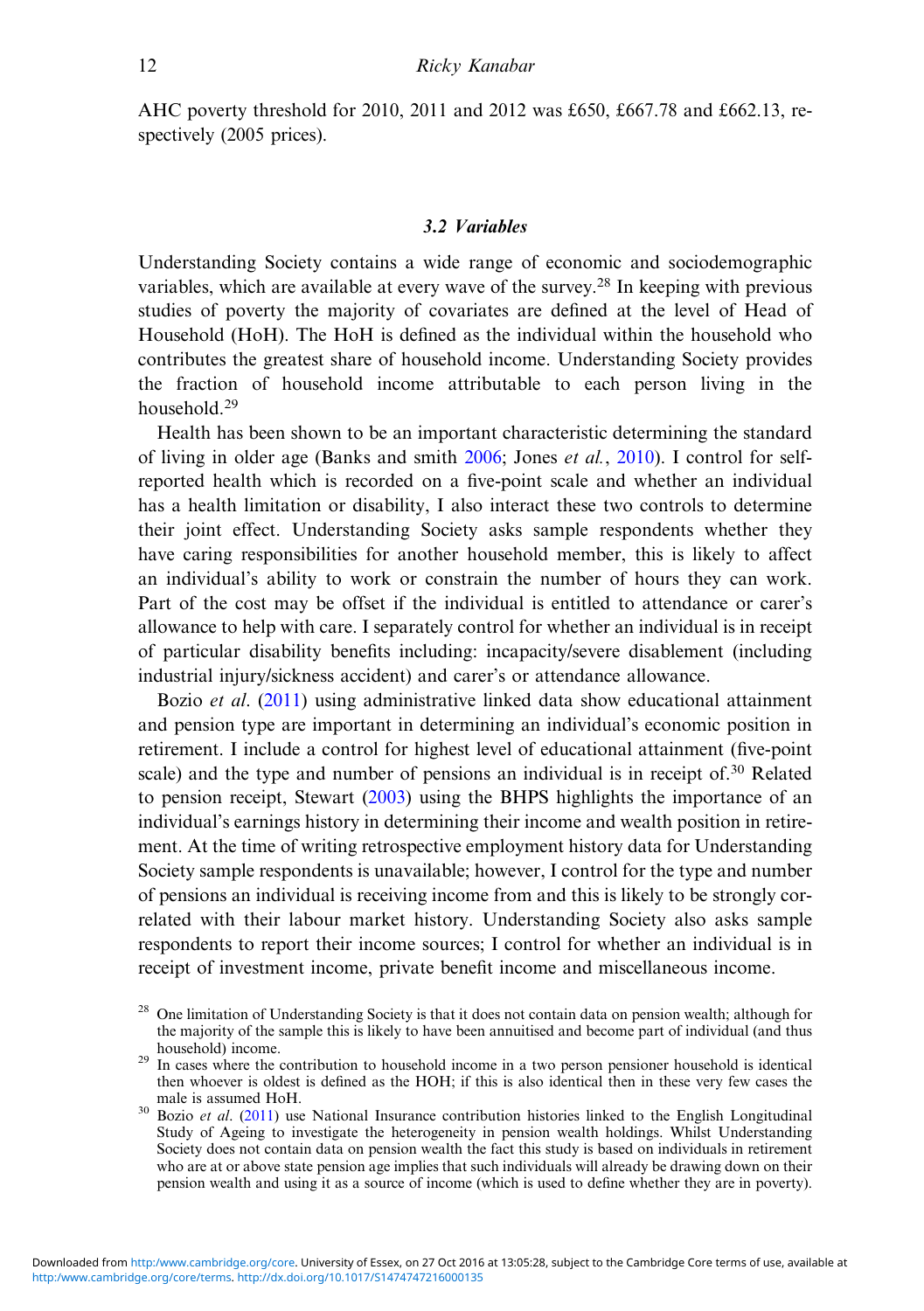AHC poverty threshold for 2010, 2011 and 2012 was £650, £667.78 and £662.13, respectively (2005 prices).

### *3.2 Variables*

Understanding Society contains a wide range of economic and sociodemographic variables, which are available at every wave of the survey.[28] In keeping with previous studies of poverty the majority of covariates are defined at the level of Head of Household (HoH). The HoH is defined as the individual within the household who contributes the greatest share of household income. Understanding Society provides the fraction of household income attributable to each person living in the household.[29]

Health has been shown to be an important characteristic determining the standard of living in older age (Banks and smith 2006; Jones *et al.*, 2010). I control for self-reported health which is recorded on a five-point scale and whether an individual has a health limitation or disability, I also interact these two controls to determine their joint effect. Understanding Society asks sample respondents whether they have caring responsibilities for another household member, this is likely to affect an individual's ability to work or constrain the number of hours they can work. Part of the cost may be offset if the individual is entitled to attendance or carer's allowance to help with care. I separately control for whether an individual is in receipt of particular disability benefits including: incapacity/severe disablement (including industrial injury/sickness accident) and carer's or attendance allowance.

Bozio *et al*. (2011) using administrative linked data show educational attainment and pension type are important in determining an individual's economic position in retirement. I include a control for highest level of educational attainment (five-point scale) and the type and number of pensions an individual is in receipt of.[30] Related to pension receipt, Stewart (2003) using the BHPS highlights the importance of an individual's earnings history in determining their income and wealth position in retirement. At the time of writing retrospective employment history data for Understanding Society sample respondents is unavailable; however, I control for the type and number of pensions an individual is receiving income from and this is likely to be strongly correlated with their labour market history. Understanding Society also asks sample respondents to report their income sources; I control for whether an individual is in receipt of investment income, private benefit income and miscellaneous income.

[28] One limitation of Understanding Society is that it does not contain data on pension wealth; although for the majority of the sample this is likely to have been annuitised and become part of individual (and thus household) income.

[29] In cases where the contribution to household income in a two person pensioner household is identical then whoever is oldest is defined as the HOH; if this is also identical then in these very few cases the male is assumed HoH.

[30] Bozio *et al*. (2011) use National Insurance contribution histories linked to the English Longitudinal Study of Ageing to investigate the heterogeneity in pension wealth holdings. Whilst Understanding Society does not contain data on pension wealth the fact this study is based on individuals in retirement who are at or above state pension age implies that such individuals will already be drawing down on their pension wealth and using it as a source of income (which is used to define whether they are in poverty).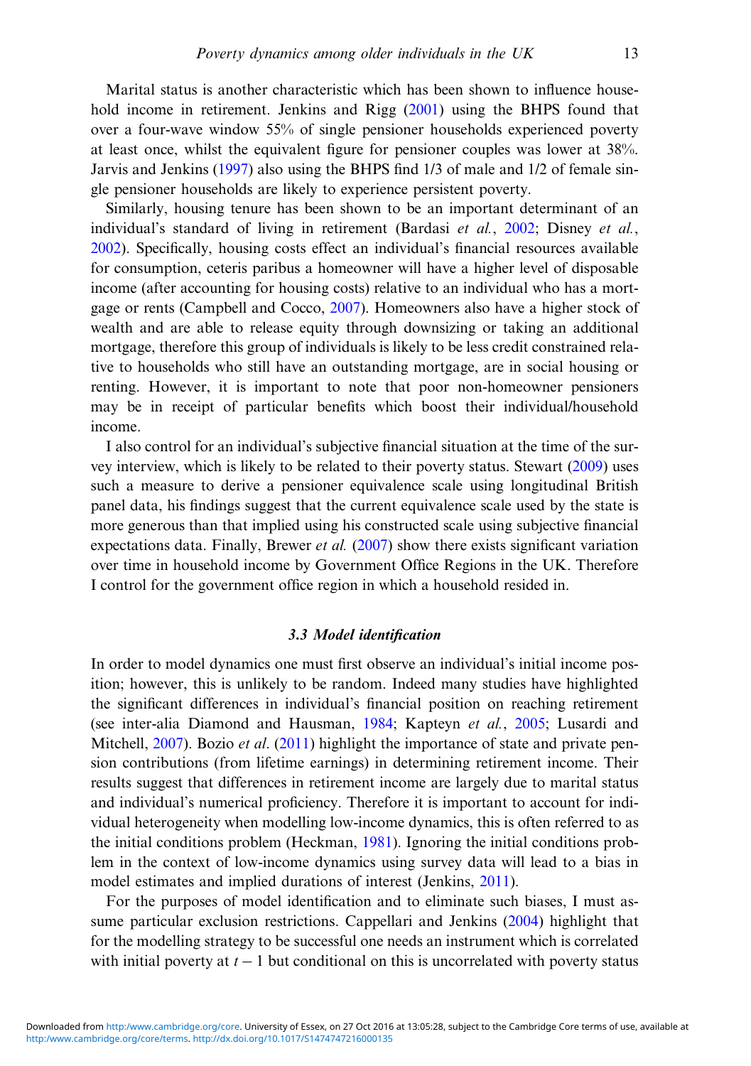Marital status is another characteristic which has been shown to influence household income in retirement. Jenkins and Rigg (2001) using the BHPS found that over a four-wave window 55% of single pensioner households experienced poverty at least once, whilst the equivalent figure for pensioner couples was lower at 38%. Jarvis and Jenkins (1997) also using the BHPS find 1/3 of male and 1/2 of female single pensioner households are likely to experience persistent poverty.

Similarly, housing tenure has been shown to be an important determinant of an individual's standard of living in retirement (Bardasi *et al.*, 2002; Disney *et al.*, 2002). Specifically, housing costs effect an individual's financial resources available for consumption, ceteris paribus a homeowner will have a higher level of disposable income (after accounting for housing costs) relative to an individual who has a mortgage or rents (Campbell and Cocco, 2007). Homeowners also have a higher stock of wealth and are able to release equity through downsizing or taking an additional mortgage, therefore this group of individuals is likely to be less credit constrained relative to households who still have an outstanding mortgage, are in social housing or renting. However, it is important to note that poor non-homeowner pensioners may be in receipt of particular benefits which boost their individual/household income.

I also control for an individual's subjective financial situation at the time of the survey interview, which is likely to be related to their poverty status. Stewart (2009) uses such a measure to derive a pensioner equivalence scale using longitudinal British panel data, his findings suggest that the current equivalence scale used by the state is more generous than that implied using his constructed scale using subjective financial expectations data. Finally, Brewer *et al.* (2007) show there exists significant variation over time in household income by Government Office Regions in the UK. Therefore I control for the government office region in which a household resided in.

### *3.3 Model identification*

In order to model dynamics one must first observe an individual's initial income position; however, this is unlikely to be random. Indeed many studies have highlighted the significant differences in individual's financial position on reaching retirement (see inter-alia Diamond and Hausman, 1984; Kapteyn *et al.*, 2005; Lusardi and Mitchell, 2007). Bozio *et al*. (2011) highlight the importance of state and private pension contributions (from lifetime earnings) in determining retirement income. Their results suggest that differences in retirement income are largely due to marital status and individual's numerical proficiency. Therefore it is important to account for individual heterogeneity when modelling low-income dynamics, this is often referred to as the initial conditions problem (Heckman, 1981). Ignoring the initial conditions problem in the context of low-income dynamics using survey data will lead to a bias in model estimates and implied durations of interest (Jenkins, 2011).

For the purposes of model identification and to eliminate such biases, I must assume particular exclusion restrictions. Cappellari and Jenkins (2004) highlight that for the modelling strategy to be successful one needs an instrument which is correlated with initial poverty at $t-1$ but conditional on this is uncorrelated with poverty status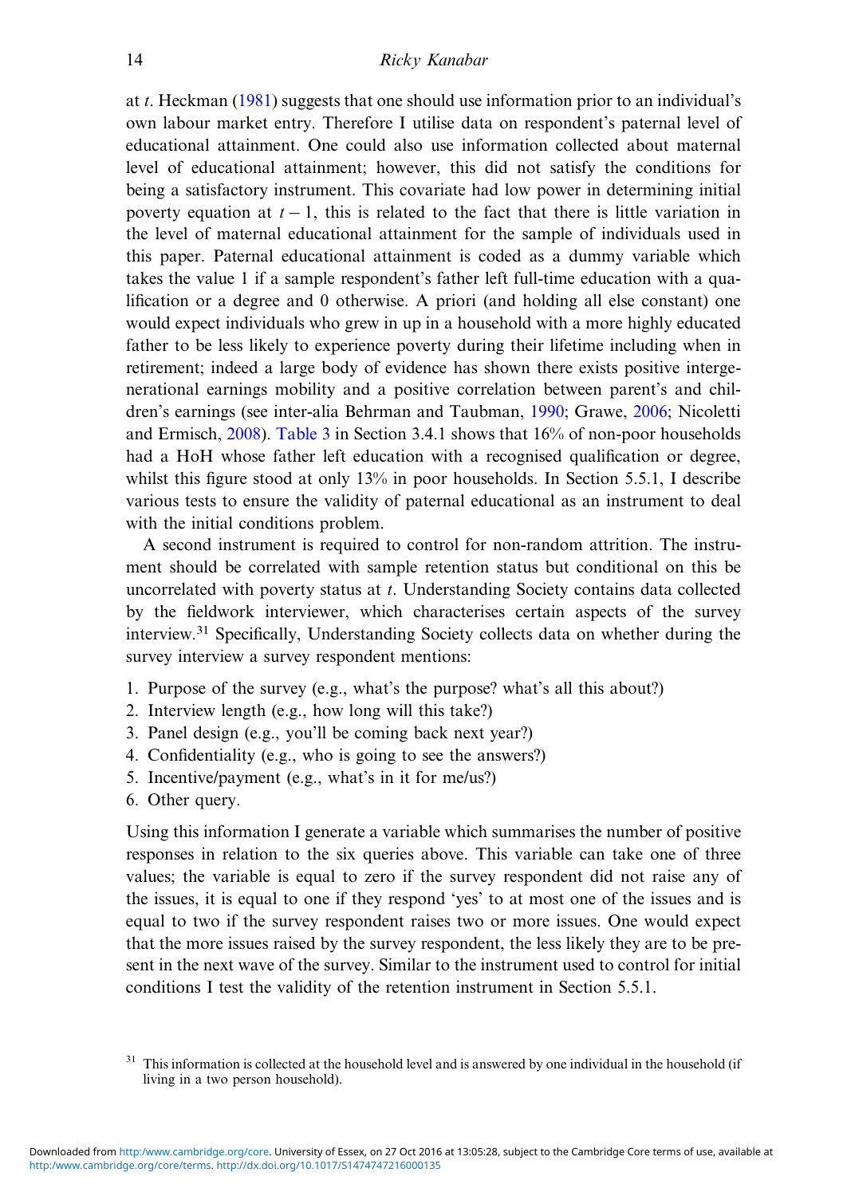at $t$. Heckman (1981) suggests that one should use information prior to an individual's own labour market entry. Therefore I utilise data on respondent's paternal level of educational attainment. One could also use information collected about maternal level of educational attainment; however, this did not satisfy the conditions for being a satisfactory instrument. This covariate had low power in determining initial poverty equation at $t-1$, this is related to the fact that there is little variation in the level of maternal educational attainment for the sample of individuals used in this paper. Paternal educational attainment is coded as a dummy variable which takes the value 1 if a sample respondent's father left full-time education with a qualification or a degree and 0 otherwise. A priori (and holding all else constant) one would expect individuals who grew in up in a household with a more highly educated father to be less likely to experience poverty during their lifetime including when in retirement; indeed a large body of evidence has shown there exists positive intergenerational earnings mobility and a positive correlation between parent's and children's earnings (see inter-alia Behrman and Taubman, 1990; Grawe, 2006; Nicoletti and Ermisch, 2008). Table 3 in Section 3.4.1 shows that 16% of non-poor households had a HoH whose father left education with a recognised qualification or degree, whilst this figure stood at only 13% in poor households. In Section 5.5.1, I describe various tests to ensure the validity of paternal educational as an instrument to deal with the initial conditions problem.

A second instrument is required to control for non-random attrition. The instrument should be correlated with sample retention status but conditional on this be uncorrelated with poverty status at $t$. Understanding Society contains data collected by the fieldwork interviewer, which characterises certain aspects of the survey interview.[31] Specifically, Understanding Society collects data on whether during the survey interview a survey respondent mentions:

1. Purpose of the survey (e.g., what's the purpose? what's all this about?)
2. Interview length (e.g., how long will this take?)
3. Panel design (e.g., you'll be coming back next year?)
4. Confidentiality (e.g., who is going to see the answers?)
5. Incentive/payment (e.g., what's in it for me/us?)
6. Other query.

Using this information I generate a variable which summarises the number of positive responses in relation to the six queries above. This variable can take one of three values; the variable is equal to zero if the survey respondent did not raise any of the issues, it is equal to one if they respond 'yes' to at most one of the issues and is equal to two if the survey respondent raises two or more issues. One would expect that the more issues raised by the survey respondent, the less likely they are to be present in the next wave of the survey. Similar to the instrument used to control for initial conditions I test the validity of the retention instrument in Section 5.5.1.

[31] This information is collected at the household level and is answered by one individual in the household (if living in a two person household).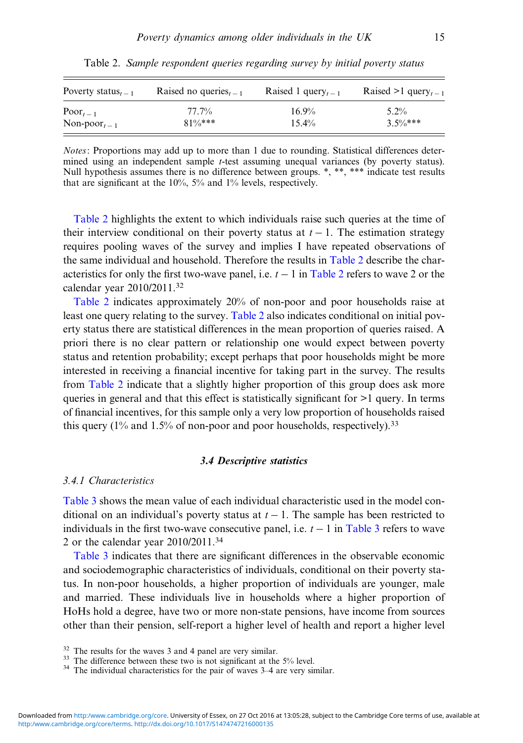Table 2. *Sample respondent queries regarding survey by initial poverty status*

| Poverty status$_{t-1}$ | Raised no queries$_{t-1}$ | Raised 1 query$_{t-1}$ | Raised >1 query$_{t-1}$ |
|---|---|---|---|
| Poor$_{t-1}$ | 77.7% | 16.9% | 5.2% |
| Non-poor$_{t-1}$ | 81%*** | 15.4% | 3.5%*** |

*Notes*: Proportions may add up to more than 1 due to rounding. Statistical differences determined using an independent sample *t*-test assuming unequal variances (by poverty status). Null hypothesis assumes there is no difference between groups. *, **, *** indicate test results that are significant at the 10%, 5% and 1% levels, respectively.

Table 2 highlights the extent to which individuals raise such queries at the time of their interview conditional on their poverty status at $t-1$. The estimation strategy requires pooling waves of the survey and implies I have repeated observations of the same individual and household. Therefore the results in Table 2 describe the characteristics for only the first two-wave panel, i.e. $t-1$ in Table 2 refers to wave 2 or the calendar year 2010/2011.[32]

Table 2 indicates approximately 20% of non-poor and poor households raise at least one query relating to the survey. Table 2 also indicates conditional on initial poverty status there are statistical differences in the mean proportion of queries raised. A priori there is no clear pattern or relationship one would expect between poverty status and retention probability; except perhaps that poor households might be more interested in receiving a financial incentive for taking part in the survey. The results from Table 2 indicate that a slightly higher proportion of this group does ask more queries in general and that this effect is statistically significant for >1 query. In terms of financial incentives, for this sample only a very low proportion of households raised this query (1% and 1.5% of non-poor and poor households, respectively).[33]

### 3.4 Descriptive statistics

#### 3.4.1 Characteristics

Table 3 shows the mean value of each individual characteristic used in the model conditional on an individual's poverty status at $t-1$. The sample has been restricted to individuals in the first two-wave consecutive panel, i.e. $t-1$ in Table 3 refers to wave 2 or the calendar year 2010/2011.[34]

Table 3 indicates that there are significant differences in the observable economic and sociodemographic characteristics of individuals, conditional on their poverty status. In non-poor households, a higher proportion of individuals are younger, male and married. These individuals live in households where a higher proportion of HoHs hold a degree, have two or more non-state pensions, have income from sources other than their pension, self-report a higher level of health and report a higher level

[32] The results for the waves 3 and 4 panel are very similar.

[33] The difference between these two is not significant at the 5% level.

[34] The individual characteristics for the pair of waves 3–4 are very similar.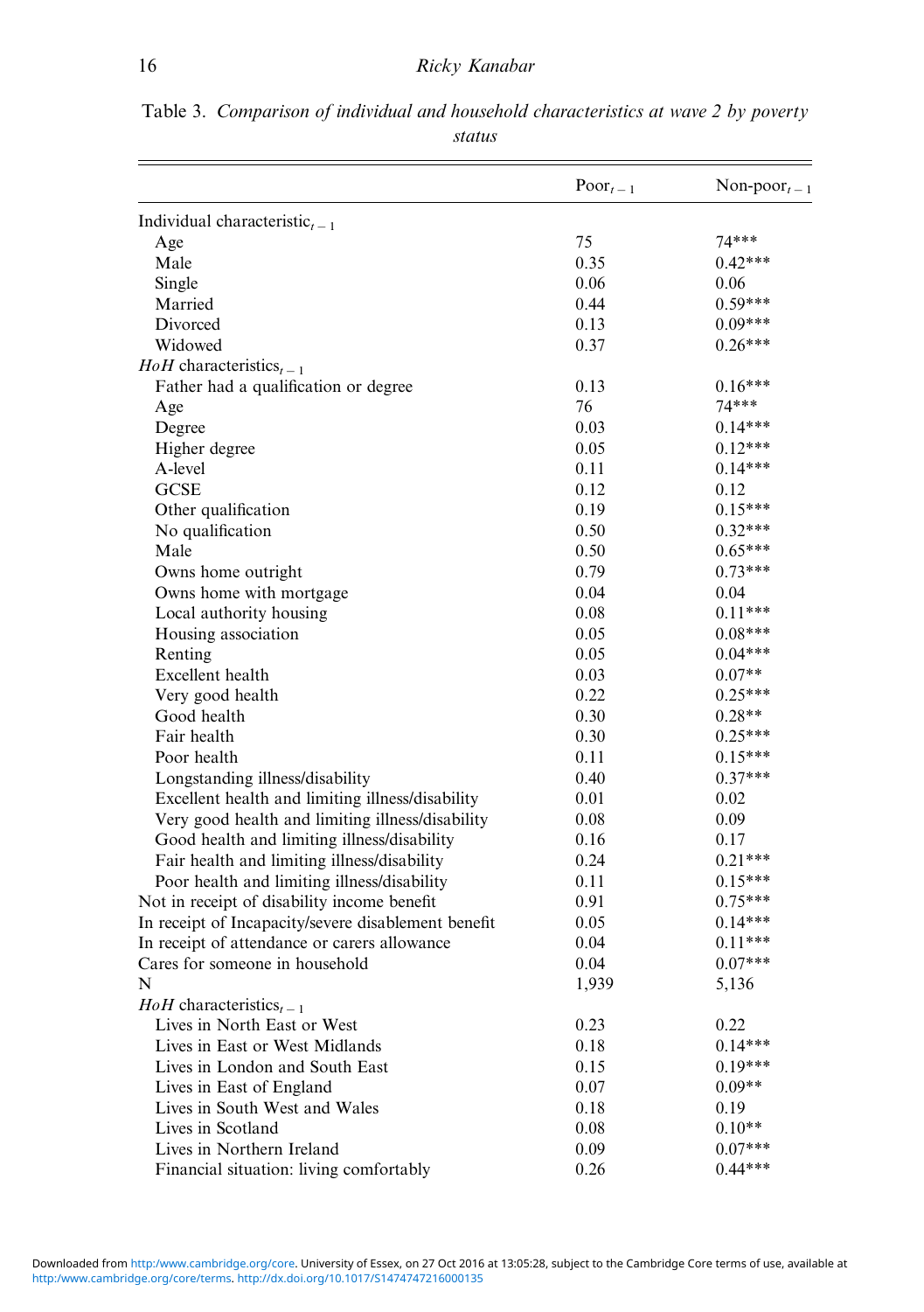Table 3. *Comparison of individual and household characteristics at wave 2 by poverty status*

| | $\text{Poor}_{t-1}$ | $\text{Non-poor}_{t-1}$ |
|---|---|---|
| Individual characteristic$_{t-1}$ | | |
| Age | 75 | 74*** |
| Male | 0.35 | 0.42*** |
| Single | 0.06 | 0.06 |
| Married | 0.44 | 0.59*** |
| Divorced | 0.13 | 0.09*** |
| Widowed | 0.37 | 0.26*** |
| *HoH* characteristics$_{t-1}$ | | |
| Father had a qualification or degree | 0.13 | 0.16*** |
| Age | 76 | 74*** |
| Degree | 0.03 | 0.14*** |
| Higher degree | 0.05 | 0.12*** |
| A-level | 0.11 | 0.14*** |
| GCSE | 0.12 | 0.12 |
| Other qualification | 0.19 | 0.15*** |
| No qualification | 0.50 | 0.32*** |
| Male | 0.50 | 0.65*** |
| Owns home outright | 0.79 | 0.73*** |
| Owns home with mortgage | 0.04 | 0.04 |
| Local authority housing | 0.08 | 0.11*** |
| Housing association | 0.05 | 0.08*** |
| Renting | 0.05 | 0.04*** |
| Excellent health | 0.03 | 0.07** |
| Very good health | 0.22 | 0.25*** |
| Good health | 0.30 | 0.28** |
| Fair health | 0.30 | 0.25*** |
| Poor health | 0.11 | 0.15*** |
| Longstanding illness/disability | 0.40 | 0.37*** |
| Excellent health and limiting illness/disability | 0.01 | 0.02 |
| Very good health and limiting illness/disability | 0.08 | 0.09 |
| Good health and limiting illness/disability | 0.16 | 0.17 |
| Fair health and limiting illness/disability | 0.24 | 0.21*** |
| Poor health and limiting illness/disability | 0.11 | 0.15*** |
| Not in receipt of disability income benefit | 0.91 | 0.75*** |
| In receipt of Incapacity/severe disablement benefit | 0.05 | 0.14*** |
| In receipt of attendance or carers allowance | 0.04 | 0.11*** |
| Cares for someone in household | 0.04 | 0.07*** |
| N | 1,939 | 5,136 |
| *HoH* characteristics$_{t-1}$ | | |
| Lives in North East or West | 0.23 | 0.22 |
| Lives in East or West Midlands | 0.18 | 0.14*** |
| Lives in London and South East | 0.15 | 0.19*** |
| Lives in East of England | 0.07 | 0.09** |
| Lives in South West and Wales | 0.18 | 0.19 |
| Lives in Scotland | 0.08 | 0.10** |
| Lives in Northern Ireland | 0.09 | 0.07*** |
| Financial situation: living comfortably | 0.26 | 0.44*** |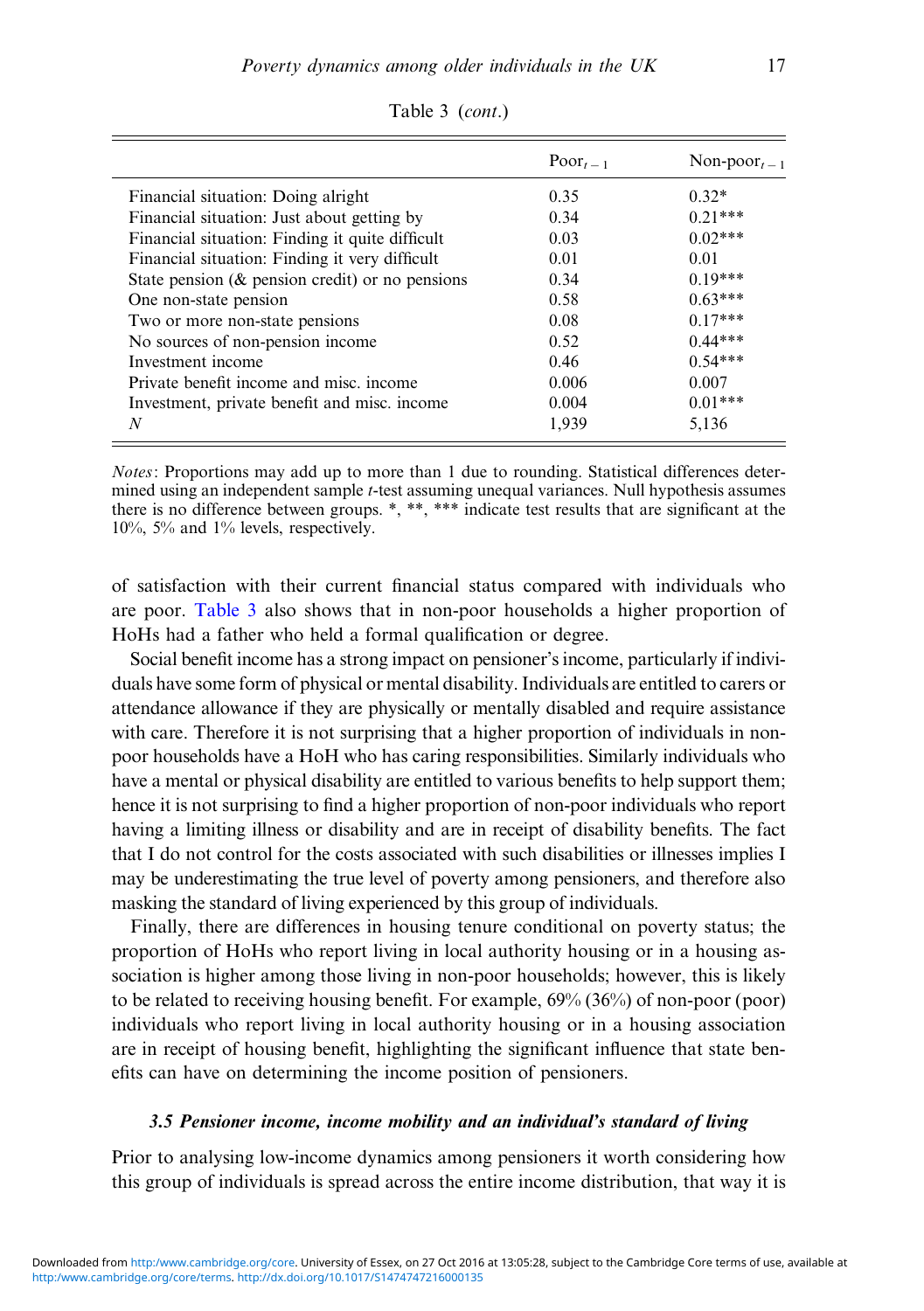Table 3 (*cont.*)

| | $\text{Poor}_{t-1}$ | $\text{Non-poor}_{t-1}$ |
|---|---|---|
| Financial situation: Doing alright | 0.35 | 0.32* |
| Financial situation: Just about getting by | 0.34 | 0.21*** |
| Financial situation: Finding it quite difficult | 0.03 | 0.02*** |
| Financial situation: Finding it very difficult | 0.01 | 0.01 |
| State pension (& pension credit) or no pensions | 0.34 | 0.19*** |
| One non-state pension | 0.58 | 0.63*** |
| Two or more non-state pensions | 0.08 | 0.17*** |
| No sources of non-pension income | 0.52 | 0.44*** |
| Investment income | 0.46 | 0.54*** |
| Private benefit income and misc. income | 0.006 | 0.007 |
| Investment, private benefit and misc. income | 0.004 | 0.01*** |
| *N* | 1,939 | 5,136 |

*Notes*: Proportions may add up to more than 1 due to rounding. Statistical differences determined using an independent sample *t*-test assuming unequal variances. Null hypothesis assumes there is no difference between groups. *, **, *** indicate test results that are significant at the 10%, 5% and 1% levels, respectively.

of satisfaction with their current financial status compared with individuals who are poor. Table 3 also shows that in non-poor households a higher proportion of HoHs had a father who held a formal qualification or degree.

Social benefit income has a strong impact on pensioner's income, particularly if individuals have some form of physical or mental disability. Individuals are entitled to carers or attendance allowance if they are physically or mentally disabled and require assistance with care. Therefore it is not surprising that a higher proportion of individuals in non-poor households have a HoH who has caring responsibilities. Similarly individuals who have a mental or physical disability are entitled to various benefits to help support them; hence it is not surprising to find a higher proportion of non-poor individuals who report having a limiting illness or disability and are in receipt of disability benefits. The fact that I do not control for the costs associated with such disabilities or illnesses implies I may be underestimating the true level of poverty among pensioners, and therefore also masking the standard of living experienced by this group of individuals.

Finally, there are differences in housing tenure conditional on poverty status; the proportion of HoHs who report living in local authority housing or in a housing association is higher among those living in non-poor households; however, this is likely to be related to receiving housing benefit. For example, 69% (36%) of non-poor (poor) individuals who report living in local authority housing or in a housing association are in receipt of housing benefit, highlighting the significant influence that state benefits can have on determining the income position of pensioners.

### *3.5 Pensioner income, income mobility and an individual's standard of living*

Prior to analysing low-income dynamics among pensioners it worth considering how this group of individuals is spread across the entire income distribution, that way it is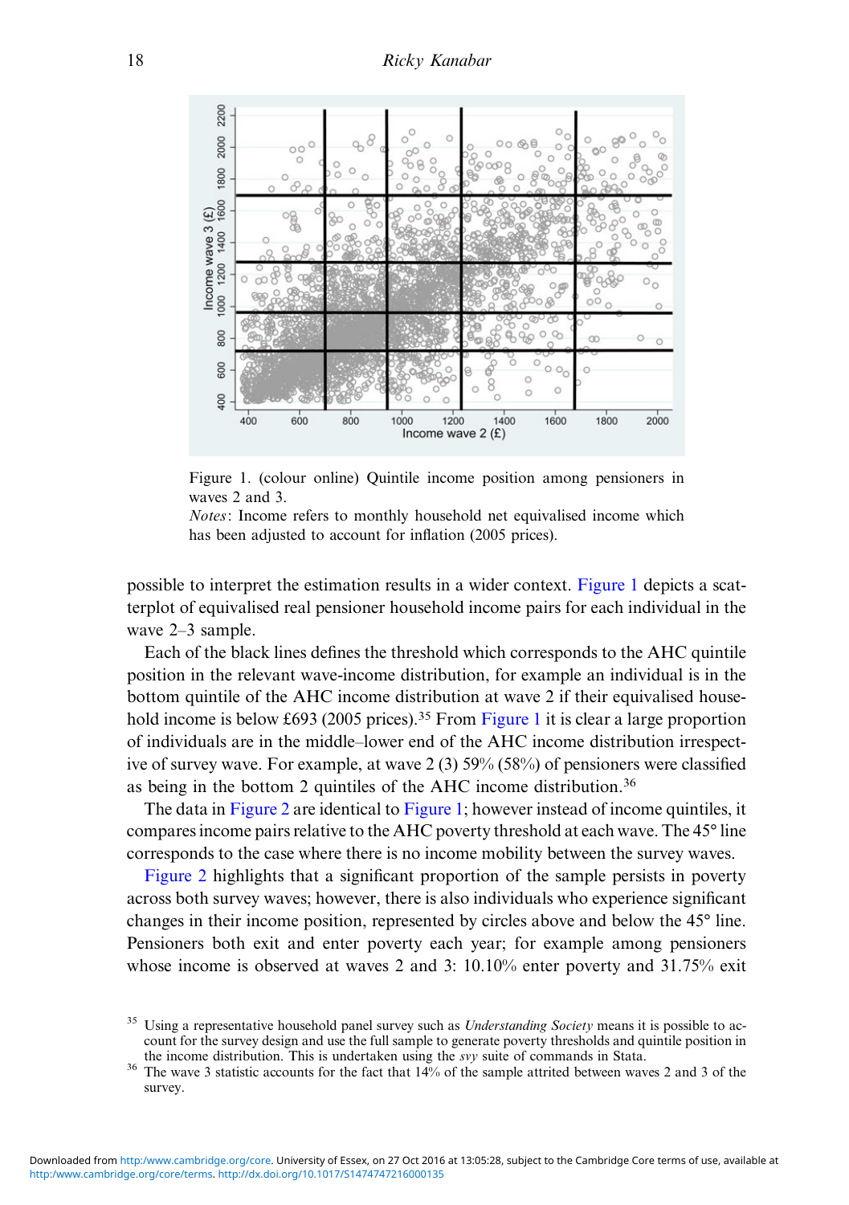Figure 1. (colour online) Quintile income position among pensioners in waves 2 and 3.

*Notes*: Income refers to monthly household net equivalised income which has been adjusted to account for inflation (2005 prices).

possible to interpret the estimation results in a wider context. Figure 1 depicts a scatterplot of equivalised real pensioner household income pairs for each individual in the wave 2–3 sample.

Each of the black lines defines the threshold which corresponds to the AHC quintile position in the relevant wave-income distribution, for example an individual is in the bottom quintile of the AHC income distribution at wave 2 if their equivalised household income is below £693 (2005 prices).[35] From Figure 1 it is clear a large proportion of individuals are in the middle–lower end of the AHC income distribution irrespective of survey wave. For example, at wave 2 (3) 59% (58%) of pensioners were classified as being in the bottom 2 quintiles of the AHC income distribution.[36]

The data in Figure 2 are identical to Figure 1; however instead of income quintiles, it compares income pairs relative to the AHC poverty threshold at each wave. The 45° line corresponds to the case where there is no income mobility between the survey waves.

Figure 2 highlights that a significant proportion of the sample persists in poverty across both survey waves; however, there is also individuals who experience significant changes in their income position, represented by circles above and below the 45° line. Pensioners both exit and enter poverty each year; for example among pensioners whose income is observed at waves 2 and 3: 10.10% enter poverty and 31.75% exit

[35] Using a representative household panel survey such as *Understanding Society* means it is possible to account for the survey design and use the full sample to generate poverty thresholds and quintile position in the income distribution. This is undertaken using the *svy* suite of commands in Stata.

[36] The wave 3 statistic accounts for the fact that 14% of the sample attrited between waves 2 and 3 of the survey.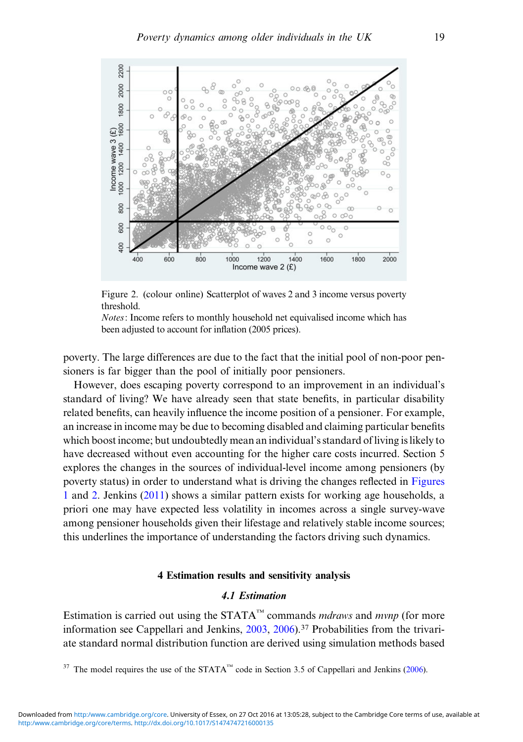Figure 2. (colour online) Scatterplot of waves 2 and 3 income versus poverty threshold.

*Notes*: Income refers to monthly household net equivalised income which has been adjusted to account for inflation (2005 prices).

poverty. The large differences are due to the fact that the initial pool of non-poor pensioners is far bigger than the pool of initially poor pensioners.

However, does escaping poverty correspond to an improvement in an individual's standard of living? We have already seen that state benefits, in particular disability related benefits, can heavily influence the income position of a pensioner. For example, an increase in income may be due to becoming disabled and claiming particular benefits which boost income; but undoubtedly mean an individual's standard of living is likely to have decreased without even accounting for the higher care costs incurred. Section 5 explores the changes in the sources of individual-level income among pensioners (by poverty status) in order to understand what is driving the changes reflected in Figures 1 and 2. Jenkins (2011) shows a similar pattern exists for working age households, a priori one may have expected less volatility in incomes across a single survey-wave among pensioner households given their lifestage and relatively stable income sources; this underlines the importance of understanding the factors driving such dynamics.

## 4 Estimation results and sensitivity analysis

### *4.1 Estimation*

Estimation is carried out using the STATA™ commands *mdraws* and *mvnp* (for more information see Cappellari and Jenkins, 2003, 2006).[37] Probabilities from the trivariate standard normal distribution function are derived using simulation methods based

[37] The model requires the use of the STATA™ code in Section 3.5 of Cappellari and Jenkins (2006).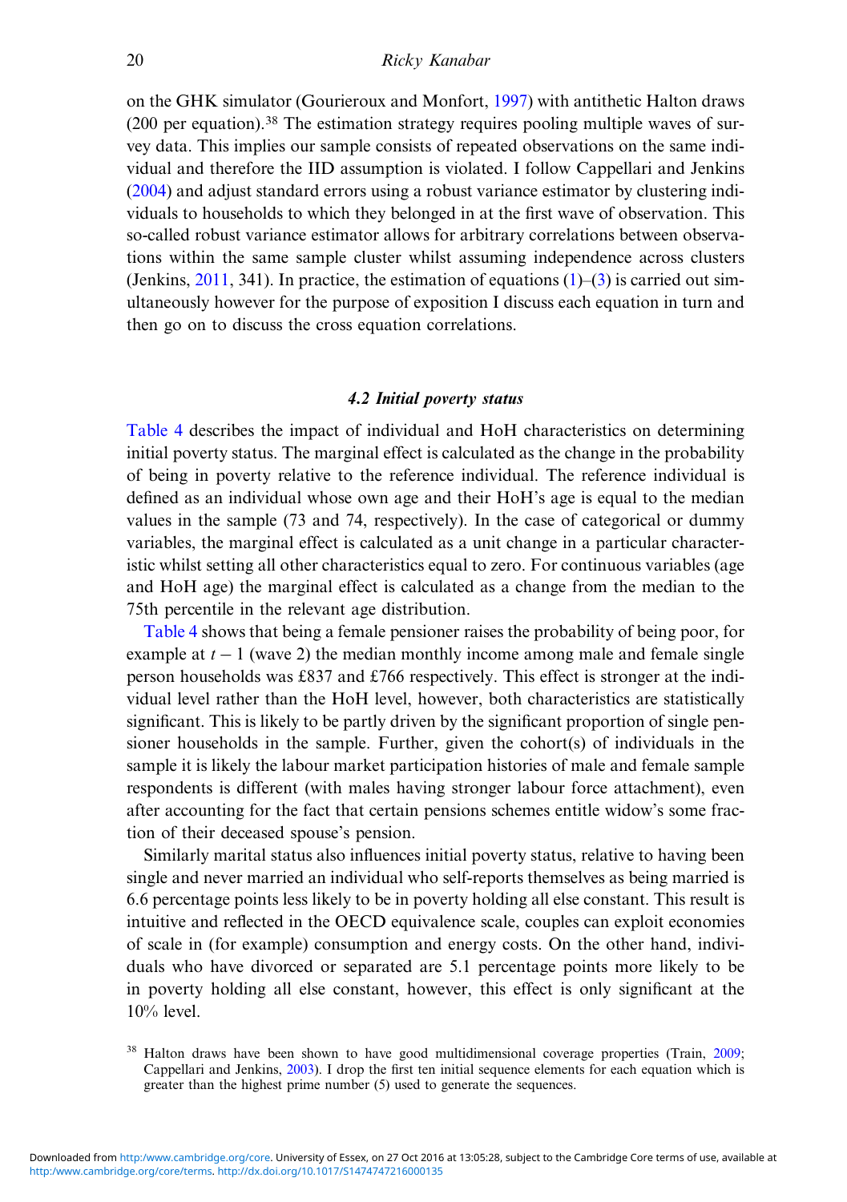on the GHK simulator (Gourieroux and Monfort, 1997) with antithetic Halton draws (200 per equation).[38] The estimation strategy requires pooling multiple waves of survey data. This implies our sample consists of repeated observations on the same individual and therefore the IID assumption is violated. I follow Cappellari and Jenkins (2004) and adjust standard errors using a robust variance estimator by clustering individuals to households to which they belonged in at the first wave of observation. This so-called robust variance estimator allows for arbitrary correlations between observations within the same sample cluster whilst assuming independence across clusters (Jenkins, 2011, 341). In practice, the estimation of equations (1)–(3) is carried out simultaneously however for the purpose of exposition I discuss each equation in turn and then go on to discuss the cross equation correlations.

### *4.2 Initial poverty status*

Table 4 describes the impact of individual and HoH characteristics on determining initial poverty status. The marginal effect is calculated as the change in the probability of being in poverty relative to the reference individual. The reference individual is defined as an individual whose own age and their HoH's age is equal to the median values in the sample (73 and 74, respectively). In the case of categorical or dummy variables, the marginal effect is calculated as a unit change in a particular characteristic whilst setting all other characteristics equal to zero. For continuous variables (age and HoH age) the marginal effect is calculated as a change from the median to the 75th percentile in the relevant age distribution.

Table 4 shows that being a female pensioner raises the probability of being poor, for example at $t-1$ (wave 2) the median monthly income among male and female single person households was £837 and £766 respectively. This effect is stronger at the individual level rather than the HoH level, however, both characteristics are statistically significant. This is likely to be partly driven by the significant proportion of single pensioner households in the sample. Further, given the cohort(s) of individuals in the sample it is likely the labour market participation histories of male and female sample respondents is different (with males having stronger labour force attachment), even after accounting for the fact that certain pensions schemes entitle widow's some fraction of their deceased spouse's pension.

Similarly marital status also influences initial poverty status, relative to having been single and never married an individual who self-reports themselves as being married is 6.6 percentage points less likely to be in poverty holding all else constant. This result is intuitive and reflected in the OECD equivalence scale, couples can exploit economies of scale in (for example) consumption and energy costs. On the other hand, individuals who have divorced or separated are 5.1 percentage points more likely to be in poverty holding all else constant, however, this effect is only significant at the 10% level.

[38] Halton draws have been shown to have good multidimensional coverage properties (Train, 2009; Cappellari and Jenkins, 2003). I drop the first ten initial sequence elements for each equation which is greater than the highest prime number (5) used to generate the sequences.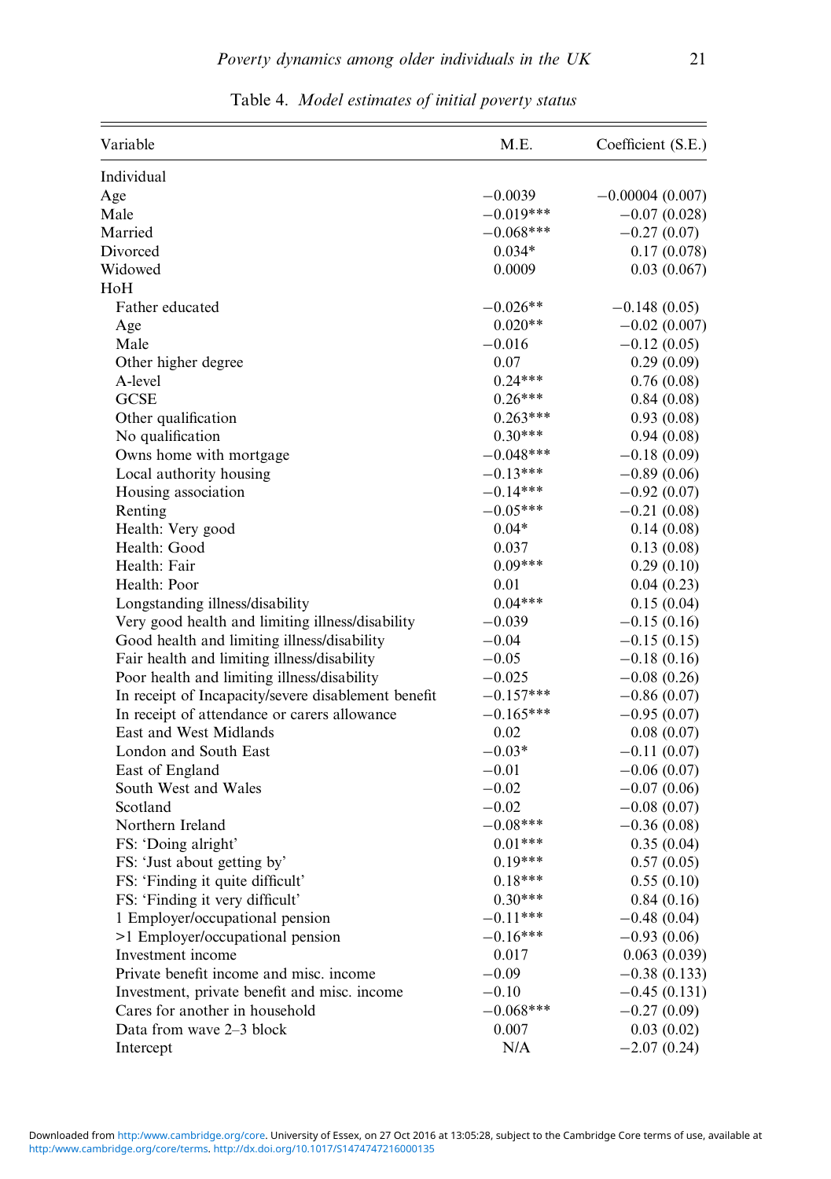Table 4. *Model estimates of initial poverty status*

| Variable | M.E. | Coefficient (S.E.) |
|---|---|---|
| Individual | | |
| Age | −0.0039 | −0.00004 (0.007) |
| Male | −0.019*** | −0.07 (0.028) |
| Married | −0.068*** | −0.27 (0.07) |
| Divorced | 0.034* | 0.17 (0.078) |
| Widowed | 0.0009 | 0.03 (0.067) |
| HoH | | |
| Father educated | −0.026** | −0.148 (0.05) |
| Age | 0.020** | −0.02 (0.007) |
| Male | −0.016 | −0.12 (0.05) |
| Other higher degree | 0.07 | 0.29 (0.09) |
| A-level | 0.24*** | 0.76 (0.08) |
| GCSE | 0.26*** | 0.84 (0.08) |
| Other qualification | 0.263*** | 0.93 (0.08) |
| No qualification | 0.30*** | 0.94 (0.08) |
| Owns home with mortgage | −0.048*** | −0.18 (0.09) |
| Local authority housing | −0.13*** | −0.89 (0.06) |
| Housing association | −0.14*** | −0.92 (0.07) |
| Renting | −0.05*** | −0.21 (0.08) |
| Health: Very good | 0.04* | 0.14 (0.08) |
| Health: Good | 0.037 | 0.13 (0.08) |
| Health: Fair | 0.09*** | 0.29 (0.10) |
| Health: Poor | 0.01 | 0.04 (0.23) |
| Longstanding illness/disability | 0.04*** | 0.15 (0.04) |
| Very good health and limiting illness/disability | −0.039 | −0.15 (0.16) |
| Good health and limiting illness/disability | −0.04 | −0.15 (0.15) |
| Fair health and limiting illness/disability | −0.05 | −0.18 (0.16) |
| Poor health and limiting illness/disability | −0.025 | −0.08 (0.26) |
| In receipt of Incapacity/severe disablement benefit | −0.157*** | −0.86 (0.07) |
| In receipt of attendance or carers allowance | −0.165*** | −0.95 (0.07) |
| East and West Midlands | 0.02 | 0.08 (0.07) |
| London and South East | −0.03* | −0.11 (0.07) |
| East of England | −0.01 | −0.06 (0.07) |
| South West and Wales | −0.02 | −0.07 (0.06) |
| Scotland | −0.02 | −0.08 (0.07) |
| Northern Ireland | −0.08*** | −0.36 (0.08) |
| FS: 'Doing alright' | 0.01*** | 0.35 (0.04) |
| FS: 'Just about getting by' | 0.19*** | 0.57 (0.05) |
| FS: 'Finding it quite difficult' | 0.18*** | 0.55 (0.10) |
| FS: 'Finding it very difficult' | 0.30*** | 0.84 (0.16) |
| 1 Employer/occupational pension | −0.11*** | −0.48 (0.04) |
| >1 Employer/occupational pension | −0.16*** | −0.93 (0.06) |
| Investment income | 0.017 | 0.063 (0.039) |
| Private benefit income and misc. income | −0.09 | −0.38 (0.133) |
| Investment, private benefit and misc. income | −0.10 | −0.45 (0.131) |
| Cares for another in household | −0.068*** | −0.27 (0.09) |
| Data from wave 2–3 block | 0.007 | 0.03 (0.02) |
| Intercept | N/A | −2.07 (0.24) |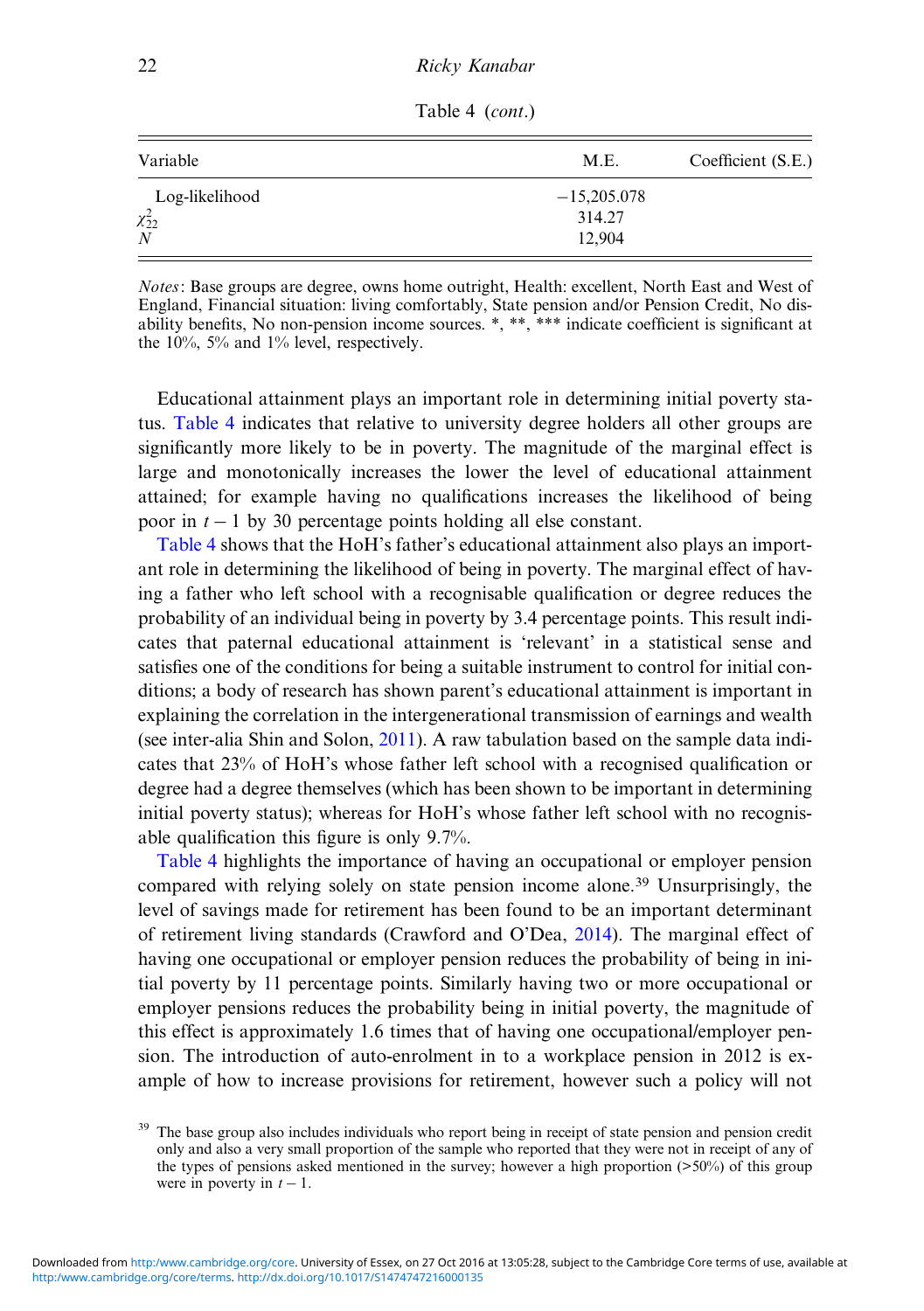Table 4 (*cont.*)

| Variable | M.E. | Coefficient (S.E.) |
|---|---|---|
| Log-likelihood | −15,205.078 | |
| $\chi^2_{22}$ | 314.27 | |
| $N$ | 12,904 | |

*Notes*: Base groups are degree, owns home outright, Health: excellent, North East and West of England, Financial situation: living comfortably, State pension and/or Pension Credit, No disability benefits, No non-pension income sources. *, **, *** indicate coefficient is significant at the 10%, 5% and 1% level, respectively.

Educational attainment plays an important role in determining initial poverty status. Table 4 indicates that relative to university degree holders all other groups are significantly more likely to be in poverty. The magnitude of the marginal effect is large and monotonically increases the lower the level of educational attainment attained; for example having no qualifications increases the likelihood of being poor in $t-1$ by 30 percentage points holding all else constant.

Table 4 shows that the HoH's father's educational attainment also plays an important role in determining the likelihood of being in poverty. The marginal effect of having a father who left school with a recognisable qualification or degree reduces the probability of an individual being in poverty by 3.4 percentage points. This result indicates that paternal educational attainment is 'relevant' in a statistical sense and satisfies one of the conditions for being a suitable instrument to control for initial conditions; a body of research has shown parent's educational attainment is important in explaining the correlation in the intergenerational transmission of earnings and wealth (see inter-alia Shin and Solon, 2011). A raw tabulation based on the sample data indicates that 23% of HoH's whose father left school with a recognised qualification or degree had a degree themselves (which has been shown to be important in determining initial poverty status); whereas for HoH's whose father left school with no recognisable qualification this figure is only 9.7%.

Table 4 highlights the importance of having an occupational or employer pension compared with relying solely on state pension income alone.[39] Unsurprisingly, the level of savings made for retirement has been found to be an important determinant of retirement living standards (Crawford and O'Dea, 2014). The marginal effect of having one occupational or employer pension reduces the probability of being in initial poverty by 11 percentage points. Similarly having two or more occupational or employer pensions reduces the probability being in initial poverty, the magnitude of this effect is approximately 1.6 times that of having one occupational/employer pension. The introduction of auto-enrolment in to a workplace pension in 2012 is example of how to increase provisions for retirement, however such a policy will not

[39] The base group also includes individuals who report being in receipt of state pension and pension credit only and also a very small proportion of the sample who reported that they were not in receipt of any of the types of pensions asked mentioned in the survey; however a high proportion (>50%) of this group were in poverty in $t-1$.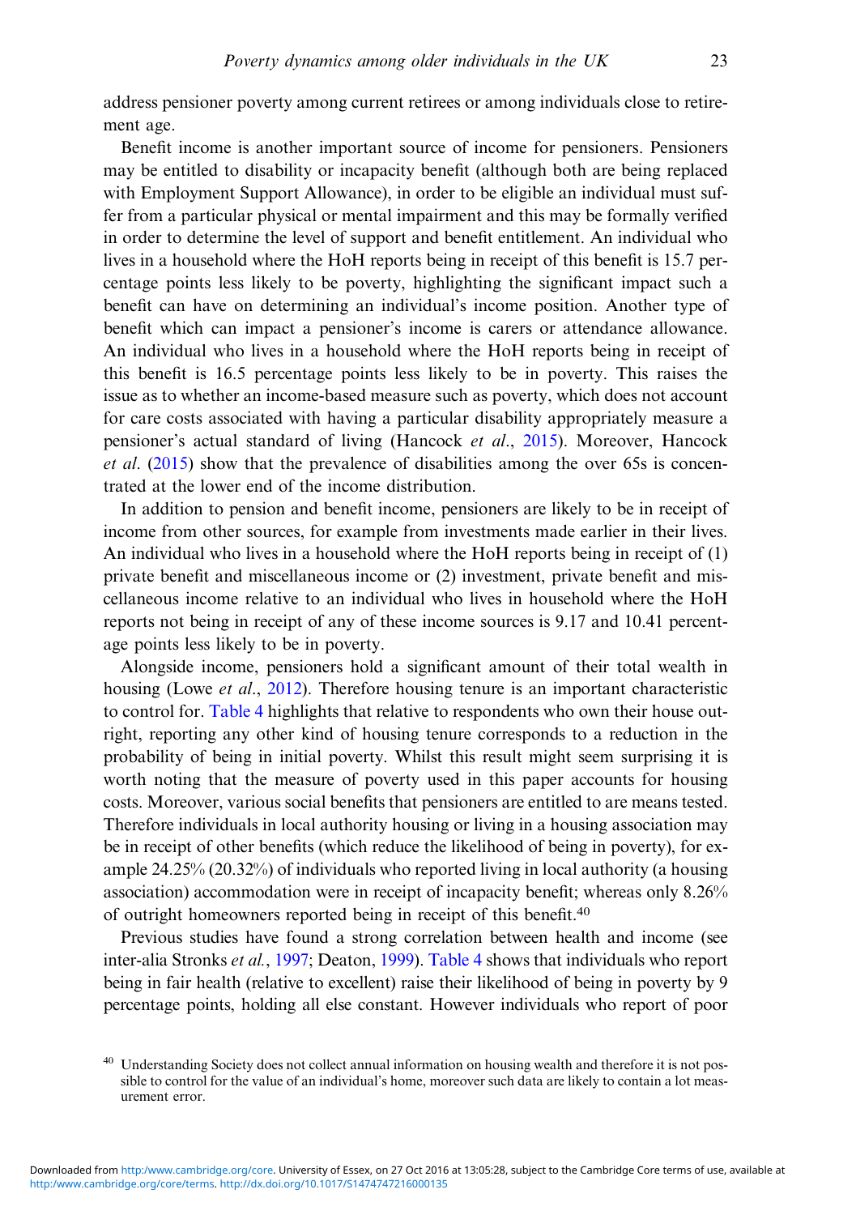address pensioner poverty among current retirees or among individuals close to retirement age.

Benefit income is another important source of income for pensioners. Pensioners may be entitled to disability or incapacity benefit (although both are being replaced with Employment Support Allowance), in order to be eligible an individual must suffer from a particular physical or mental impairment and this may be formally verified in order to determine the level of support and benefit entitlement. An individual who lives in a household where the HoH reports being in receipt of this benefit is 15.7 percentage points less likely to be poverty, highlighting the significant impact such a benefit can have on determining an individual's income position. Another type of benefit which can impact a pensioner's income is carers or attendance allowance. An individual who lives in a household where the HoH reports being in receipt of this benefit is 16.5 percentage points less likely to be in poverty. This raises the issue as to whether an income-based measure such as poverty, which does not account for care costs associated with having a particular disability appropriately measure a pensioner's actual standard of living (Hancock *et al*., 2015). Moreover, Hancock *et al*. (2015) show that the prevalence of disabilities among the over 65s is concentrated at the lower end of the income distribution.

In addition to pension and benefit income, pensioners are likely to be in receipt of income from other sources, for example from investments made earlier in their lives. An individual who lives in a household where the HoH reports being in receipt of (1) private benefit and miscellaneous income or (2) investment, private benefit and miscellaneous income relative to an individual who lives in household where the HoH reports not being in receipt of any of these income sources is 9.17 and 10.41 percentage points less likely to be in poverty.

Alongside income, pensioners hold a significant amount of their total wealth in housing (Lowe *et al*., 2012). Therefore housing tenure is an important characteristic to control for. Table 4 highlights that relative to respondents who own their house outright, reporting any other kind of housing tenure corresponds to a reduction in the probability of being in initial poverty. Whilst this result might seem surprising it is worth noting that the measure of poverty used in this paper accounts for housing costs. Moreover, various social benefits that pensioners are entitled to are means tested. Therefore individuals in local authority housing or living in a housing association may be in receipt of other benefits (which reduce the likelihood of being in poverty), for example 24.25% (20.32%) of individuals who reported living in local authority (a housing association) accommodation were in receipt of incapacity benefit; whereas only 8.26% of outright homeowners reported being in receipt of this benefit.[40]

Previous studies have found a strong correlation between health and income (see inter-alia Stronks *et al*., 1997; Deaton, 1999). Table 4 shows that individuals who report being in fair health (relative to excellent) raise their likelihood of being in poverty by 9 percentage points, holding all else constant. However individuals who report of poor

[40] Understanding Society does not collect annual information on housing wealth and therefore it is not possible to control for the value of an individual's home, moreover such data are likely to contain a lot measurement error.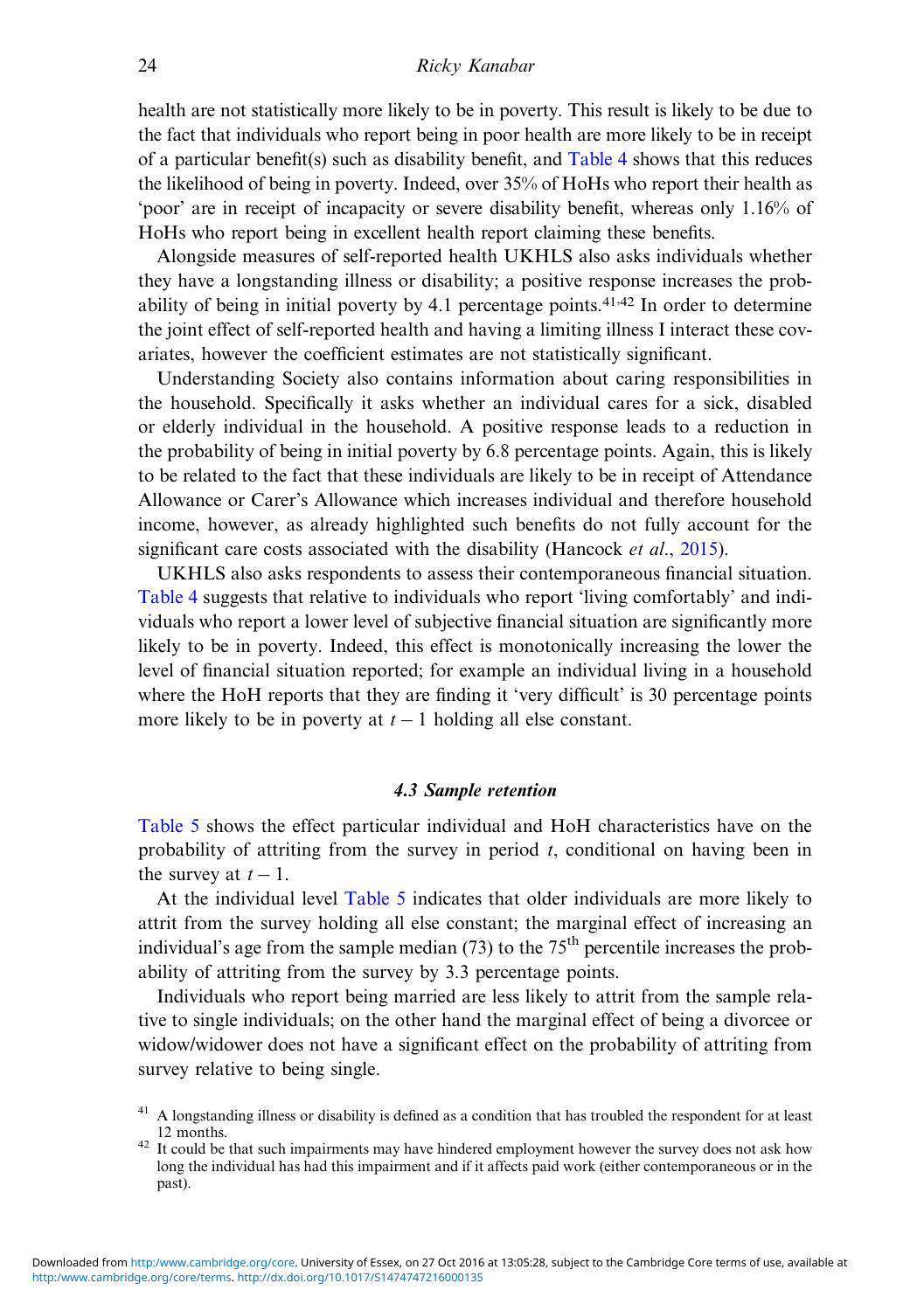health are not statistically more likely to be in poverty. This result is likely to be due to the fact that individuals who report being in poor health are more likely to be in receipt of a particular benefit(s) such as disability benefit, and Table 4 shows that this reduces the likelihood of being in poverty. Indeed, over 35% of HoHs who report their health as 'poor' are in receipt of incapacity or severe disability benefit, whereas only 1.16% of HoHs who report being in excellent health report claiming these benefits.

Alongside measures of self-reported health UKHLS also asks individuals whether they have a longstanding illness or disability; a positive response increases the probability of being in initial poverty by 4.1 percentage points.[41,42] In order to determine the joint effect of self-reported health and having a limiting illness I interact these covariates, however the coefficient estimates are not statistically significant.

Understanding Society also contains information about caring responsibilities in the household. Specifically it asks whether an individual cares for a sick, disabled or elderly individual in the household. A positive response leads to a reduction in the probability of being in initial poverty by 6.8 percentage points. Again, this is likely to be related to the fact that these individuals are likely to be in receipt of Attendance Allowance or Carer's Allowance which increases individual and therefore household income, however, as already highlighted such benefits do not fully account for the significant care costs associated with the disability (Hancock *et al.*, 2015).

UKHLS also asks respondents to assess their contemporaneous financial situation. Table 4 suggests that relative to individuals who report 'living comfortably' and individuals who report a lower level of subjective financial situation are significantly more likely to be in poverty. Indeed, this effect is monotonically increasing the lower the level of financial situation reported; for example an individual living in a household where the HoH reports that they are finding it 'very difficult' is 30 percentage points more likely to be in poverty at $t-1$ holding all else constant.

### *4.3 Sample retention*

Table 5 shows the effect particular individual and HoH characteristics have on the probability of attriting from the survey in period $t$, conditional on having been in the survey at $t-1$.

At the individual level Table 5 indicates that older individuals are more likely to attrit from the survey holding all else constant; the marginal effect of increasing an individual's age from the sample median (73) to the 75$^{\text{th}}$ percentile increases the probability of attriting from the survey by 3.3 percentage points.

Individuals who report being married are less likely to attrit from the sample relative to single individuals; on the other hand the marginal effect of being a divorcee or widow/widower does not have a significant effect on the probability of attriting from survey relative to being single.

[41] A longstanding illness or disability is defined as a condition that has troubled the respondent for at least 12 months.

[42] It could be that such impairments may have hindered employment however the survey does not ask how long the individual has had this impairment and if it affects paid work (either contemporaneous or in the past).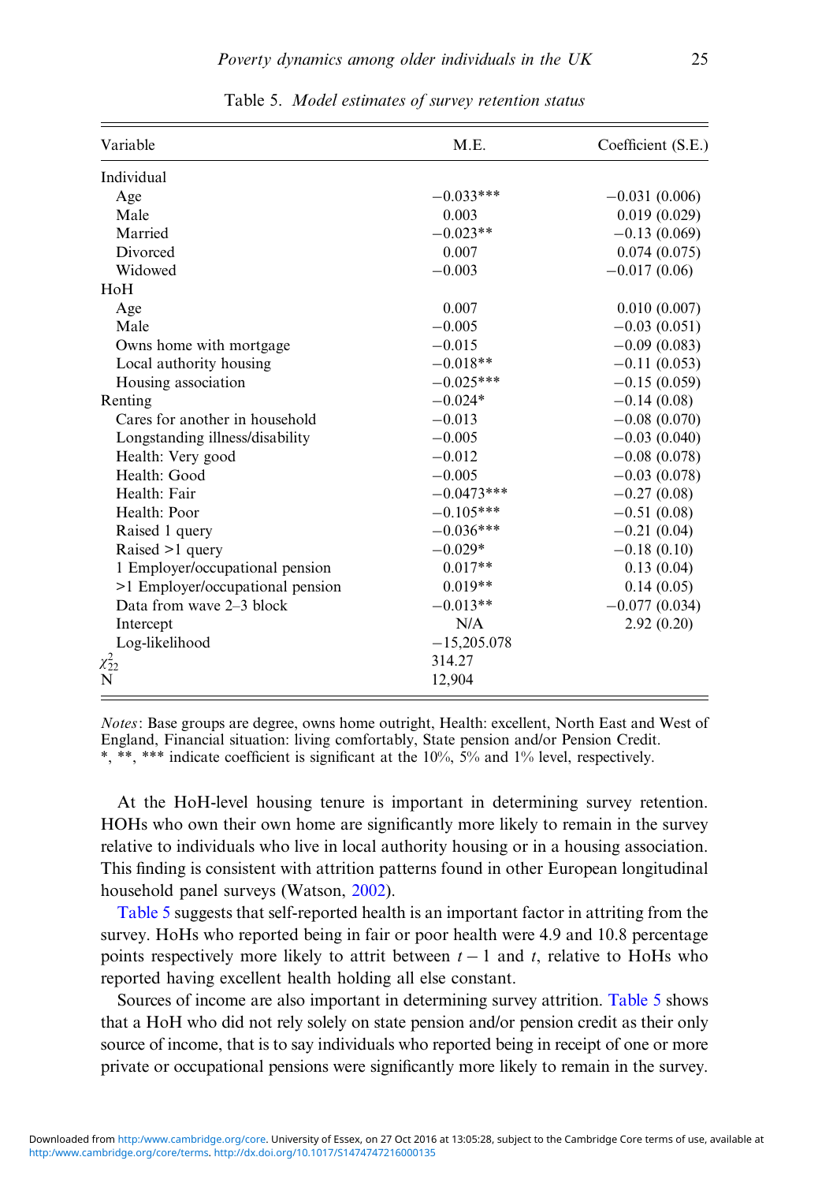Table 5. *Model estimates of survey retention status*

| Variable | M.E. | Coefficient (S.E.) |
|---|---|---|
| Individual | | |
| Age | −0.033*** | −0.031 (0.006) |
| Male | 0.003 | 0.019 (0.029) |
| Married | −0.023** | −0.13 (0.069) |
| Divorced | 0.007 | 0.074 (0.075) |
| Widowed | −0.003 | −0.017 (0.06) |
| HoH | | |
| Age | 0.007 | 0.010 (0.007) |
| Male | −0.005 | −0.03 (0.051) |
| Owns home with mortgage | −0.015 | −0.09 (0.083) |
| Local authority housing | −0.018** | −0.11 (0.053) |
| Housing association | −0.025*** | −0.15 (0.059) |
| Renting | −0.024* | −0.14 (0.08) |
| Cares for another in household | −0.013 | −0.08 (0.070) |
| Longstanding illness/disability | −0.005 | −0.03 (0.040) |
| Health: Very good | −0.012 | −0.08 (0.078) |
| Health: Good | −0.005 | −0.03 (0.078) |
| Health: Fair | −0.0473*** | −0.27 (0.08) |
| Health: Poor | −0.105*** | −0.51 (0.08) |
| Raised 1 query | −0.036*** | −0.21 (0.04) |
| Raised >1 query | −0.029* | −0.18 (0.10) |
| 1 Employer/occupational pension | 0.017** | 0.13 (0.04) |
| >1 Employer/occupational pension | 0.019** | 0.14 (0.05) |
| Data from wave 2–3 block | −0.013** | −0.077 (0.034) |
| Intercept | N/A | 2.92 (0.20) |
| Log-likelihood | −15,205.078 | |
| $\chi^2_{22}$ | 314.27 | |
| N | 12,904 | |

*Notes*: Base groups are degree, owns home outright, Health: excellent, North East and West of England, Financial situation: living comfortably, State pension and/or Pension Credit.
*, **, *** indicate coefficient is significant at the 10%, 5% and 1% level, respectively.

At the HoH-level housing tenure is important in determining survey retention. HOHs who own their own home are significantly more likely to remain in the survey relative to individuals who live in local authority housing or in a housing association. This finding is consistent with attrition patterns found in other European longitudinal household panel surveys (Watson, 2002).

Table 5 suggests that self-reported health is an important factor in attriting from the survey. HoHs who reported being in fair or poor health were 4.9 and 10.8 percentage points respectively more likely to attrit between $t-1$ and $t$, relative to HoHs who reported having excellent health holding all else constant.

Sources of income are also important in determining survey attrition. Table 5 shows that a HoH who did not rely solely on state pension and/or pension credit as their only source of income, that is to say individuals who reported being in receipt of one or more private or occupational pensions were significantly more likely to remain in the survey.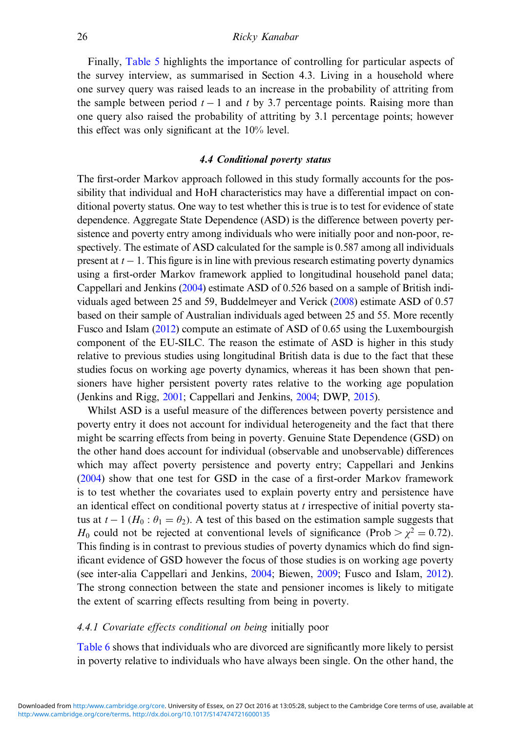Finally, Table 5 highlights the importance of controlling for particular aspects of the survey interview, as summarised in Section 4.3. Living in a household where one survey query was raised leads to an increase in the probability of attriting from the sample between period $t-1$ and $t$ by 3.7 percentage points. Raising more than one query also raised the probability of attriting by 3.1 percentage points; however this effect was only significant at the 10% level.

### *4.4 Conditional poverty status*

The first-order Markov approach followed in this study formally accounts for the possibility that individual and HoH characteristics may have a differential impact on conditional poverty status. One way to test whether this is true is to test for evidence of state dependence. Aggregate State Dependence (ASD) is the difference between poverty persistence and poverty entry among individuals who were initially poor and non-poor, respectively. The estimate of ASD calculated for the sample is 0.587 among all individuals present at $t-1$. This figure is in line with previous research estimating poverty dynamics using a first-order Markov framework applied to longitudinal household panel data; Cappellari and Jenkins (2004) estimate ASD of 0.526 based on a sample of British individuals aged between 25 and 59, Buddelmeyer and Verick (2008) estimate ASD of 0.57 based on their sample of Australian individuals aged between 25 and 55. More recently Fusco and Islam (2012) compute an estimate of ASD of 0.65 using the Luxembourgish component of the EU-SILC. The reason the estimate of ASD is higher in this study relative to previous studies using longitudinal British data is due to the fact that these studies focus on working age poverty dynamics, whereas it has been shown that pensioners have higher persistent poverty rates relative to the working age population (Jenkins and Rigg, 2001; Cappellari and Jenkins, 2004; DWP, 2015).

Whilst ASD is a useful measure of the differences between poverty persistence and poverty entry it does not account for individual heterogeneity and the fact that there might be scarring effects from being in poverty. Genuine State Dependence (GSD) on the other hand does account for individual (observable and unobservable) differences which may affect poverty persistence and poverty entry; Cappellari and Jenkins (2004) show that one test for GSD in the case of a first-order Markov framework is to test whether the covariates used to explain poverty entry and persistence have an identical effect on conditional poverty status at $t$ irrespective of initial poverty status at $t-1$ ($H_0: \theta_1 = \theta_2$). A test of this based on the estimation sample suggests that $H_0$ could not be rejected at conventional levels of significance (Prob $> \chi^2 = 0.72$). This finding is in contrast to previous studies of poverty dynamics which do find significant evidence of GSD however the focus of those studies is on working age poverty (see inter-alia Cappellari and Jenkins, 2004; Biewen, 2009; Fusco and Islam, 2012). The strong connection between the state and pensioner incomes is likely to mitigate the extent of scarring effects resulting from being in poverty.

#### *4.4.1 Covariate effects conditional on being* initially poor

Table 6 shows that individuals who are divorced are significantly more likely to persist in poverty relative to individuals who have always been single. On the other hand, the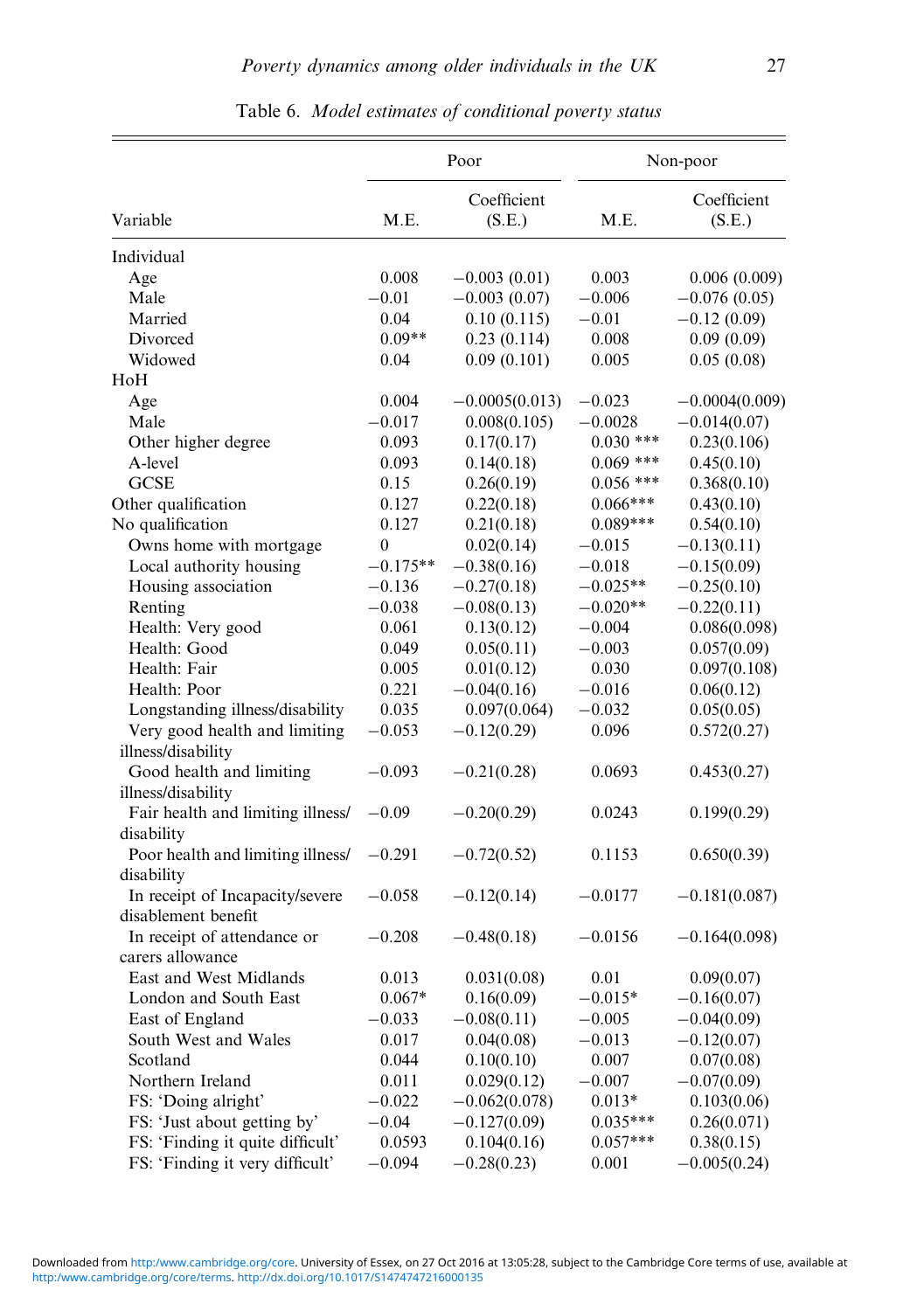Table 6. *Model estimates of conditional poverty status*

| Variable | Poor | | Non-poor | |
|---|---|---|---|---|
| | M.E. | Coefficient (S.E.) | M.E. | Coefficient (S.E.) |
| Individual | | | | |
| Age | 0.008 | −0.003 (0.01) | 0.003 | 0.006 (0.009) |
| Male | −0.01 | −0.003 (0.07) | −0.006 | −0.076 (0.05) |
| Married | 0.04 | 0.10 (0.115) | −0.01 | −0.12 (0.09) |
| Divorced | 0.09** | 0.23 (0.114) | 0.008 | 0.09 (0.09) |
| Widowed | 0.04 | 0.09 (0.101) | 0.005 | 0.05 (0.08) |
| HoH | | | | |
| Age | 0.004 | −0.0005(0.013) | −0.023 | −0.0004(0.009) |
| Male | −0.017 | 0.008(0.105) | −0.0028 | −0.014(0.07) |
| Other higher degree | 0.093 | 0.17(0.17) | 0.030 *** | 0.23(0.106) |
| A-level | 0.093 | 0.14(0.18) | 0.069 *** | 0.45(0.10) |
| GCSE | 0.15 | 0.26(0.19) | 0.056 *** | 0.368(0.10) |
| Other qualification | 0.127 | 0.22(0.18) | 0.066*** | 0.43(0.10) |
| No qualification | 0.127 | 0.21(0.18) | 0.089*** | 0.54(0.10) |
| Owns home with mortgage | 0 | 0.02(0.14) | −0.015 | −0.13(0.11) |
| Local authority housing | −0.175** | −0.38(0.16) | −0.018 | −0.15(0.09) |
| Housing association | −0.136 | −0.27(0.18) | −0.025** | −0.25(0.10) |
| Renting | −0.038 | −0.08(0.13) | −0.020** | −0.22(0.11) |
| Health: Very good | 0.061 | 0.13(0.12) | −0.004 | 0.086(0.098) |
| Health: Good | 0.049 | 0.05(0.11) | −0.003 | 0.057(0.09) |
| Health: Fair | 0.005 | 0.01(0.12) | 0.030 | 0.097(0.108) |
| Health: Poor | 0.221 | −0.04(0.16) | −0.016 | 0.06(0.12) |
| Longstanding illness/disability | 0.035 | 0.097(0.064) | −0.032 | 0.05(0.05) |
| Very good health and limiting illness/disability | −0.053 | −0.12(0.29) | 0.096 | 0.572(0.27) |
| Good health and limiting illness/disability | −0.093 | −0.21(0.28) | 0.0693 | 0.453(0.27) |
| Fair health and limiting illness/disability | −0.09 | −0.20(0.29) | 0.0243 | 0.199(0.29) |
| Poor health and limiting illness/disability | −0.291 | −0.72(0.52) | 0.1153 | 0.650(0.39) |
| In receipt of Incapacity/severe disablement benefit | −0.058 | −0.12(0.14) | −0.0177 | −0.181(0.087) |
| In receipt of attendance or carers allowance | −0.208 | −0.48(0.18) | −0.0156 | −0.164(0.098) |
| East and West Midlands | 0.013 | 0.031(0.08) | 0.01 | 0.09(0.07) |
| London and South East | 0.067* | 0.16(0.09) | −0.015* | −0.16(0.07) |
| East of England | −0.033 | −0.08(0.11) | −0.005 | −0.04(0.09) |
| South West and Wales | 0.017 | 0.04(0.08) | −0.013 | −0.12(0.07) |
| Scotland | 0.044 | 0.10(0.10) | 0.007 | 0.07(0.08) |
| Northern Ireland | 0.011 | 0.029(0.12) | −0.007 | −0.07(0.09) |
| FS: 'Doing alright' | −0.022 | −0.062(0.078) | 0.013* | 0.103(0.06) |
| FS: 'Just about getting by' | −0.04 | −0.127(0.09) | 0.035*** | 0.26(0.071) |
| FS: 'Finding it quite difficult' | 0.0593 | 0.104(0.16) | 0.057*** | 0.38(0.15) |
| FS: 'Finding it very difficult' | −0.094 | −0.28(0.23) | 0.001 | −0.005(0.24) |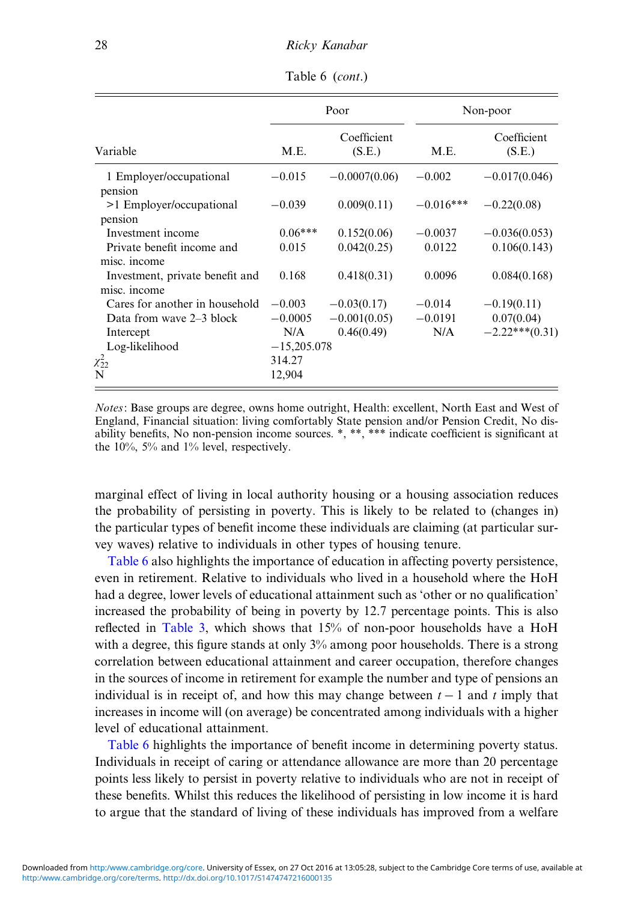Table 6 (*cont*.)

| | Poor | | Non-poor | |
|---|---|---|---|---|
| Variable | M.E. | Coefficient (S.E.) | M.E. | Coefficient (S.E.) |
| 1 Employer/occupational pension | −0.015 | −0.0007(0.06) | −0.002 | −0.017(0.046) |
| >1 Employer/occupational pension | −0.039 | 0.009(0.11) | −0.016*** | −0.22(0.08) |
| Investment income | 0.06*** | 0.152(0.06) | −0.0037 | −0.036(0.053) |
| Private benefit income and misc. income | 0.015 | 0.042(0.25) | 0.0122 | 0.106(0.143) |
| Investment, private benefit and misc. income | 0.168 | 0.418(0.31) | 0.0096 | 0.084(0.168) |
| Cares for another in household | −0.003 | −0.03(0.17) | −0.014 | −0.19(0.11) |
| Data from wave 2–3 block | −0.0005 | −0.001(0.05) | −0.0191 | 0.07(0.04) |
| Intercept | N/A | 0.46(0.49) | N/A | −2.22***(0.31) |
| Log-likelihood | −15,205.078 | | | |
| $\chi^2_{22}$ | 314.27 | | | |
| N | 12,904 | | | |

*Notes*: Base groups are degree, owns home outright, Health: excellent, North East and West of England, Financial situation: living comfortably State pension and/or Pension Credit, No disability benefits, No non-pension income sources. *, **, *** indicate coefficient is significant at the 10%, 5% and 1% level, respectively.

marginal effect of living in local authority housing or a housing association reduces the probability of persisting in poverty. This is likely to be related to (changes in) the particular types of benefit income these individuals are claiming (at particular survey waves) relative to individuals in other types of housing tenure.

Table 6 also highlights the importance of education in affecting poverty persistence, even in retirement. Relative to individuals who lived in a household where the HoH had a degree, lower levels of educational attainment such as 'other or no qualification' increased the probability of being in poverty by 12.7 percentage points. This is also reflected in Table 3, which shows that 15% of non-poor households have a HoH with a degree, this figure stands at only 3% among poor households. There is a strong correlation between educational attainment and career occupation, therefore changes in the sources of income in retirement for example the number and type of pensions an individual is in receipt of, and how this may change between $t-1$ and $t$ imply that increases in income will (on average) be concentrated among individuals with a higher level of educational attainment.

Table 6 highlights the importance of benefit income in determining poverty status. Individuals in receipt of caring or attendance allowance are more than 20 percentage points less likely to persist in poverty relative to individuals who are not in receipt of these benefits. Whilst this reduces the likelihood of persisting in low income it is hard to argue that the standard of living of these individuals has improved from a welfare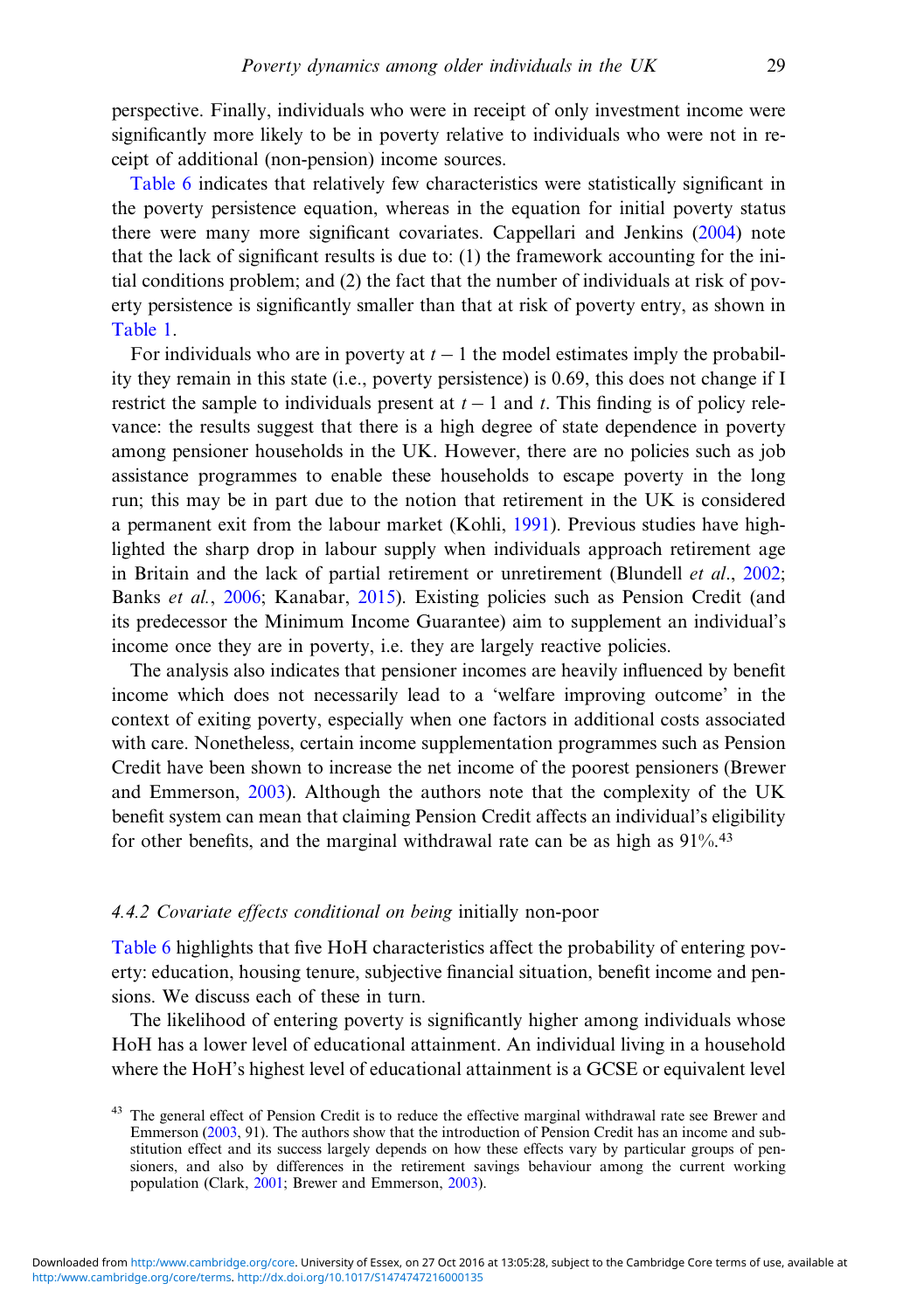perspective. Finally, individuals who were in receipt of only investment income were significantly more likely to be in poverty relative to individuals who were not in receipt of additional (non-pension) income sources.

Table 6 indicates that relatively few characteristics were statistically significant in the poverty persistence equation, whereas in the equation for initial poverty status there were many more significant covariates. Cappellari and Jenkins (2004) note that the lack of significant results is due to: (1) the framework accounting for the initial conditions problem; and (2) the fact that the number of individuals at risk of poverty persistence is significantly smaller than that at risk of poverty entry, as shown in Table 1.

For individuals who are in poverty at $t-1$ the model estimates imply the probability they remain in this state (i.e., poverty persistence) is 0.69, this does not change if I restrict the sample to individuals present at $t-1$ and $t$. This finding is of policy relevance: the results suggest that there is a high degree of state dependence in poverty among pensioner households in the UK. However, there are no policies such as job assistance programmes to enable these households to escape poverty in the long run; this may be in part due to the notion that retirement in the UK is considered a permanent exit from the labour market (Kohli, 1991). Previous studies have highlighted the sharp drop in labour supply when individuals approach retirement age in Britain and the lack of partial retirement or unretirement (Blundell *et al.*, 2002; Banks *et al.*, 2006; Kanabar, 2015). Existing policies such as Pension Credit (and its predecessor the Minimum Income Guarantee) aim to supplement an individual's income once they are in poverty, i.e. they are largely reactive policies.

The analysis also indicates that pensioner incomes are heavily influenced by benefit income which does not necessarily lead to a 'welfare improving outcome' in the context of exiting poverty, especially when one factors in additional costs associated with care. Nonetheless, certain income supplementation programmes such as Pension Credit have been shown to increase the net income of the poorest pensioners (Brewer and Emmerson, 2003). Although the authors note that the complexity of the UK benefit system can mean that claiming Pension Credit affects an individual's eligibility for other benefits, and the marginal withdrawal rate can be as high as 91%.[43]

#### *4.4.2 Covariate effects conditional on being* initially non-poor

Table 6 highlights that five HoH characteristics affect the probability of entering poverty: education, housing tenure, subjective financial situation, benefit income and pensions. We discuss each of these in turn.

The likelihood of entering poverty is significantly higher among individuals whose HoH has a lower level of educational attainment. An individual living in a household where the HoH's highest level of educational attainment is a GCSE or equivalent level

[43] The general effect of Pension Credit is to reduce the effective marginal withdrawal rate see Brewer and Emmerson (2003, 91). The authors show that the introduction of Pension Credit has an income and substitution effect and its success largely depends on how these effects vary by particular groups of pensioners, and also by differences in the retirement savings behaviour among the current working population (Clark, 2001; Brewer and Emmerson, 2003).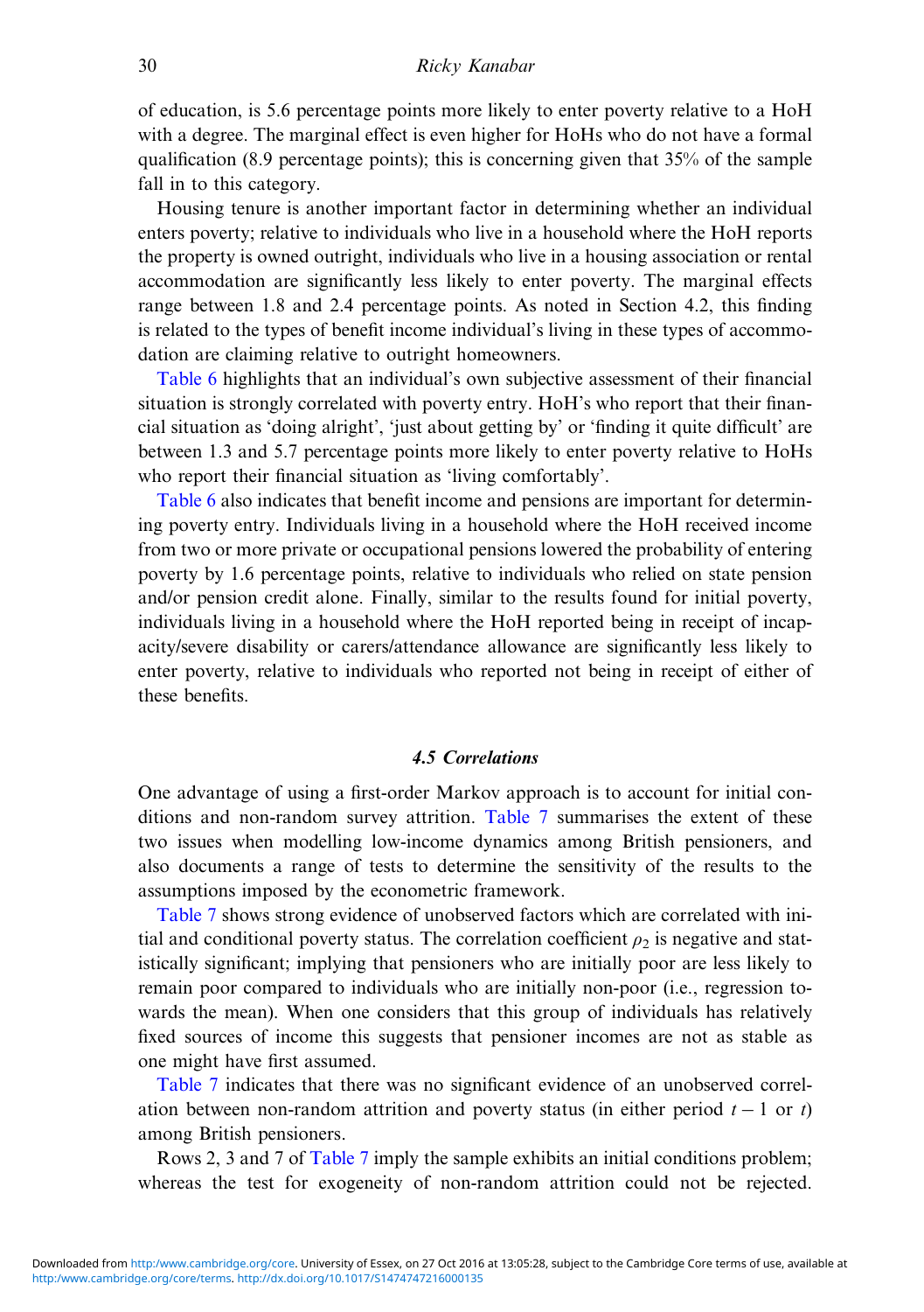of education, is 5.6 percentage points more likely to enter poverty relative to a HoH with a degree. The marginal effect is even higher for HoHs who do not have a formal qualification (8.9 percentage points); this is concerning given that 35% of the sample fall in to this category.

Housing tenure is another important factor in determining whether an individual enters poverty; relative to individuals who live in a household where the HoH reports the property is owned outright, individuals who live in a housing association or rental accommodation are significantly less likely to enter poverty. The marginal effects range between 1.8 and 2.4 percentage points. As noted in Section 4.2, this finding is related to the types of benefit income individual's living in these types of accommodation are claiming relative to outright homeowners.

Table 6 highlights that an individual's own subjective assessment of their financial situation is strongly correlated with poverty entry. HoH's who report that their financial situation as 'doing alright', 'just about getting by' or 'finding it quite difficult' are between 1.3 and 5.7 percentage points more likely to enter poverty relative to HoHs who report their financial situation as 'living comfortably'.

Table 6 also indicates that benefit income and pensions are important for determining poverty entry. Individuals living in a household where the HoH received income from two or more private or occupational pensions lowered the probability of entering poverty by 1.6 percentage points, relative to individuals who relied on state pension and/or pension credit alone. Finally, similar to the results found for initial poverty, individuals living in a household where the HoH reported being in receipt of incapacity/severe disability or carers/attendance allowance are significantly less likely to enter poverty, relative to individuals who reported not being in receipt of either of these benefits.

### *4.5 Correlations*

One advantage of using a first-order Markov approach is to account for initial conditions and non-random survey attrition. Table 7 summarises the extent of these two issues when modelling low-income dynamics among British pensioners, and also documents a range of tests to determine the sensitivity of the results to the assumptions imposed by the econometric framework.

Table 7 shows strong evidence of unobserved factors which are correlated with initial and conditional poverty status. The correlation coefficient $\rho_2$ is negative and statistically significant; implying that pensioners who are initially poor are less likely to remain poor compared to individuals who are initially non-poor (i.e., regression towards the mean). When one considers that this group of individuals has relatively fixed sources of income this suggests that pensioner incomes are not as stable as one might have first assumed.

Table 7 indicates that there was no significant evidence of an unobserved correlation between non-random attrition and poverty status (in either period $t-1$ or $t$) among British pensioners.

Rows 2, 3 and 7 of Table 7 imply the sample exhibits an initial conditions problem; whereas the test for exogeneity of non-random attrition could not be rejected.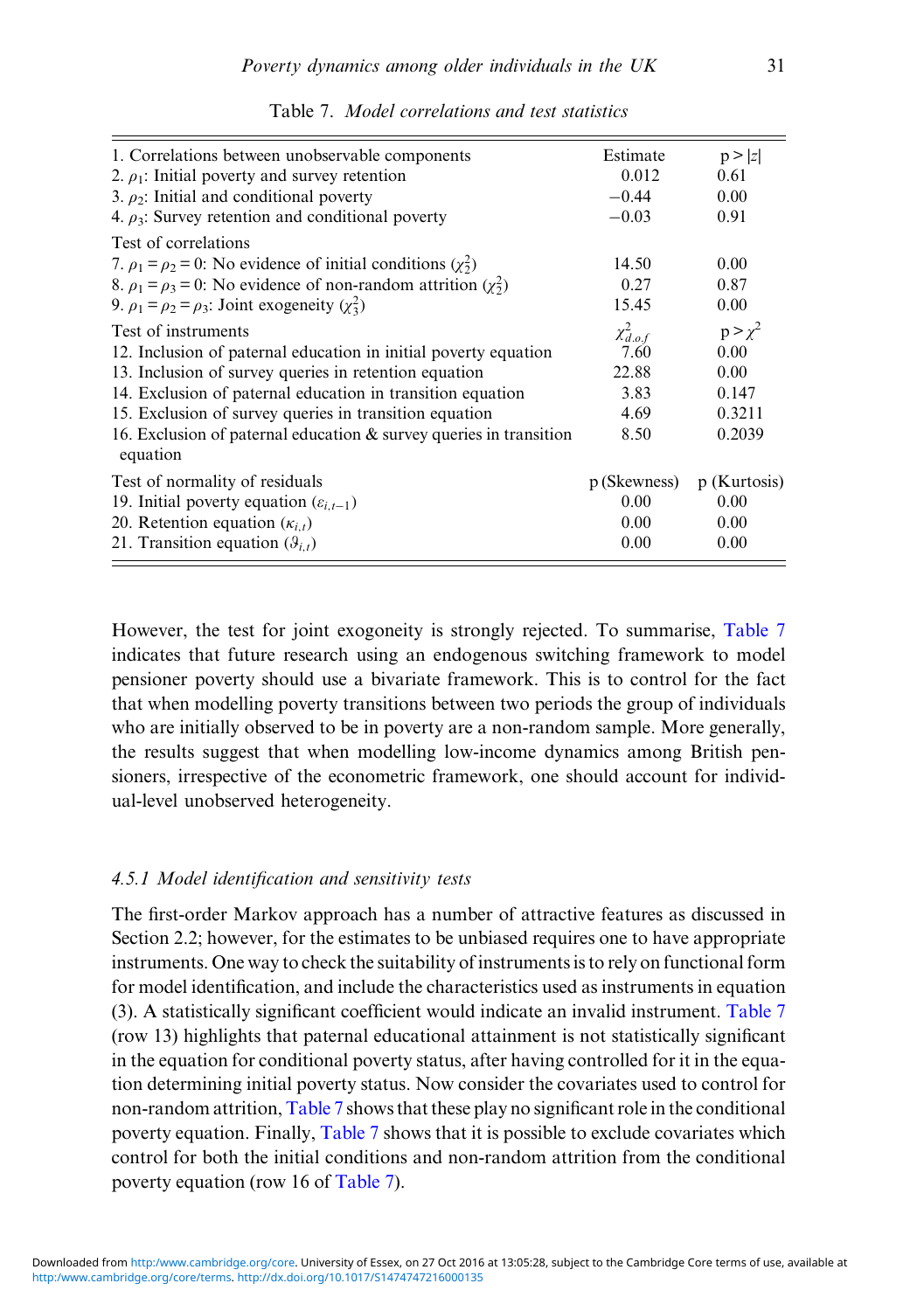Table 7. *Model correlations and test statistics*

| 1. Correlations between unobservable components | Estimate | $p > \|z\|$ |
|---|---|---|
| 2. $\rho_1$: Initial poverty and survey retention | 0.012 | 0.61 |
| 3. $\rho_2$: Initial and conditional poverty | −0.44 | 0.00 |
| 4. $\rho_3$: Survey retention and conditional poverty | −0.03 | 0.91 |
| Test of correlations | | |
| 7. $\rho_1 = \rho_2 = 0$: No evidence of initial conditions ($\chi^2_2$) | 14.50 | 0.00 |
| 8. $\rho_1 = \rho_3 = 0$: No evidence of non-random attrition ($\chi^2_2$) | 0.27 | 0.87 |
| 9. $\rho_1 = \rho_2 = \rho_3$: Joint exogeneity ($\chi^2_3$) | 15.45 | 0.00 |
| Test of instruments | $\chi^2_{d.o.f}$ | $p > \chi^2$ |
| 12. Inclusion of paternal education in initial poverty equation | 7.60 | 0.00 |
| 13. Inclusion of survey queries in retention equation | 22.88 | 0.00 |
| 14. Exclusion of paternal education in transition equation | 3.83 | 0.147 |
| 15. Exclusion of survey queries in transition equation | 4.69 | 0.3211 |
| 16. Exclusion of paternal education & survey queries in transition equation | 8.50 | 0.2039 |
| Test of normality of residuals | p (Skewness) | p (Kurtosis) |
| 19. Initial poverty equation ($\varepsilon_{i,t-1}$) | 0.00 | 0.00 |
| 20. Retention equation ($\kappa_{i,t}$) | 0.00 | 0.00 |
| 21. Transition equation ($\vartheta_{i,t}$) | 0.00 | 0.00 |

However, the test for joint exogoneity is strongly rejected. To summarise, Table 7 indicates that future research using an endogenous switching framework to model pensioner poverty should use a bivariate framework. This is to control for the fact that when modelling poverty transitions between two periods the group of individuals who are initially observed to be in poverty are a non-random sample. More generally, the results suggest that when modelling low-income dynamics among British pensioners, irrespective of the econometric framework, one should account for individual-level unobserved heterogeneity.

### *4.5.1 Model identification and sensitivity tests*

The first-order Markov approach has a number of attractive features as discussed in Section 2.2; however, for the estimates to be unbiased requires one to have appropriate instruments. One way to check the suitability of instruments is to rely on functional form for model identification, and include the characteristics used as instruments in equation (3). A statistically significant coefficient would indicate an invalid instrument. Table 7 (row 13) highlights that paternal educational attainment is not statistically significant in the equation for conditional poverty status, after having controlled for it in the equation determining initial poverty status. Now consider the covariates used to control for non-random attrition, Table 7 shows that these play no significant role in the conditional poverty equation. Finally, Table 7 shows that it is possible to exclude covariates which control for both the initial conditions and non-random attrition from the conditional poverty equation (row 16 of Table 7).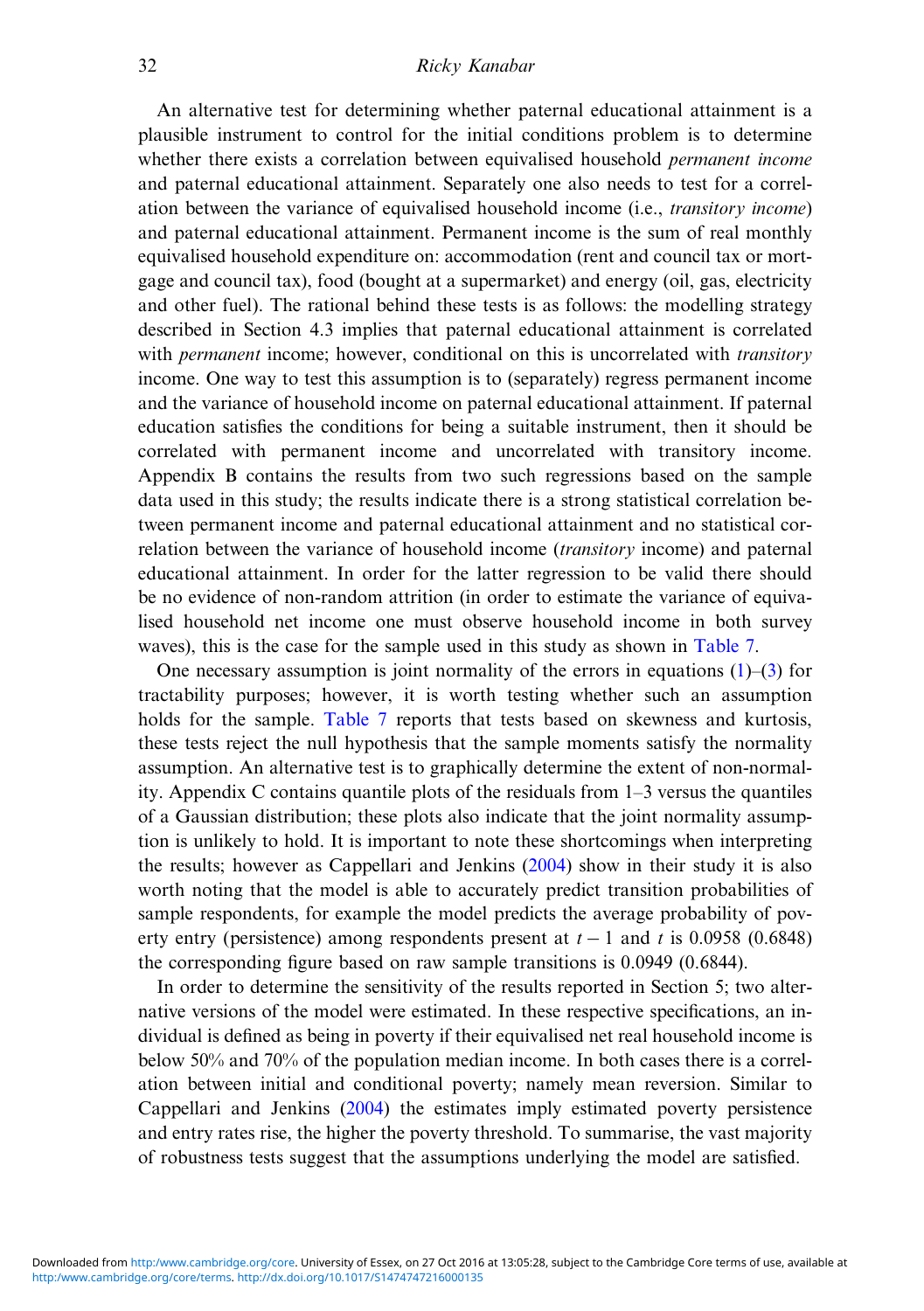An alternative test for determining whether paternal educational attainment is a plausible instrument to control for the initial conditions problem is to determine whether there exists a correlation between equivalised household *permanent income* and paternal educational attainment. Separately one also needs to test for a correlation between the variance of equivalised household income (i.e., *transitory income*) and paternal educational attainment. Permanent income is the sum of real monthly equivalised household expenditure on: accommodation (rent and council tax or mortgage and council tax), food (bought at a supermarket) and energy (oil, gas, electricity and other fuel). The rational behind these tests is as follows: the modelling strategy described in Section 4.3 implies that paternal educational attainment is correlated with *permanent* income; however, conditional on this is uncorrelated with *transitory* income. One way to test this assumption is to (separately) regress permanent income and the variance of household income on paternal educational attainment. If paternal education satisfies the conditions for being a suitable instrument, then it should be correlated with permanent income and uncorrelated with transitory income. Appendix B contains the results from two such regressions based on the sample data used in this study; the results indicate there is a strong statistical correlation between permanent income and paternal educational attainment and no statistical correlation between the variance of household income (*transitory* income) and paternal educational attainment. In order for the latter regression to be valid there should be no evidence of non-random attrition (in order to estimate the variance of equivalised household net income one must observe household income in both survey waves), this is the case for the sample used in this study as shown in Table 7.

One necessary assumption is joint normality of the errors in equations (1)–(3) for tractability purposes; however, it is worth testing whether such an assumption holds for the sample. Table 7 reports that tests based on skewness and kurtosis, these tests reject the null hypothesis that the sample moments satisfy the normality assumption. An alternative test is to graphically determine the extent of non-normality. Appendix C contains quantile plots of the residuals from 1–3 versus the quantiles of a Gaussian distribution; these plots also indicate that the joint normality assumption is unlikely to hold. It is important to note these shortcomings when interpreting the results; however as Cappellari and Jenkins (2004) show in their study it is also worth noting that the model is able to accurately predict transition probabilities of sample respondents, for example the model predicts the average probability of poverty entry (persistence) among respondents present at $t-1$ and $t$ is 0.0958 (0.6848) the corresponding figure based on raw sample transitions is 0.0949 (0.6844).

In order to determine the sensitivity of the results reported in Section 5; two alternative versions of the model were estimated. In these respective specifications, an individual is defined as being in poverty if their equivalised net real household income is below 50% and 70% of the population median income. In both cases there is a correlation between initial and conditional poverty; namely mean reversion. Similar to Cappellari and Jenkins (2004) the estimates imply estimated poverty persistence and entry rates rise, the higher the poverty threshold. To summarise, the vast majority of robustness tests suggest that the assumptions underlying the model are satisfied.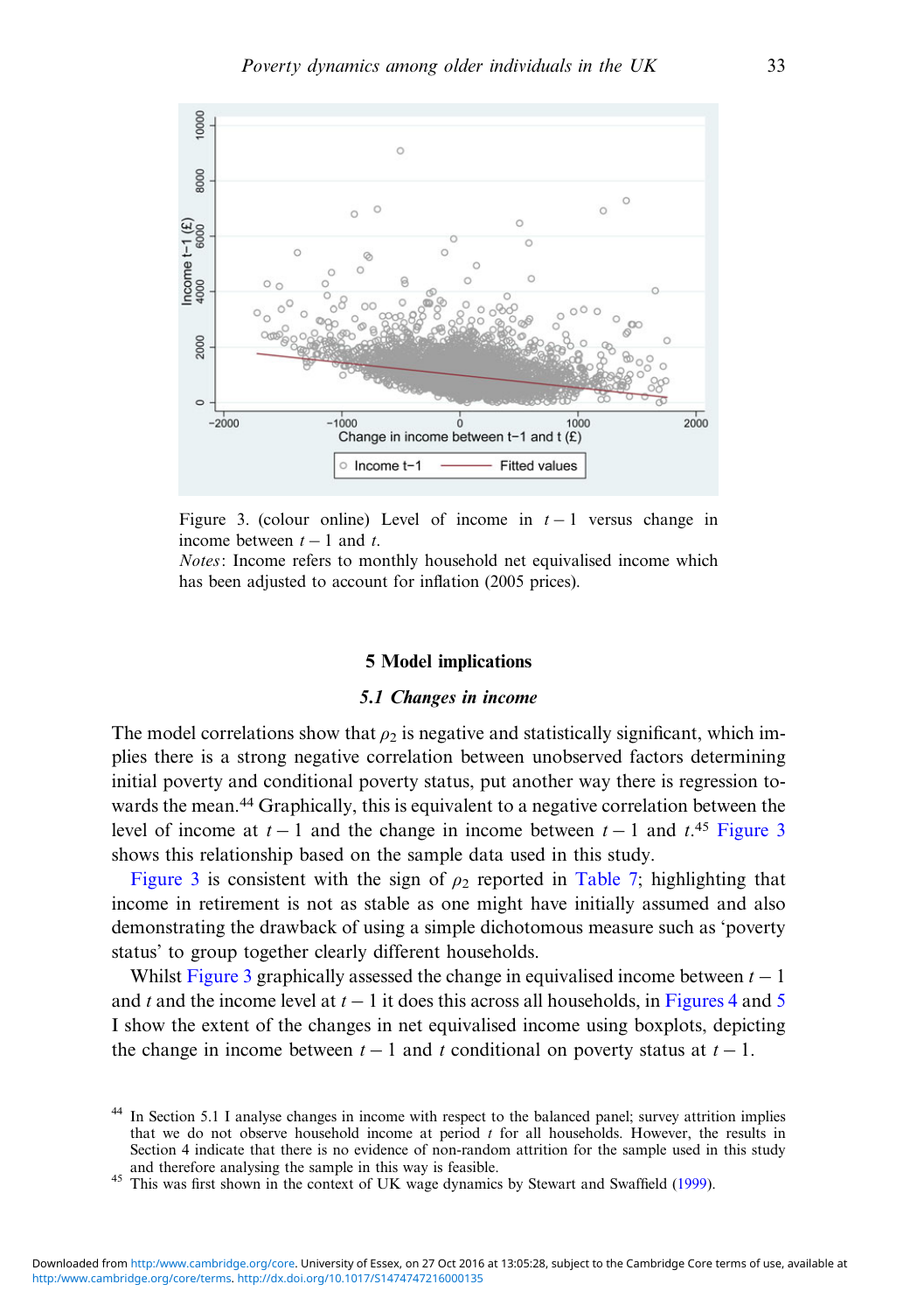Figure 3. (colour online) Level of income in $t-1$ versus change in income between $t-1$ and $t$.

*Notes*: Income refers to monthly household net equivalised income which has been adjusted to account for inflation (2005 prices).

## 5 Model implications

### *5.1 Changes in income*

The model correlations show that $\rho_2$ is negative and statistically significant, which implies there is a strong negative correlation between unobserved factors determining initial poverty and conditional poverty status, put another way there is regression towards the mean.[44] Graphically, this is equivalent to a negative correlation between the level of income at $t-1$ and the change in income between $t-1$ and $t$.[45] Figure 3 shows this relationship based on the sample data used in this study.

Figure 3 is consistent with the sign of $\rho_2$ reported in Table 7; highlighting that income in retirement is not as stable as one might have initially assumed and also demonstrating the drawback of using a simple dichotomous measure such as 'poverty status' to group together clearly different households.

Whilst Figure 3 graphically assessed the change in equivalised income between $t-1$ and $t$ and the income level at $t-1$ it does this across all households, in Figures 4 and 5 I show the extent of the changes in net equivalised income using boxplots, depicting the change in income between $t-1$ and $t$ conditional on poverty status at $t-1$.

[44] In Section 5.1 I analyse changes in income with respect to the balanced panel; survey attrition implies that we do not observe household income at period $t$ for all households. However, the results in Section 4 indicate that there is no evidence of non-random attrition for the sample used in this study and therefore analysing the sample in this way is feasible.

[45] This was first shown in the context of UK wage dynamics by Stewart and Swaffield (1999).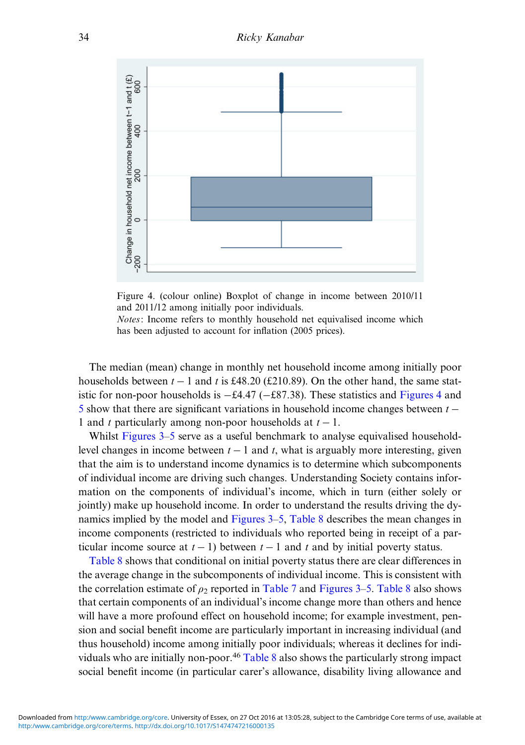Figure 4. (colour online) Boxplot of change in income between 2010/11 and 2011/12 among initially poor individuals.
*Notes*: Income refers to monthly household net equivalised income which has been adjusted to account for inflation (2005 prices).

The median (mean) change in monthly net household income among initially poor households between $t-1$ and $t$ is £48.20 (£210.89). On the other hand, the same statistic for non-poor households is −£4.47 (−£87.38). These statistics and Figures 4 and 5 show that there are significant variations in household income changes between $t-1$ and $t$ particularly among non-poor households at $t-1$.

Whilst Figures 3–5 serve as a useful benchmark to analyse equivalised household-level changes in income between $t-1$ and $t$, what is arguably more interesting, given that the aim is to understand income dynamics is to determine which subcomponents of individual income are driving such changes. Understanding Society contains information on the components of individual's income, which in turn (either solely or jointly) make up household income. In order to understand the results driving the dynamics implied by the model and Figures 3–5, Table 8 describes the mean changes in income components (restricted to individuals who reported being in receipt of a particular income source at $t-1$) between $t-1$ and $t$ and by initial poverty status.

Table 8 shows that conditional on initial poverty status there are clear differences in the average change in the subcomponents of individual income. This is consistent with the correlation estimate of $\rho_2$ reported in Table 7 and Figures 3–5. Table 8 also shows that certain components of an individual's income change more than others and hence will have a more profound effect on household income; for example investment, pension and social benefit income are particularly important in increasing individual (and thus household) income among initially poor individuals; whereas it declines for individuals who are initially non-poor.[46] Table 8 also shows the particularly strong impact social benefit income (in particular carer's allowance, disability living allowance and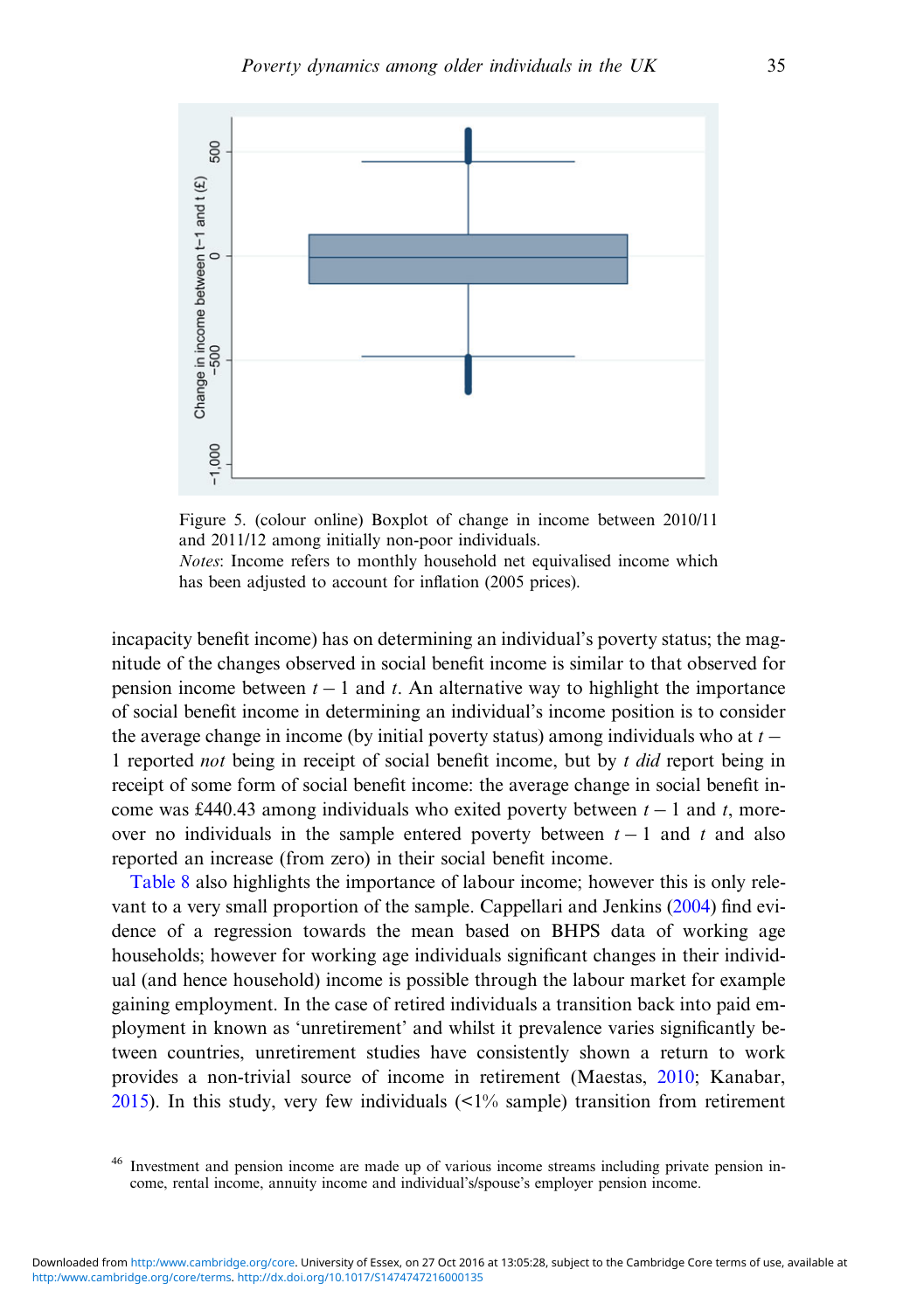Figure 5. (colour online) Boxplot of change in income between 2010/11 and 2011/12 among initially non-poor individuals.
*Notes*: Income refers to monthly household net equivalised income which has been adjusted to account for inflation (2005 prices).

incapacity benefit income) has on determining an individual's poverty status; the magnitude of the changes observed in social benefit income is similar to that observed for pension income between $t-1$ and $t$. An alternative way to highlight the importance of social benefit income in determining an individual's income position is to consider the average change in income (by initial poverty status) among individuals who at $t-1$ reported *not* being in receipt of social benefit income, but by $t$ *did* report being in receipt of some form of social benefit income: the average change in social benefit income was £440.43 among individuals who exited poverty between $t-1$ and $t$, moreover no individuals in the sample entered poverty between $t-1$ and $t$ and also reported an increase (from zero) in their social benefit income.

Table 8 also highlights the importance of labour income; however this is only relevant to a very small proportion of the sample. Cappellari and Jenkins (2004) find evidence of a regression towards the mean based on BHPS data of working age households; however for working age individuals significant changes in their individual (and hence household) income is possible through the labour market for example gaining employment. In the case of retired individuals a transition back into paid employment in known as 'unretirement' and whilst it prevalence varies significantly between countries, unretirement studies have consistently shown a return to work provides a non-trivial source of income in retirement (Maestas, 2010; Kanabar, 2015). In this study, very few individuals (<1% sample) transition from retirement

[46] Investment and pension income are made up of various income streams including private pension income, rental income, annuity income and individual's/spouse's employer pension income.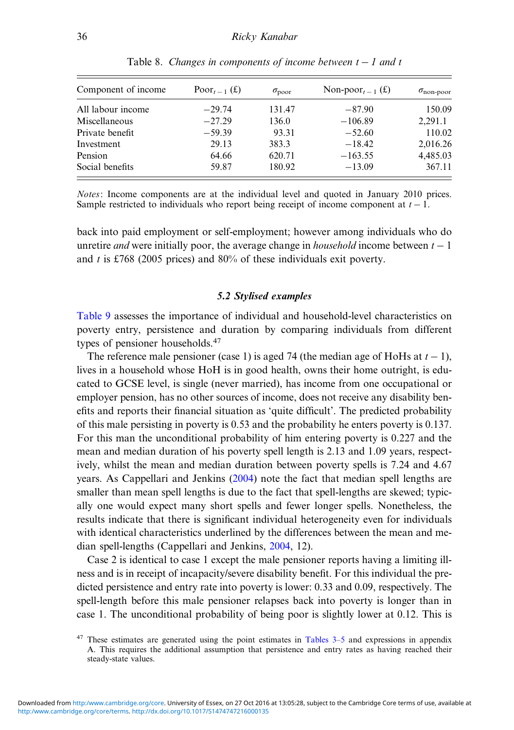Table 8. *Changes in components of income between $t - 1$ and $t$*

| Component of income | $\text{Poor}_{t-1}$ (£) | $\sigma_{\text{poor}}$ | $\text{Non-poor}_{t-1}$ (£) | $\sigma_{\text{non-poor}}$ |
|---|---|---|---|---|
| All labour income | −29.74 | 131.47 | −87.90 | 150.09 |
| Miscellaneous | −27.29 | 136.0 | −106.89 | 2,291.1 |
| Private benefit | −59.39 | 93.31 | −52.60 | 110.02 |
| Investment | 29.13 | 383.3 | −18.42 | 2,016.26 |
| Pension | 64.66 | 620.71 | −163.55 | 4,485.03 |
| Social benefits | 59.87 | 180.92 | −13.09 | 367.11 |

*Notes*: Income components are at the individual level and quoted in January 2010 prices. Sample restricted to individuals who report being receipt of income component at $t - 1$.

back into paid employment or self-employment; however among individuals who do unretire *and* were initially poor, the average change in *household* income between $t - 1$ and $t$ is £768 (2005 prices) and 80% of these individuals exit poverty.

### 5.2 Stylised examples

Table 9 assesses the importance of individual and household-level characteristics on poverty entry, persistence and duration by comparing individuals from different types of pensioner households.[47]

The reference male pensioner (case 1) is aged 74 (the median age of HoHs at $t - 1$), lives in a household whose HoH is in good health, owns their home outright, is educated to GCSE level, is single (never married), has income from one occupational or employer pension, has no other sources of income, does not receive any disability benefits and reports their financial situation as 'quite difficult'. The predicted probability of this male persisting in poverty is 0.53 and the probability he enters poverty is 0.137. For this man the unconditional probability of him entering poverty is 0.227 and the mean and median duration of his poverty spell length is 2.13 and 1.09 years, respectively, whilst the mean and median duration between poverty spells is 7.24 and 4.67 years. As Cappellari and Jenkins (2004) note the fact that median spell lengths are smaller than mean spell lengths is due to the fact that spell-lengths are skewed; typically one would expect many short spells and fewer longer spells. Nonetheless, the results indicate that there is significant individual heterogeneity even for individuals with identical characteristics underlined by the differences between the mean and median spell-lengths (Cappellari and Jenkins, 2004, 12).

Case 2 is identical to case 1 except the male pensioner reports having a limiting illness and is in receipt of incapacity/severe disability benefit. For this individual the predicted persistence and entry rate into poverty is lower: 0.33 and 0.09, respectively. The spell-length before this male pensioner relapses back into poverty is longer than in case 1. The unconditional probability of being poor is slightly lower at 0.12. This is

[47] These estimates are generated using the point estimates in Tables 3–5 and expressions in appendix A. This requires the additional assumption that persistence and entry rates as having reached their steady-state values.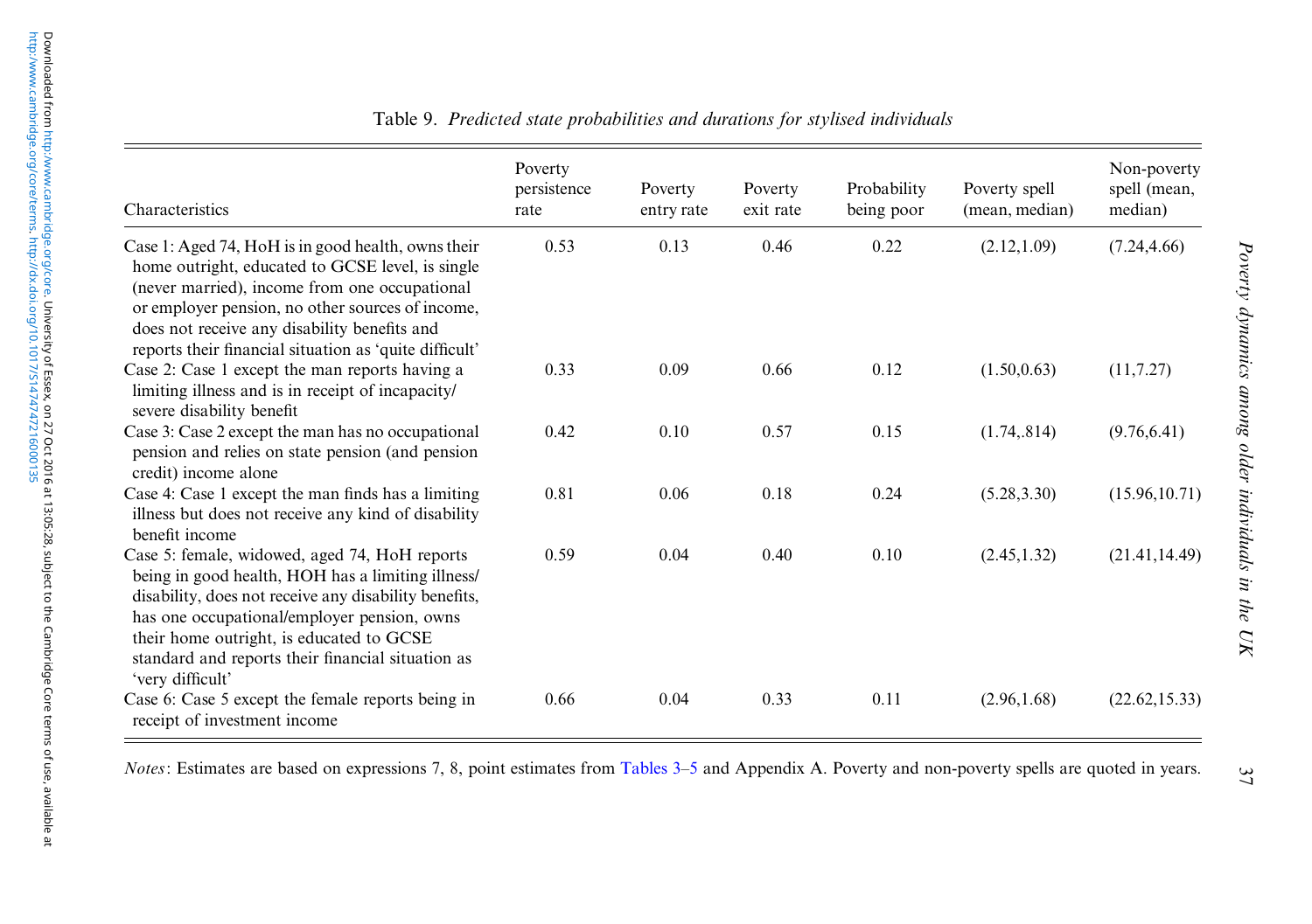Table 9. *Predicted state probabilities and durations for stylised individuals*

| Characteristics | Poverty persistence rate | Poverty entry rate | Poverty exit rate | Probability being poor | Poverty spell (mean, median) | Non-poverty spell (mean, median) |
|---|---|---|---|---|---|---|
| Case 1: Aged 74, HoH is in good health, owns their home outright, educated to GCSE level, is single (never married), income from one occupational or employer pension, no other sources of income, does not receive any disability benefits and reports their financial situation as 'quite difficult' | 0.53 | 0.13 | 0.46 | 0.22 | (2.12,1.09) | (7.24,4.66) |
| Case 2: Case 1 except the man reports having a limiting illness and is in receipt of incapacity/severe disability benefit | 0.33 | 0.09 | 0.66 | 0.12 | (1.50,0.63) | (11,7.27) |
| Case 3: Case 2 except the man has no occupational pension and relies on state pension (and pension credit) income alone | 0.42 | 0.10 | 0.57 | 0.15 | (1.74,.814) | (9.76,6.41) |
| Case 4: Case 1 except the man finds has a limiting illness but does not receive any kind of disability benefit income | 0.81 | 0.06 | 0.18 | 0.24 | (5.28,3.30) | (15.96,10.71) |
| Case 5: female, widowed, aged 74, HoH reports being in good health, HOH has a limiting illness/disability, does not receive any disability benefits, has one occupational/employer pension, owns their home outright, is educated to GCSE standard and reports their financial situation as 'very difficult' | 0.59 | 0.04 | 0.40 | 0.10 | (2.45,1.32) | (21.41,14.49) |
| Case 6: Case 5 except the female reports being in receipt of investment income | 0.66 | 0.04 | 0.33 | 0.11 | (2.96,1.68) | (22.62,15.33) |

*Notes*: Estimates are based on expressions 7, 8, point estimates from Tables 3–5 and Appendix A. Poverty and non-poverty spells are quoted in years.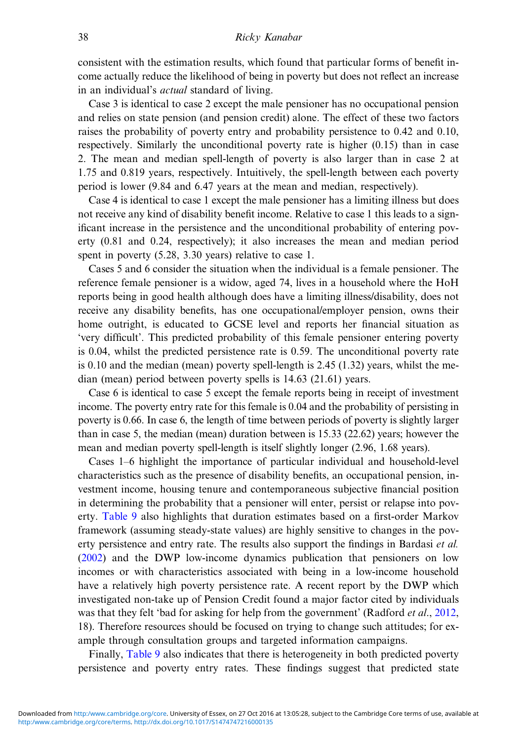consistent with the estimation results, which found that particular forms of benefit income actually reduce the likelihood of being in poverty but does not reflect an increase in an individual's *actual* standard of living.

Case 3 is identical to case 2 except the male pensioner has no occupational pension and relies on state pension (and pension credit) alone. The effect of these two factors raises the probability of poverty entry and probability persistence to 0.42 and 0.10, respectively. Similarly the unconditional poverty rate is higher (0.15) than in case 2. The mean and median spell-length of poverty is also larger than in case 2 at 1.75 and 0.819 years, respectively. Intuitively, the spell-length between each poverty period is lower (9.84 and 6.47 years at the mean and median, respectively).

Case 4 is identical to case 1 except the male pensioner has a limiting illness but does not receive any kind of disability benefit income. Relative to case 1 this leads to a significant increase in the persistence and the unconditional probability of entering poverty (0.81 and 0.24, respectively); it also increases the mean and median period spent in poverty (5.28, 3.30 years) relative to case 1.

Cases 5 and 6 consider the situation when the individual is a female pensioner. The reference female pensioner is a widow, aged 74, lives in a household where the HoH reports being in good health although does have a limiting illness/disability, does not receive any disability benefits, has one occupational/employer pension, owns their home outright, is educated to GCSE level and reports her financial situation as 'very difficult'. This predicted probability of this female pensioner entering poverty is 0.04, whilst the predicted persistence rate is 0.59. The unconditional poverty rate is 0.10 and the median (mean) poverty spell-length is 2.45 (1.32) years, whilst the median (mean) period between poverty spells is 14.63 (21.61) years.

Case 6 is identical to case 5 except the female reports being in receipt of investment income. The poverty entry rate for this female is 0.04 and the probability of persisting in poverty is 0.66. In case 6, the length of time between periods of poverty is slightly larger than in case 5, the median (mean) duration between is 15.33 (22.62) years; however the mean and median poverty spell-length is itself slightly longer (2.96, 1.68 years).

Cases 1–6 highlight the importance of particular individual and household-level characteristics such as the presence of disability benefits, an occupational pension, investment income, housing tenure and contemporaneous subjective financial position in determining the probability that a pensioner will enter, persist or relapse into poverty. Table 9 also highlights that duration estimates based on a first-order Markov framework (assuming steady-state values) are highly sensitive to changes in the poverty persistence and entry rate. The results also support the findings in Bardasi *et al.* (2002) and the DWP low-income dynamics publication that pensioners on low incomes or with characteristics associated with being in a low-income household have a relatively high poverty persistence rate. A recent report by the DWP which investigated non-take up of Pension Credit found a major factor cited by individuals was that they felt 'bad for asking for help from the government' (Radford *et al*., 2012, 18). Therefore resources should be focused on trying to change such attitudes; for example through consultation groups and targeted information campaigns.

Finally, Table 9 also indicates that there is heterogeneity in both predicted poverty persistence and poverty entry rates. These findings suggest that predicted state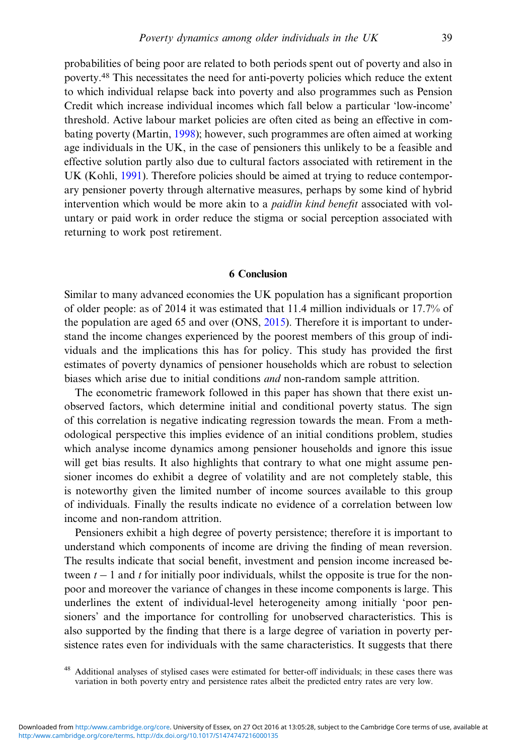probabilities of being poor are related to both periods spent out of poverty and also in poverty.[48] This necessitates the need for anti-poverty policies which reduce the extent to which individual relapse back into poverty and also programmes such as Pension Credit which increase individual incomes which fall below a particular 'low-income' threshold. Active labour market policies are often cited as being an effective in combating poverty (Martin, 1998); however, such programmes are often aimed at working age individuals in the UK, in the case of pensioners this unlikely to be a feasible and effective solution partly also due to cultural factors associated with retirement in the UK (Kohli, 1991). Therefore policies should be aimed at trying to reduce contemporary pensioner poverty through alternative measures, perhaps by some kind of hybrid intervention which would be more akin to a *paid/in kind benefit* associated with voluntary or paid work in order reduce the stigma or social perception associated with returning to work post retirement.

## 6 Conclusion

Similar to many advanced economies the UK population has a significant proportion of older people: as of 2014 it was estimated that 11.4 million individuals or 17.7% of the population are aged 65 and over (ONS, 2015). Therefore it is important to understand the income changes experienced by the poorest members of this group of individuals and the implications this has for policy. This study has provided the first estimates of poverty dynamics of pensioner households which are robust to selection biases which arise due to initial conditions *and* non-random sample attrition.

The econometric framework followed in this paper has shown that there exist unobserved factors, which determine initial and conditional poverty status. The sign of this correlation is negative indicating regression towards the mean. From a methodological perspective this implies evidence of an initial conditions problem, studies which analyse income dynamics among pensioner households and ignore this issue will get bias results. It also highlights that contrary to what one might assume pensioner incomes do exhibit a degree of volatility and are not completely stable, this is noteworthy given the limited number of income sources available to this group of individuals. Finally the results indicate no evidence of a correlation between low income and non-random attrition.

Pensioners exhibit a high degree of poverty persistence; therefore it is important to understand which components of income are driving the finding of mean reversion. The results indicate that social benefit, investment and pension income increased between $t-1$ and $t$ for initially poor individuals, whilst the opposite is true for the non-poor and moreover the variance of changes in these income components is large. This underlines the extent of individual-level heterogeneity among initially 'poor pensioners' and the importance for controlling for unobserved characteristics. This is also supported by the finding that there is a large degree of variation in poverty persistence rates even for individuals with the same characteristics. It suggests that there

[48] Additional analyses of stylised cases were estimated for better-off individuals; in these cases there was variation in both poverty entry and persistence rates albeit the predicted entry rates are very low.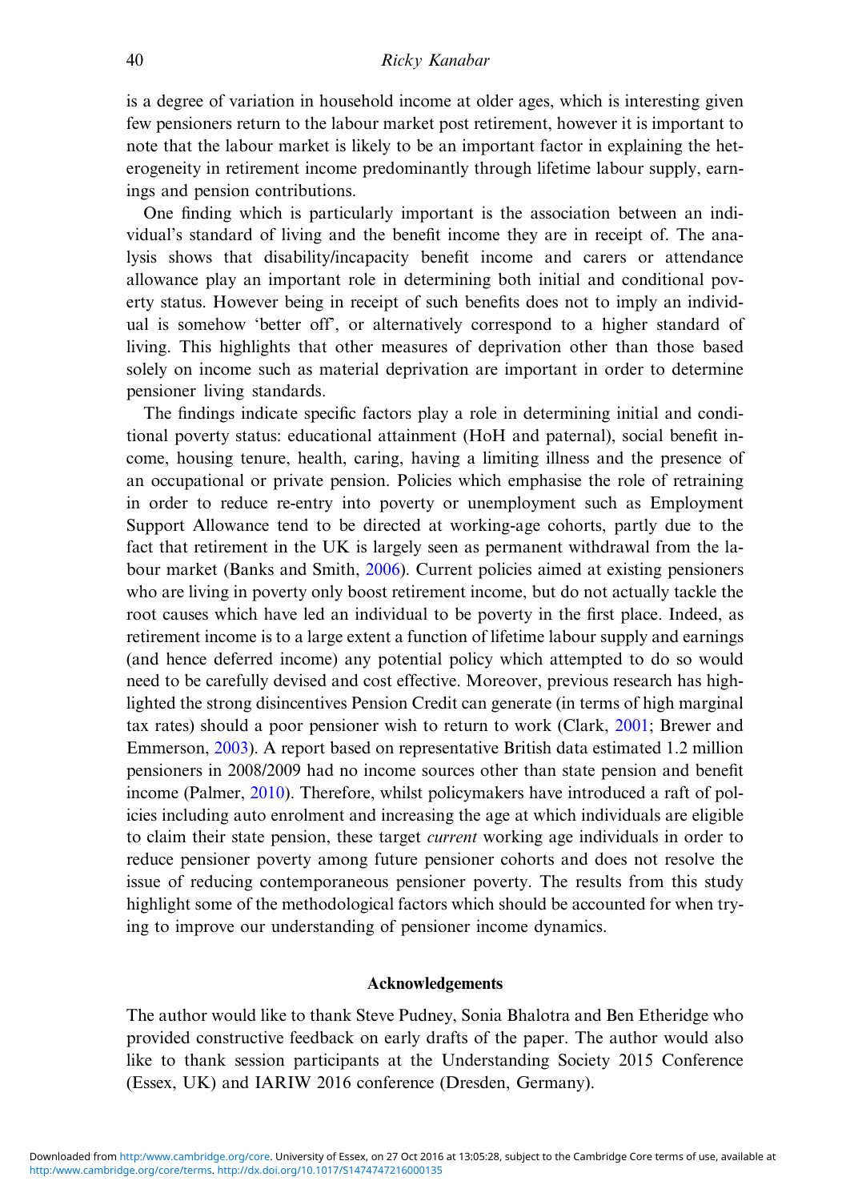is a degree of variation in household income at older ages, which is interesting given few pensioners return to the labour market post retirement, however it is important to note that the labour market is likely to be an important factor in explaining the heterogeneity in retirement income predominantly through lifetime labour supply, earnings and pension contributions.

One finding which is particularly important is the association between an individual's standard of living and the benefit income they are in receipt of. The analysis shows that disability/incapacity benefit income and carers or attendance allowance play an important role in determining both initial and conditional poverty status. However being in receipt of such benefits does not to imply an individual is somehow 'better off', or alternatively correspond to a higher standard of living. This highlights that other measures of deprivation other than those based solely on income such as material deprivation are important in order to determine pensioner living standards.

The findings indicate specific factors play a role in determining initial and conditional poverty status: educational attainment (HoH and paternal), social benefit income, housing tenure, health, caring, having a limiting illness and the presence of an occupational or private pension. Policies which emphasise the role of retraining in order to reduce re-entry into poverty or unemployment such as Employment Support Allowance tend to be directed at working-age cohorts, partly due to the fact that retirement in the UK is largely seen as permanent withdrawal from the labour market (Banks and Smith, 2006). Current policies aimed at existing pensioners who are living in poverty only boost retirement income, but do not actually tackle the root causes which have led an individual to be poverty in the first place. Indeed, as retirement income is to a large extent a function of lifetime labour supply and earnings (and hence deferred income) any potential policy which attempted to do so would need to be carefully devised and cost effective. Moreover, previous research has highlighted the strong disincentives Pension Credit can generate (in terms of high marginal tax rates) should a poor pensioner wish to return to work (Clark, 2001; Brewer and Emmerson, 2003). A report based on representative British data estimated 1.2 million pensioners in 2008/2009 had no income sources other than state pension and benefit income (Palmer, 2010). Therefore, whilst policymakers have introduced a raft of policies including auto enrolment and increasing the age at which individuals are eligible to claim their state pension, these target *current* working age individuals in order to reduce pensioner poverty among future pensioner cohorts and does not resolve the issue of reducing contemporaneous pensioner poverty. The results from this study highlight some of the methodological factors which should be accounted for when trying to improve our understanding of pensioner income dynamics.

## Acknowledgements

The author would like to thank Steve Pudney, Sonia Bhalotra and Ben Etheridge who provided constructive feedback on early drafts of the paper. The author would also like to thank session participants at the Understanding Society 2015 Conference (Essex, UK) and IARIW 2016 conference (Dresden, Germany).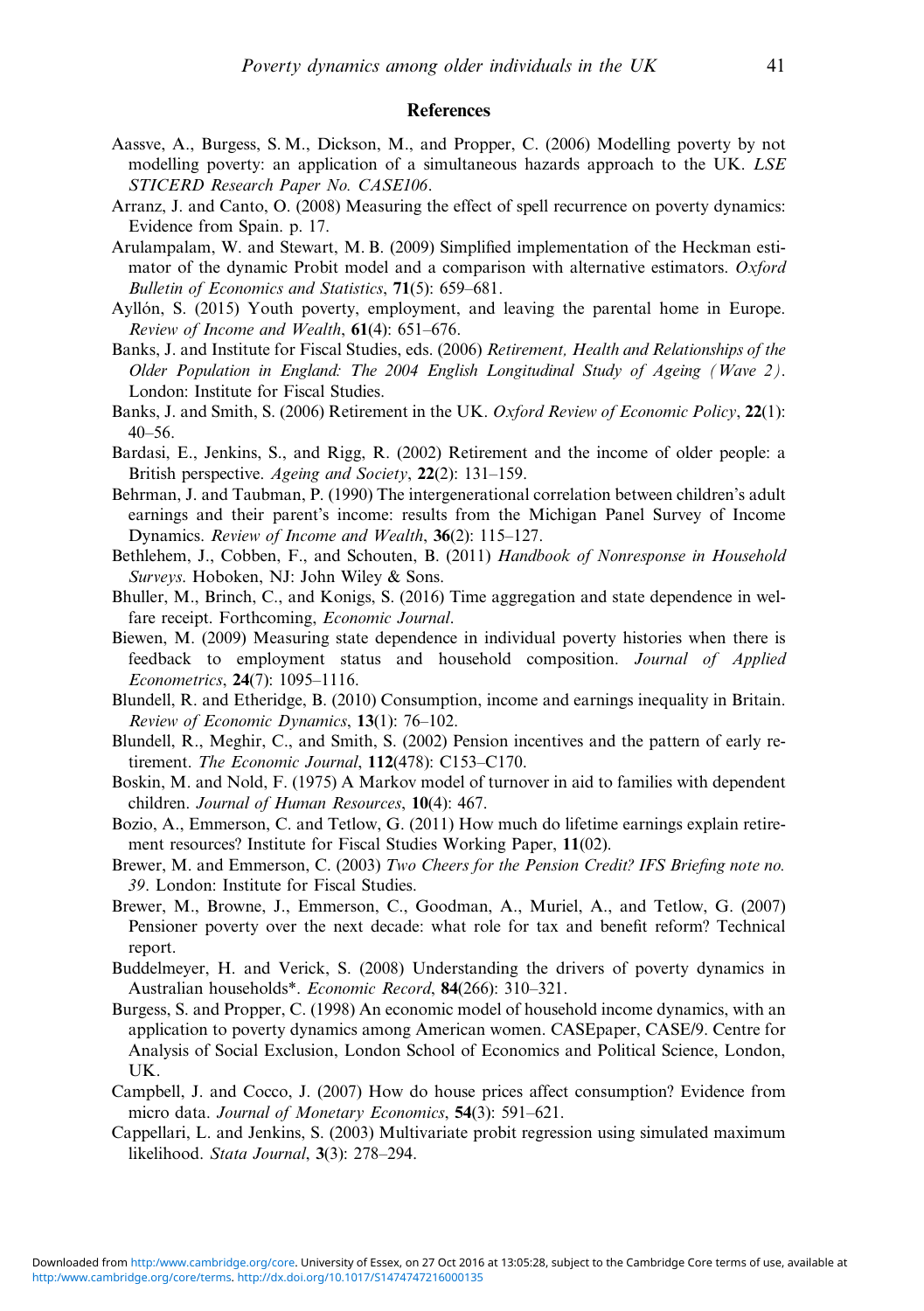## References

Aassve, A., Burgess, S. M., Dickson, M., and Propper, C. (2006) Modelling poverty by not modelling poverty: an application of a simultaneous hazards approach to the UK. *LSE STICERD Research Paper No. CASE106*.

Arranz, J. and Canto, O. (2008) Measuring the effect of spell recurrence on poverty dynamics: Evidence from Spain. p. 17.

Arulampalam, W. and Stewart, M. B. (2009) Simplified implementation of the Heckman estimator of the dynamic Probit model and a comparison with alternative estimators. *Oxford Bulletin of Economics and Statistics*, **71**(5): 659–681.

Ayllón, S. (2015) Youth poverty, employment, and leaving the parental home in Europe. *Review of Income and Wealth*, **61**(4): 651–676.

Banks, J. and Institute for Fiscal Studies, eds. (2006) *Retirement, Health and Relationships of the Older Population in England: The 2004 English Longitudinal Study of Ageing (Wave 2)*. London: Institute for Fiscal Studies.

Banks, J. and Smith, S. (2006) Retirement in the UK. *Oxford Review of Economic Policy*, **22**(1): 40–56.

Bardasi, E., Jenkins, S., and Rigg, R. (2002) Retirement and the income of older people: a British perspective. *Ageing and Society*, **22**(2): 131–159.

Behrman, J. and Taubman, P. (1990) The intergenerational correlation between children's adult earnings and their parent's income: results from the Michigan Panel Survey of Income Dynamics. *Review of Income and Wealth*, **36**(2): 115–127.

Bethlehem, J., Cobben, F., and Schouten, B. (2011) *Handbook of Nonresponse in Household Surveys*. Hoboken, NJ: John Wiley & Sons.

Bhuller, M., Brinch, C., and Konigs, S. (2016) Time aggregation and state dependence in welfare receipt. Forthcoming, *Economic Journal*.

Biewen, M. (2009) Measuring state dependence in individual poverty histories when there is feedback to employment status and household composition. *Journal of Applied Econometrics*, **24**(7): 1095–1116.

Blundell, R. and Etheridge, B. (2010) Consumption, income and earnings inequality in Britain. *Review of Economic Dynamics*, **13**(1): 76–102.

Blundell, R., Meghir, C., and Smith, S. (2002) Pension incentives and the pattern of early retirement. *The Economic Journal*, **112**(478): C153–C170.

Boskin, M. and Nold, F. (1975) A Markov model of turnover in aid to families with dependent children. *Journal of Human Resources*, **10**(4): 467.

Bozio, A., Emmerson, C. and Tetlow, G. (2011) How much do lifetime earnings explain retirement resources? Institute for Fiscal Studies Working Paper, **11**(02).

Brewer, M. and Emmerson, C. (2003) *Two Cheers for the Pension Credit? IFS Briefing note no. 39*. London: Institute for Fiscal Studies.

Brewer, M., Browne, J., Emmerson, C., Goodman, A., Muriel, A., and Tetlow, G. (2007) Pensioner poverty over the next decade: what role for tax and benefit reform? Technical report.

Buddelmeyer, H. and Verick, S. (2008) Understanding the drivers of poverty dynamics in Australian households*. *Economic Record*, **84**(266): 310–321.

Burgess, S. and Propper, C. (1998) An economic model of household income dynamics, with an application to poverty dynamics among American women. CASEpaper, CASE/9. Centre for Analysis of Social Exclusion, London School of Economics and Political Science, London, UK.

Campbell, J. and Cocco, J. (2007) How do house prices affect consumption? Evidence from micro data. *Journal of Monetary Economics*, **54**(3): 591–621.

Cappellari, L. and Jenkins, S. (2003) Multivariate probit regression using simulated maximum likelihood. *Stata Journal*, **3**(3): 278–294.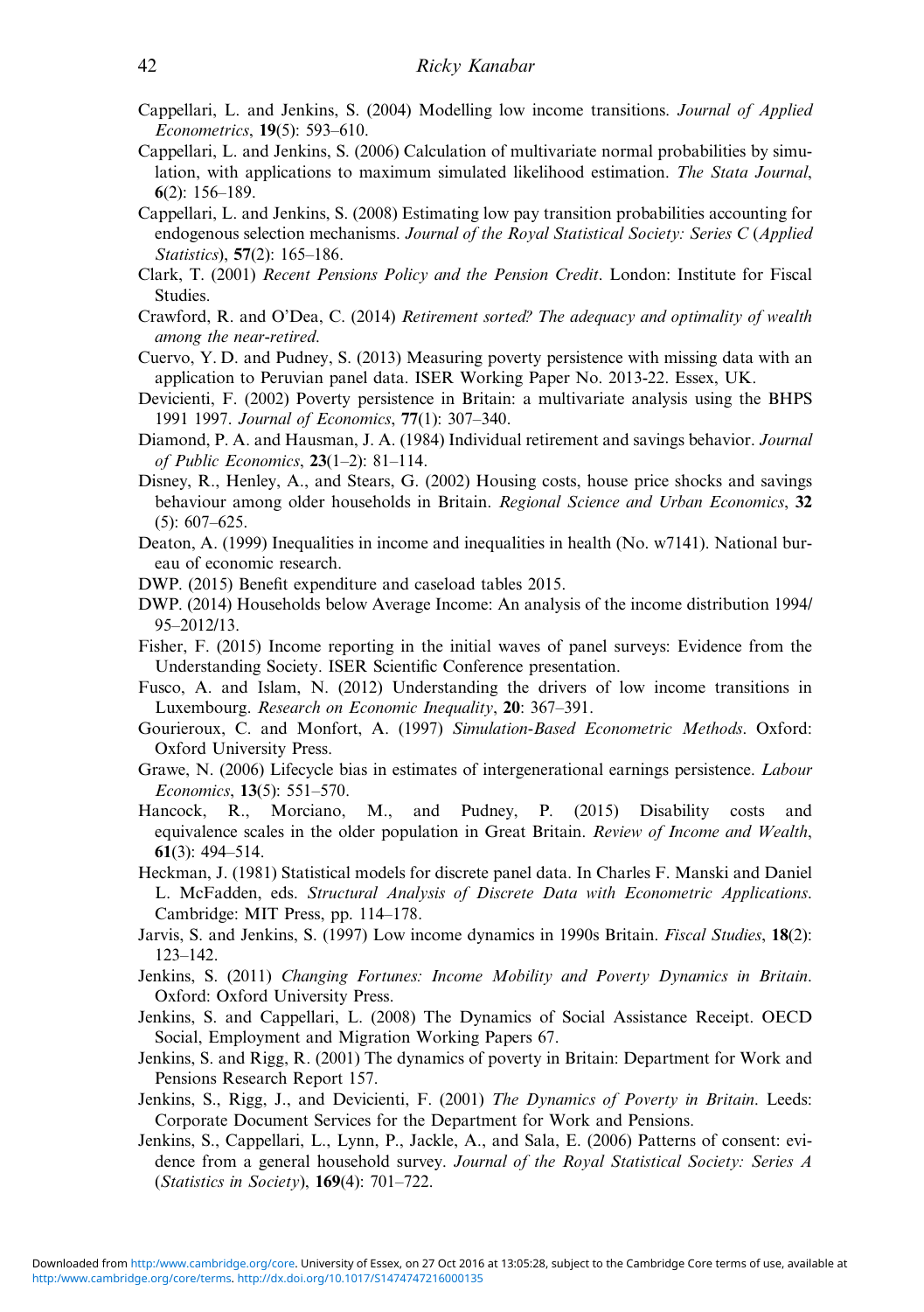Cappellari, L. and Jenkins, S. (2004) Modelling low income transitions. *Journal of Applied Econometrics*, **19**(5): 593–610.

Cappellari, L. and Jenkins, S. (2006) Calculation of multivariate normal probabilities by simulation, with applications to maximum simulated likelihood estimation. *The Stata Journal*, **6**(2): 156–189.

Cappellari, L. and Jenkins, S. (2008) Estimating low pay transition probabilities accounting for endogenous selection mechanisms. *Journal of the Royal Statistical Society: Series C* (*Applied Statistics*), **57**(2): 165–186.

Clark, T. (2001) *Recent Pensions Policy and the Pension Credit*. London: Institute for Fiscal Studies.

Crawford, R. and O'Dea, C. (2014) *Retirement sorted? The adequacy and optimality of wealth among the near-retired.*

Cuervo, Y. D. and Pudney, S. (2013) Measuring poverty persistence with missing data with an application to Peruvian panel data. ISER Working Paper No. 2013-22. Essex, UK.

Devicienti, F. (2002) Poverty persistence in Britain: a multivariate analysis using the BHPS 1991 1997. *Journal of Economics*, **77**(1): 307–340.

Diamond, P. A. and Hausman, J. A. (1984) Individual retirement and savings behavior. *Journal of Public Economics*, **23**(1–2): 81–114.

Disney, R., Henley, A., and Stears, G. (2002) Housing costs, house price shocks and savings behaviour among older households in Britain. *Regional Science and Urban Economics*, **32** (5): 607–625.

Deaton, A. (1999) Inequalities in income and inequalities in health (No. w7141). National bureau of economic research.

DWP. (2015) Benefit expenditure and caseload tables 2015.

DWP. (2014) Households below Average Income: An analysis of the income distribution 1994/95–2012/13.

Fisher, F. (2015) Income reporting in the initial waves of panel surveys: Evidence from the Understanding Society. ISER Scientific Conference presentation.

Fusco, A. and Islam, N. (2012) Understanding the drivers of low income transitions in Luxembourg. *Research on Economic Inequality*, **20**: 367–391.

Gourieroux, C. and Monfort, A. (1997) *Simulation-Based Econometric Methods*. Oxford: Oxford University Press.

Grawe, N. (2006) Lifecycle bias in estimates of intergenerational earnings persistence. *Labour Economics*, **13**(5): 551–570.

Hancock, R., Morciano, M., and Pudney, P. (2015) Disability costs and equivalence scales in the older population in Great Britain. *Review of Income and Wealth*, **61**(3): 494–514.

Heckman, J. (1981) Statistical models for discrete panel data. In Charles F. Manski and Daniel L. McFadden, eds. *Structural Analysis of Discrete Data with Econometric Applications*. Cambridge: MIT Press, pp. 114–178.

Jarvis, S. and Jenkins, S. (1997) Low income dynamics in 1990s Britain. *Fiscal Studies*, **18**(2): 123–142.

Jenkins, S. (2011) *Changing Fortunes: Income Mobility and Poverty Dynamics in Britain*. Oxford: Oxford University Press.

Jenkins, S. and Cappellari, L. (2008) The Dynamics of Social Assistance Receipt. OECD Social, Employment and Migration Working Papers 67.

Jenkins, S. and Rigg, R. (2001) The dynamics of poverty in Britain: Department for Work and Pensions Research Report 157.

Jenkins, S., Rigg, J., and Devicienti, F. (2001) *The Dynamics of Poverty in Britain*. Leeds: Corporate Document Services for the Department for Work and Pensions.

Jenkins, S., Cappellari, L., Lynn, P., Jackle, A., and Sala, E. (2006) Patterns of consent: evidence from a general household survey. *Journal of the Royal Statistical Society: Series A* (*Statistics in Society*), **169**(4): 701–722.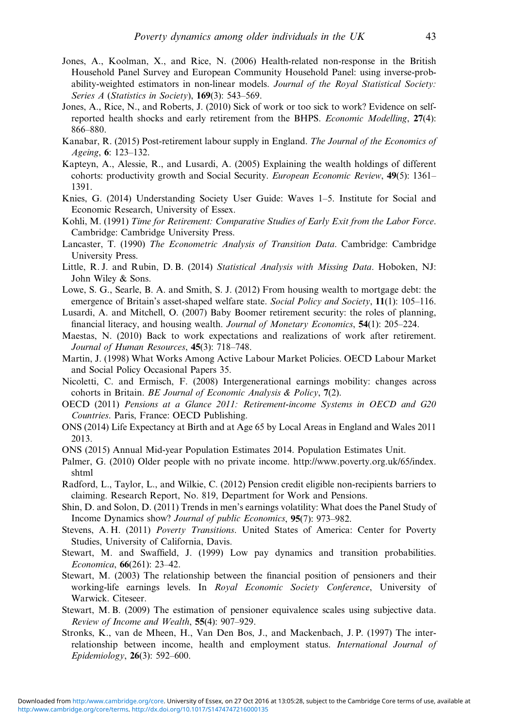Jones, A., Koolman, X., and Rice, N. (2006) Health-related non-response in the British Household Panel Survey and European Community Household Panel: using inverse-probability-weighted estimators in non-linear models. *Journal of the Royal Statistical Society: Series A (Statistics in Society)*, **169**(3): 543–569.

Jones, A., Rice, N., and Roberts, J. (2010) Sick of work or too sick to work? Evidence on self-reported health shocks and early retirement from the BHPS. *Economic Modelling*, **27**(4): 866–880.

Kanabar, R. (2015) Post-retirement labour supply in England. *The Journal of the Economics of Ageing*, **6**: 123–132.

Kapteyn, A., Alessie, R., and Lusardi, A. (2005) Explaining the wealth holdings of different cohorts: productivity growth and Social Security. *European Economic Review*, **49**(5): 1361–1391.

Knies, G. (2014) Understanding Society User Guide: Waves 1–5. Institute for Social and Economic Research, University of Essex.

Kohli, M. (1991) *Time for Retirement: Comparative Studies of Early Exit from the Labor Force*. Cambridge: Cambridge University Press.

Lancaster, T. (1990) *The Econometric Analysis of Transition Data*. Cambridge: Cambridge University Press.

Little, R. J. and Rubin, D. B. (2014) *Statistical Analysis with Missing Data*. Hoboken, NJ: John Wiley & Sons.

Lowe, S. G., Searle, B. A. and Smith, S. J. (2012) From housing wealth to mortgage debt: the emergence of Britain's asset-shaped welfare state. *Social Policy and Society*, **11**(1): 105–116.

Lusardi, A. and Mitchell, O. (2007) Baby Boomer retirement security: the roles of planning, financial literacy, and housing wealth. *Journal of Monetary Economics*, **54**(1): 205–224.

Maestas, N. (2010) Back to work expectations and realizations of work after retirement. *Journal of Human Resources*, **45**(3): 718–748.

Martin, J. (1998) What Works Among Active Labour Market Policies. OECD Labour Market and Social Policy Occasional Papers 35.

Nicoletti, C. and Ermisch, F. (2008) Intergenerational earnings mobility: changes across cohorts in Britain. *BE Journal of Economic Analysis & Policy*, **7**(2).

OECD (2011) *Pensions at a Glance 2011: Retirement-income Systems in OECD and G20 Countries*. Paris, France: OECD Publishing.

ONS (2014) Life Expectancy at Birth and at Age 65 by Local Areas in England and Wales 2011 2013.

ONS (2015) Annual Mid-year Population Estimates 2014. Population Estimates Unit.

Palmer, G. (2010) Older people with no private income. http://www.poverty.org.uk/65/index.shtml

Radford, L., Taylor, L., and Wilkie, C. (2012) Pension credit eligible non-recipients barriers to claiming. Research Report, No. 819, Department for Work and Pensions.

Shin, D. and Solon, D. (2011) Trends in men's earnings volatility: What does the Panel Study of Income Dynamics show? *Journal of public Economics*, **95**(7): 973–982.

Stevens, A. H. (2011) *Poverty Transitions*. United States of America: Center for Poverty Studies, University of California, Davis.

Stewart, M. and Swaffield, J. (1999) Low pay dynamics and transition probabilities. *Economica*, **66**(261): 23–42.

Stewart, M. (2003) The relationship between the financial position of pensioners and their working-life earnings levels. In *Royal Economic Society Conference*, University of Warwick. Citeseer.

Stewart, M. B. (2009) The estimation of pensioner equivalence scales using subjective data. *Review of Income and Wealth*, **55**(4): 907–929.

Stronks, K., van de Mheen, H., Van Den Bos, J., and Mackenbach, J. P. (1997) The interrelationship between income, health and employment status. *International Journal of Epidemiology*, **26**(3): 592–600.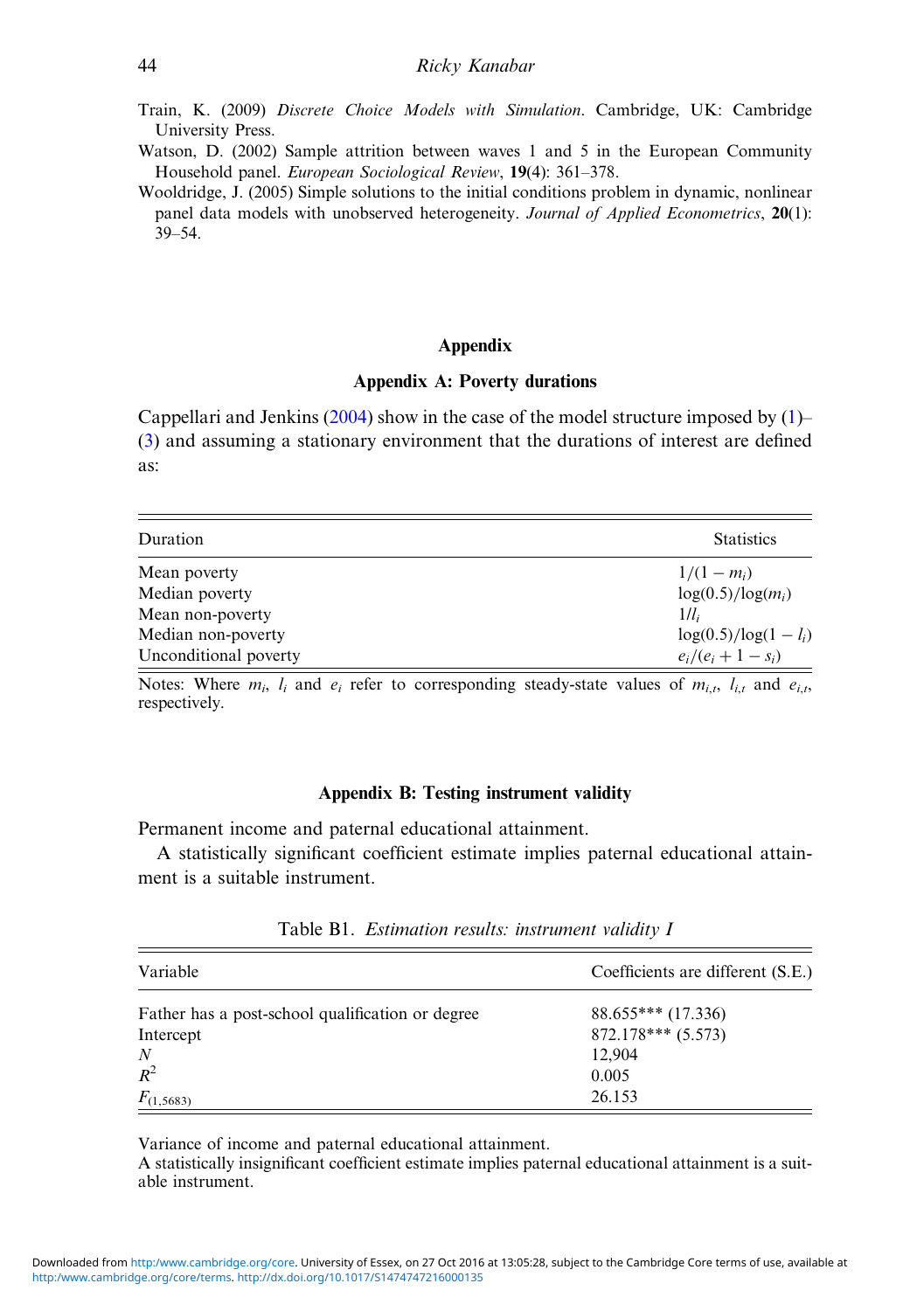Train, K. (2009) *Discrete Choice Models with Simulation*. Cambridge, UK: Cambridge University Press.

Watson, D. (2002) Sample attrition between waves 1 and 5 in the European Community Household panel. *European Sociological Review*, **19**(4): 361–378.

Wooldridge, J. (2005) Simple solutions to the initial conditions problem in dynamic, nonlinear panel data models with unobserved heterogeneity. *Journal of Applied Econometrics*, **20**(1): 39–54.

## Appendix

### Appendix A: Poverty durations

Cappellari and Jenkins (2004) show in the case of the model structure imposed by (1)–(3) and assuming a stationary environment that the durations of interest are defined as:

| Duration | Statistics |
|---|---|
| Mean poverty | $1/(1-m_i)$ |
| Median poverty | $\log(0.5)/\log(m_i)$ |
| Mean non-poverty | $1/l_i$ |
| Median non-poverty | $\log(0.5)/\log(1-l_i)$ |
| Unconditional poverty | $e_i/(e_i+1-s_i)$ |

Notes: Where $m_i$, $l_i$ and $e_i$ refer to corresponding steady-state values of $m_{i,t}$, $l_{i,t}$ and $e_{i,t}$, respectively.

### Appendix B: Testing instrument validity

Permanent income and paternal educational attainment.

A statistically significant coefficient estimate implies paternal educational attainment is a suitable instrument.

Table B1. *Estimation results: instrument validity I*

| Variable | Coefficients are different (S.E.) |
|---|---|
| Father has a post-school qualification or degree | 88.655*** (17.336) |
| Intercept | 872.178*** (5.573) |
| $N$ | 12,904 |
| $R^2$ | 0.005 |
| $F_{(1,5683)}$ | 26.153 |

Variance of income and paternal educational attainment.

A statistically insignificant coefficient estimate implies paternal educational attainment is a suitable instrument.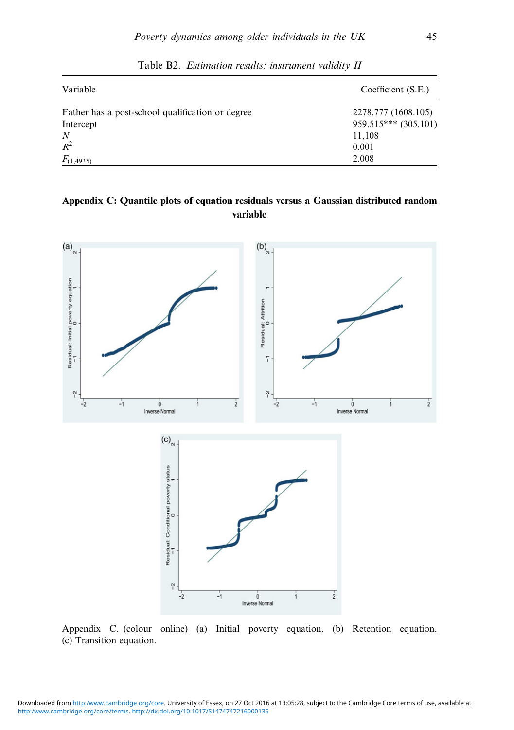Table B2. *Estimation results: instrument validity II*

| Variable | Coefficient (S.E.) |
|---|---|
| Father has a post-school qualification or degree | 2278.777 (1608.105) |
| Intercept | 959.515*** (305.101) |
| $N$ | 11,108 |
| $R^2$ | 0.001 |
| $F_{(1,4935)}$ | 2.008 |

## Appendix C: Quantile plots of equation residuals versus a Gaussian distributed random variable

(a)
Residual: Initial poverty equation
2
1
0
−1
−2
−2
−1
0
1
2
Inverse Normal

(b)
Residual: Attrition
2
1
0
−1
−2
−2
−1
0
1
2
Inverse Normal

(c)
Residual: Conditional poverty status
2
1
0
−1
−2
−2
−1
0
1
2
Inverse Normal

Appendix C. (colour online) (a) Initial poverty equation. (b) Retention equation. (c) Transition equation.